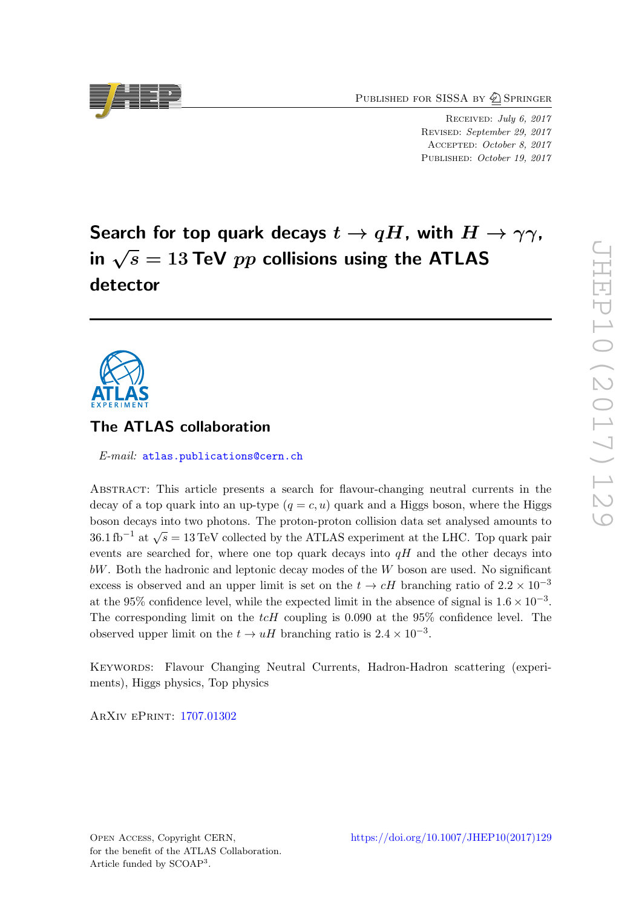Published for SISSA by Springer

Received: *July 6, 2017*
Revised: *September 29, 2017*
Accepted: *October 8, 2017*
Published: *October 19, 2017*

# Search for top quark decays $t \to qH$, with $H \to \gamma\gamma$, in $\sqrt{s} = 13$ TeV $pp$ collisions using the ATLAS detector

## The ATLAS collaboration

*E-mail:* atlas.publications@cern.ch

Abstract: This article presents a search for flavour-changing neutral currents in the decay of a top quark into an up-type ($q = c, u$) quark and a Higgs boson, where the Higgs boson decays into two photons. The proton-proton collision data set analysed amounts to $36.1\,\text{fb}^{-1}$ at $\sqrt{s} = 13\,\text{TeV}$ collected by the ATLAS experiment at the LHC. Top quark pair events are searched for, where one top quark decays into $qH$ and the other decays into $bW$. Both the hadronic and leptonic decay modes of the $W$ boson are used. No significant excess is observed and an upper limit is set on the $t \to cH$ branching ratio of $2.2 \times 10^{-3}$ at the 95% confidence level, while the expected limit in the absence of signal is $1.6 \times 10^{-3}$. The corresponding limit on the $tcH$ coupling is 0.090 at the 95% confidence level. The observed upper limit on the $t \to uH$ branching ratio is $2.4 \times 10^{-3}$.

Keywords: Flavour Changing Neutral Currents, Hadron-Hadron scattering (experiments), Higgs physics, Top physics

ArXiv ePrint: 1707.01302

Open Access, Copyright CERN, for the benefit of the ATLAS Collaboration. Article funded by SCOAP[3].

https://doi.org/10.1007/JHEP10(2017)129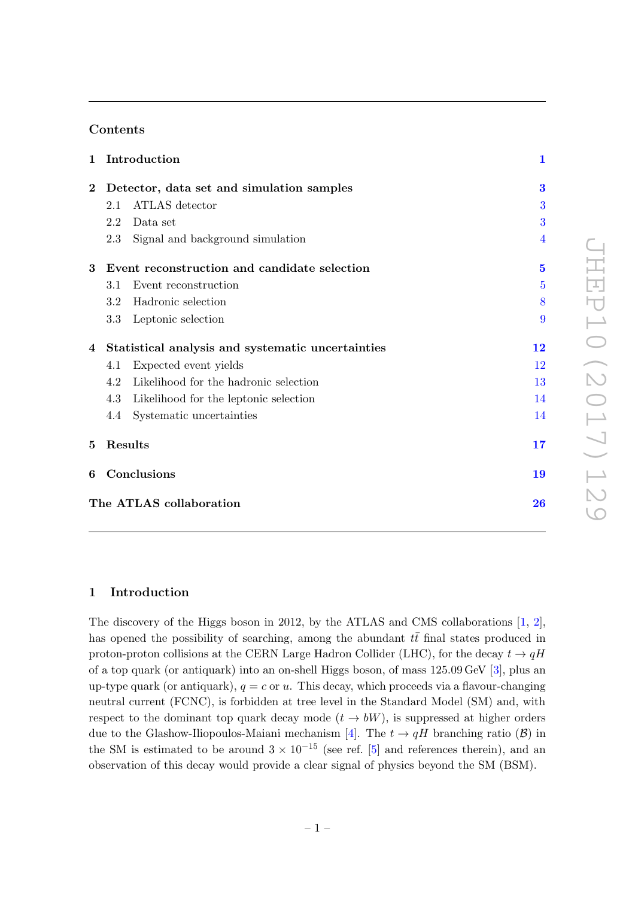## Contents

| | | |
|---|---|---|
| **1** | **Introduction** | **1** |
| **2** | **Detector, data set and simulation samples** | **3** |
| | 2.1 ATLAS detector | 3 |
| | 2.2 Data set | 3 |
| | 2.3 Signal and background simulation | 4 |
| **3** | **Event reconstruction and candidate selection** | **5** |
| | 3.1 Event reconstruction | 5 |
| | 3.2 Hadronic selection | 8 |
| | 3.3 Leptonic selection | 9 |
| **4** | **Statistical analysis and systematic uncertainties** | **12** |
| | 4.1 Expected event yields | 12 |
| | 4.2 Likelihood for the hadronic selection | 13 |
| | 4.3 Likelihood for the leptonic selection | 14 |
| | 4.4 Systematic uncertainties | 14 |
| **5** | **Results** | **17** |
| **6** | **Conclusions** | **19** |
| | **The ATLAS collaboration** | **26** |

## 1 Introduction

The discovery of the Higgs boson in 2012, by the ATLAS and CMS collaborations [1, 2], has opened the possibility of searching, among the abundant $t\bar{t}$ final states produced in proton-proton collisions at the CERN Large Hadron Collider (LHC), for the decay $t \to qH$ of a top quark (or antiquark) into an on-shell Higgs boson, of mass 125.09 GeV [3], plus an up-type quark (or antiquark), $q = c$ or $u$. This decay, which proceeds via a flavour-changing neutral current (FCNC), is forbidden at tree level in the Standard Model (SM) and, with respect to the dominant top quark decay mode ($t \to bW$), is suppressed at higher orders due to the Glashow-Iliopoulos-Maiani mechanism [4]. The $t \to qH$ branching ratio ($\mathcal{B}$) in the SM is estimated to be around $3 \times 10^{-15}$ (see ref. [5] and references therein), and an observation of this decay would provide a clear signal of physics beyond the SM (BSM).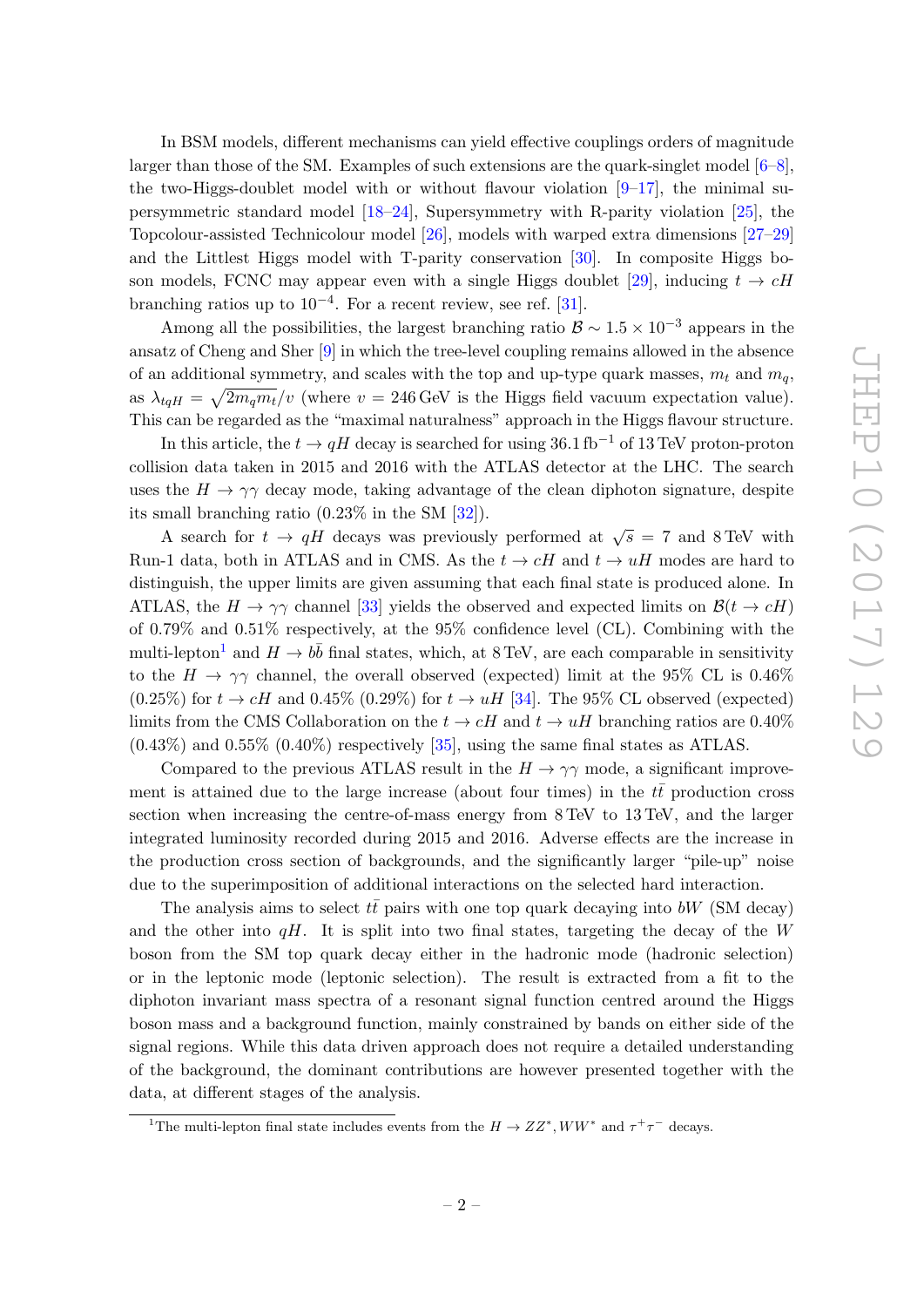In BSM models, different mechanisms can yield effective couplings orders of magnitude larger than those of the SM. Examples of such extensions are the quark-singlet model [6–8], the two-Higgs-doublet model with or without flavour violation [9–17], the minimal supersymmetric standard model [18–24], Supersymmetry with R-parity violation [25], the Topcolour-assisted Technicolour model [26], models with warped extra dimensions [27–29] and the Littlest Higgs model with T-parity conservation [30]. In composite Higgs boson models, FCNC may appear even with a single Higgs doublet [29], inducing $t \to cH$ branching ratios up to $10^{-4}$. For a recent review, see ref. [31].

Among all the possibilities, the largest branching ratio $\mathcal{B} \sim 1.5 \times 10^{-3}$ appears in the ansatz of Cheng and Sher [9] in which the tree-level coupling remains allowed in the absence of an additional symmetry, and scales with the top and up-type quark masses, $m_t$ and $m_q$, as $\lambda_{tqH} = \sqrt{2 m_q m_t}/v$ (where $v = 246\,\text{GeV}$ is the Higgs field vacuum expectation value). This can be regarded as the "maximal naturalness" approach in the Higgs flavour structure.

In this article, the $t \to qH$ decay is searched for using $36.1\,\text{fb}^{-1}$ of 13 TeV proton-proton collision data taken in 2015 and 2016 with the ATLAS detector at the LHC. The search uses the $H \to \gamma\gamma$ decay mode, taking advantage of the clean diphoton signature, despite its small branching ratio (0.23% in the SM [32]).

A search for $t \to qH$ decays was previously performed at $\sqrt{s} = 7$ and 8 TeV with Run-1 data, both in ATLAS and in CMS. As the $t \to cH$ and $t \to uH$ modes are hard to distinguish, the upper limits are given assuming that each final state is produced alone. In ATLAS, the $H \to \gamma\gamma$ channel [33] yields the observed and expected limits on $\mathcal{B}(t \to cH)$ of 0.79% and 0.51% respectively, at the 95% confidence level (CL). Combining with the multi-lepton[1] and $H \to b\bar{b}$ final states, which, at 8 TeV, are each comparable in sensitivity to the $H \to \gamma\gamma$ channel, the overall observed (expected) limit at the 95% CL is 0.46% (0.25%) for $t \to cH$ and 0.45% (0.29%) for $t \to uH$ [34]. The 95% CL observed (expected) limits from the CMS Collaboration on the $t \to cH$ and $t \to uH$ branching ratios are 0.40% (0.43%) and 0.55% (0.40%) respectively [35], using the same final states as ATLAS.

Compared to the previous ATLAS result in the $H \to \gamma\gamma$ mode, a significant improvement is attained due to the large increase (about four times) in the $t\bar{t}$ production cross section when increasing the centre-of-mass energy from 8 TeV to 13 TeV, and the larger integrated luminosity recorded during 2015 and 2016. Adverse effects are the increase in the production cross section of backgrounds, and the significantly larger "pile-up" noise due to the superimposition of additional interactions on the selected hard interaction.

The analysis aims to select $t\bar{t}$ pairs with one top quark decaying into $bW$ (SM decay) and the other into $qH$. It is split into two final states, targeting the decay of the $W$ boson from the SM top quark decay either in the hadronic mode (hadronic selection) or in the leptonic mode (leptonic selection). The result is extracted from a fit to the diphoton invariant mass spectra of a resonant signal function centred around the Higgs boson mass and a background function, mainly constrained by bands on either side of the signal regions. While this data driven approach does not require a detailed understanding of the background, the dominant contributions are however presented together with the data, at different stages of the analysis.

[1] The multi-lepton final state includes events from the $H \to ZZ^*, WW^*$ and $\tau^+\tau^-$ decays.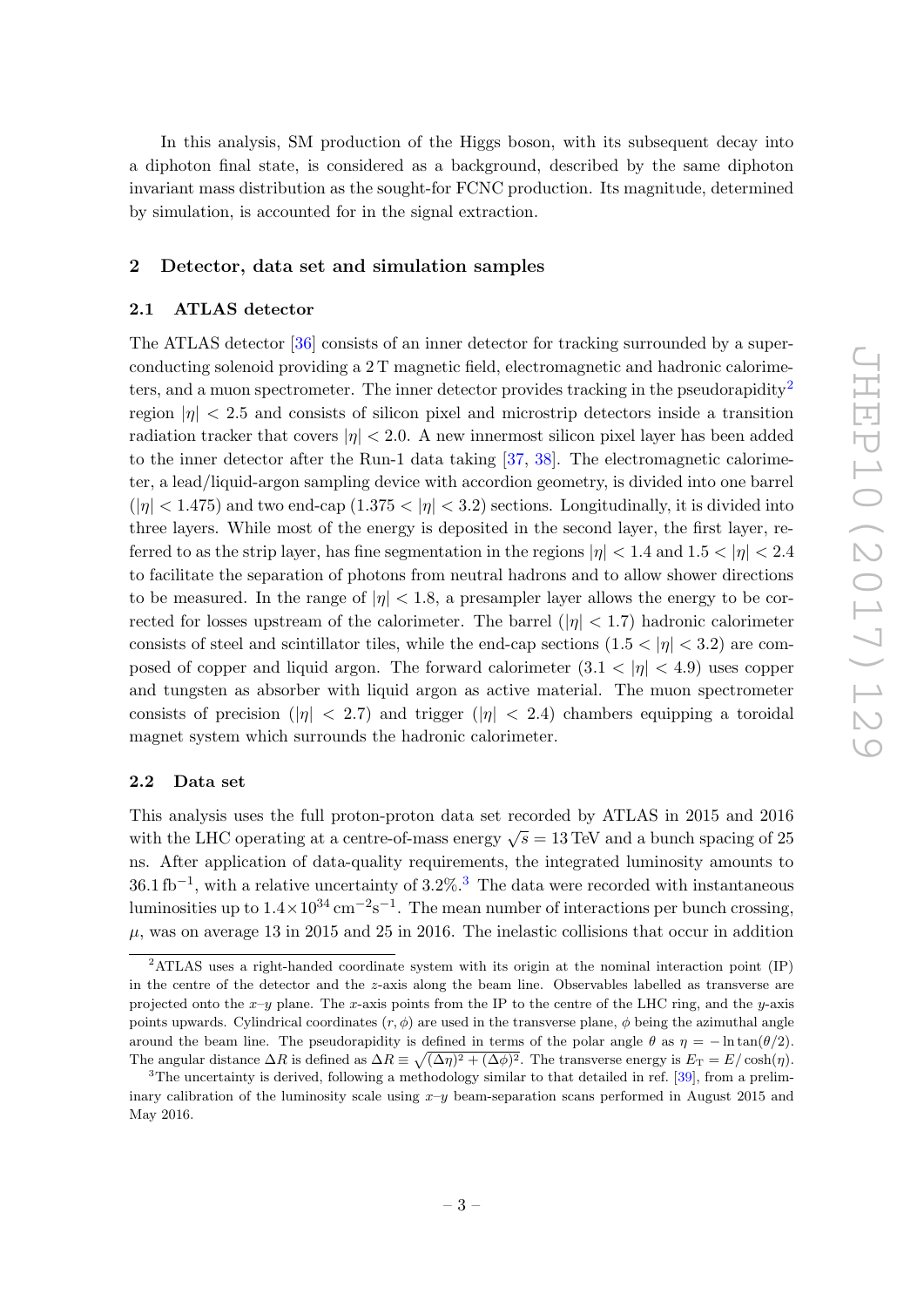In this analysis, SM production of the Higgs boson, with its subsequent decay into a diphoton final state, is considered as a background, described by the same diphoton invariant mass distribution as the sought-for FCNC production. Its magnitude, determined by simulation, is accounted for in the signal extraction.

## 2 Detector, data set and simulation samples

### 2.1 ATLAS detector

The ATLAS detector [36] consists of an inner detector for tracking surrounded by a superconducting solenoid providing a 2 T magnetic field, electromagnetic and hadronic calorimeters, and a muon spectrometer. The inner detector provides tracking in the pseudorapidity[2] region $|\eta| < 2.5$ and consists of silicon pixel and microstrip detectors inside a transition radiation tracker that covers $|\eta| < 2.0$. A new innermost silicon pixel layer has been added to the inner detector after the Run-1 data taking [37, 38]. The electromagnetic calorimeter, a lead/liquid-argon sampling device with accordion geometry, is divided into one barrel ($|\eta| < 1.475$) and two end-cap ($1.375 < |\eta| < 3.2$) sections. Longitudinally, it is divided into three layers. While most of the energy is deposited in the second layer, the first layer, referred to as the strip layer, has fine segmentation in the regions $|\eta| < 1.4$ and $1.5 < |\eta| < 2.4$ to facilitate the separation of photons from neutral hadrons and to allow shower directions to be measured. In the range of $|\eta| < 1.8$, a presampler layer allows the energy to be corrected for losses upstream of the calorimeter. The barrel ($|\eta| < 1.7$) hadronic calorimeter consists of steel and scintillator tiles, while the end-cap sections ($1.5 < |\eta| < 3.2$) are composed of copper and liquid argon. The forward calorimeter ($3.1 < |\eta| < 4.9$) uses copper and tungsten as absorber with liquid argon as active material. The muon spectrometer consists of precision ($|\eta| < 2.7$) and trigger ($|\eta| < 2.4$) chambers equipping a toroidal magnet system which surrounds the hadronic calorimeter.

### 2.2 Data set

This analysis uses the full proton-proton data set recorded by ATLAS in 2015 and 2016 with the LHC operating at a centre-of-mass energy $\sqrt{s} = 13$ TeV and a bunch spacing of 25 ns. After application of data-quality requirements, the integrated luminosity amounts to 36.1 $\text{fb}^{-1}$, with a relative uncertainty of 3.2%.[3] The data were recorded with instantaneous luminosities up to $1.4 \times 10^{34}\,\text{cm}^{-2}\text{s}^{-1}$. The mean number of interactions per bunch crossing, $\mu$, was on average 13 in 2015 and 25 in 2016. The inelastic collisions that occur in addition

---

[2] ATLAS uses a right-handed coordinate system with its origin at the nominal interaction point (IP) in the centre of the detector and the $z$-axis along the beam line. Observables labelled as transverse are projected onto the $x$–$y$ plane. The $x$-axis points from the IP to the centre of the LHC ring, and the $y$-axis points upwards. Cylindrical coordinates $(r, \phi)$ are used in the transverse plane, $\phi$ being the azimuthal angle around the beam line. The pseudorapidity is defined in terms of the polar angle $\theta$ as $\eta = -\ln\tan(\theta/2)$. The angular distance $\Delta R$ is defined as $\Delta R \equiv \sqrt{(\Delta\eta)^2 + (\Delta\phi)^2}$. The transverse energy is $E_{\text{T}} = E/\cosh(\eta)$.

[3] The uncertainty is derived, following a methodology similar to that detailed in ref. [39], from a preliminary calibration of the luminosity scale using $x$–$y$ beam-separation scans performed in August 2015 and May 2016.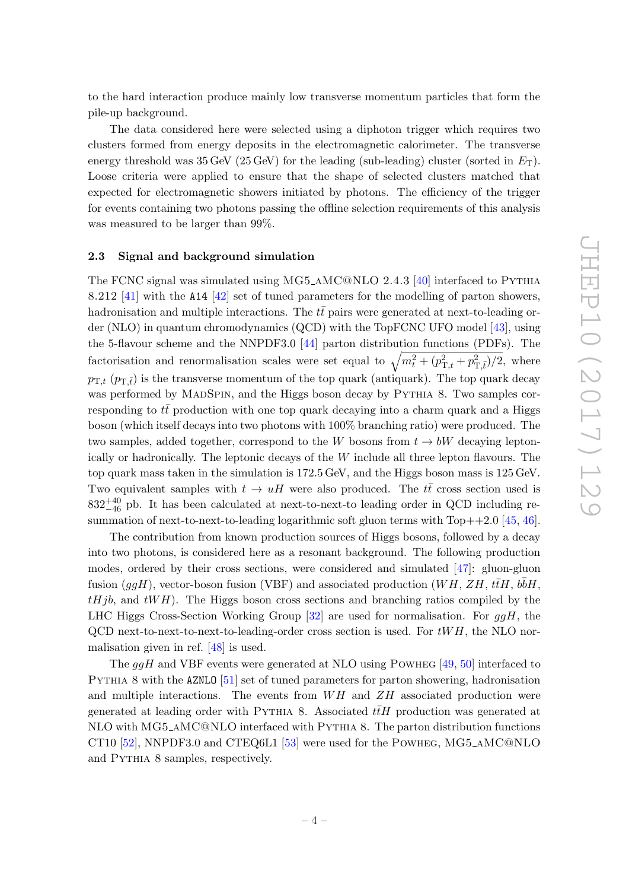to the hard interaction produce mainly low transverse momentum particles that form the pile-up background.

The data considered here were selected using a diphoton trigger which requires two clusters formed from energy deposits in the electromagnetic calorimeter. The transverse energy threshold was 35 GeV (25 GeV) for the leading (sub-leading) cluster (sorted in $E_{\mathrm{T}}$). Loose criteria were applied to ensure that the shape of selected clusters matched that expected for electromagnetic showers initiated by photons. The efficiency of the trigger for events containing two photons passing the offline selection requirements of this analysis was measured to be larger than 99%.

### 2.3 Signal and background simulation

The FCNC signal was simulated using MG5_aMC@NLO 2.4.3 [40] interfaced to Pythia 8.212 [41] with the `A14` [42] set of tuned parameters for the modelling of parton showers, hadronisation and multiple interactions. The $t\bar{t}$ pairs were generated at next-to-leading order (NLO) in quantum chromodynamics (QCD) with the TopFCNC UFO model [43], using the 5-flavour scheme and the NNPDF3.0 [44] parton distribution functions (PDFs). The factorisation and renormalisation scales were set equal to $\sqrt{m_t^2 + (p_{\mathrm{T},t}^2 + p_{\mathrm{T},\bar{t}}^2)/2}$, where $p_{\mathrm{T},t}$ ($p_{\mathrm{T},\bar{t}}$) is the transverse momentum of the top quark (antiquark). The top quark decay was performed by MadSpin, and the Higgs boson decay by Pythia 8. Two samples corresponding to $t\bar{t}$ production with one top quark decaying into a charm quark and a Higgs boson (which itself decays into two photons with 100% branching ratio) were produced. The two samples, added together, correspond to the $W$ bosons from $t \to bW$ decaying leptonically or hadronically. The leptonic decays of the $W$ include all three lepton flavours. The top quark mass taken in the simulation is 172.5 GeV, and the Higgs boson mass is 125 GeV. Two equivalent samples with $t \to uH$ were also produced. The $t\bar{t}$ cross section used is $832^{+40}_{-46}$ pb. It has been calculated at next-to-next-to leading order in QCD including resummation of next-to-next-to-leading logarithmic soft gluon terms with Top++2.0 [45, 46].

The contribution from known production sources of Higgs bosons, followed by a decay into two photons, is considered here as a resonant background. The following production modes, ordered by their cross sections, were considered and simulated [47]: gluon-gluon fusion ($ggH$), vector-boson fusion (VBF) and associated production ($WH$, $ZH$, $t\bar{t}H$, $b\bar{b}H$, $tHjb$, and $tWH$). The Higgs boson cross sections and branching ratios compiled by the LHC Higgs Cross-Section Working Group [32] are used for normalisation. For $ggH$, the QCD next-to-next-to-next-to-leading-order cross section is used. For $tWH$, the NLO normalisation given in ref. [48] is used.

The $ggH$ and VBF events were generated at NLO using Powheg [49, 50] interfaced to Pythia 8 with the `AZNLO` [51] set of tuned parameters for parton showering, hadronisation and multiple interactions. The events from $WH$ and $ZH$ associated production were generated at leading order with Pythia 8. Associated $t\bar{t}H$ production was generated at NLO with MG5_aMC@NLO interfaced with Pythia 8. The parton distribution functions CT10 [52], NNPDF3.0 and CTEQ6L1 [53] were used for the Powheg, MG5_aMC@NLO and Pythia 8 samples, respectively.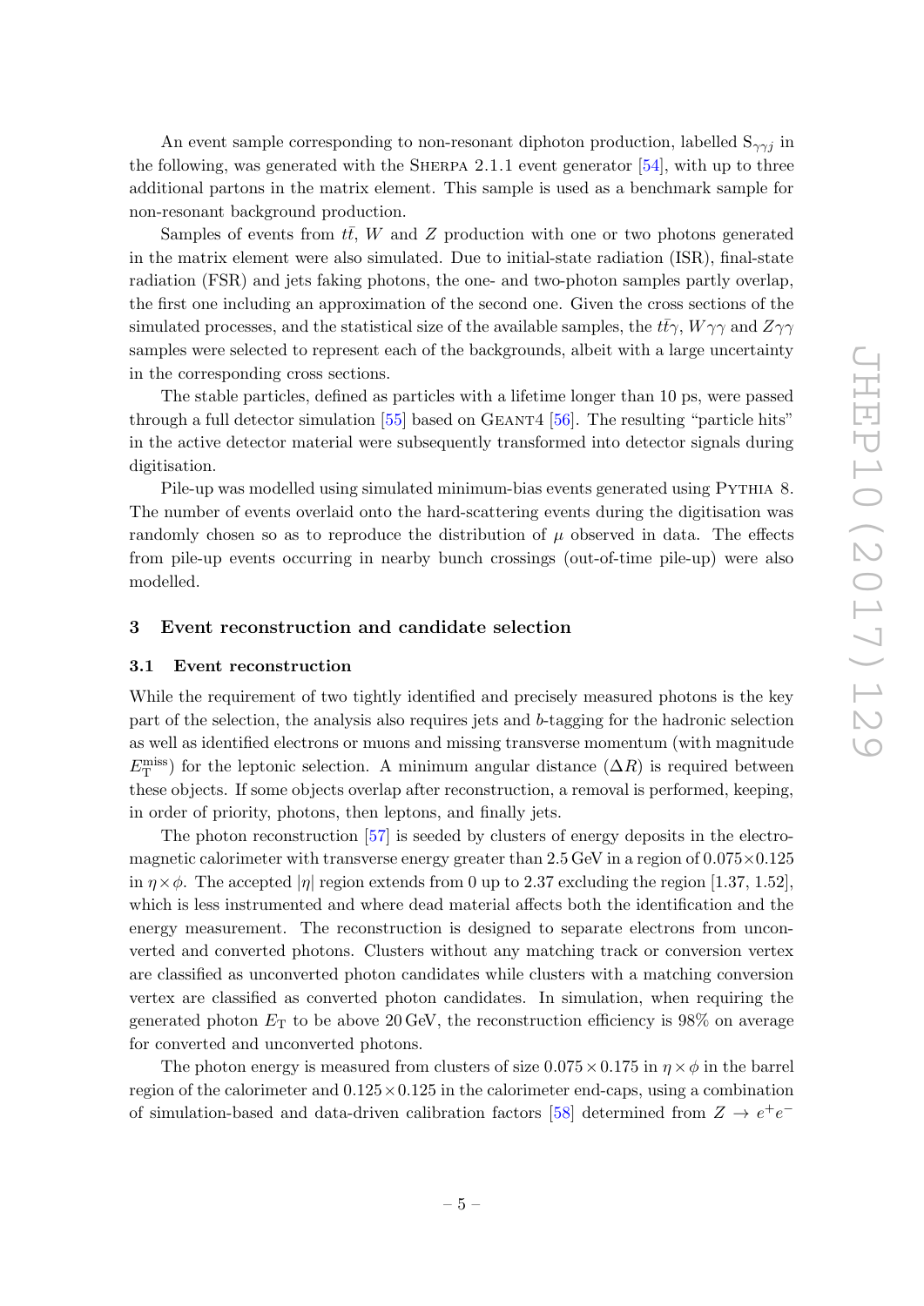An event sample corresponding to non-resonant diphoton production, labelled $\mathrm{S}_{\gamma\gamma j}$ in the following, was generated with the SHERPA 2.1.1 event generator [54], with up to three additional partons in the matrix element. This sample is used as a benchmark sample for non-resonant background production.

Samples of events from $t\bar{t}$, $W$ and $Z$ production with one or two photons generated in the matrix element were also simulated. Due to initial-state radiation (ISR), final-state radiation (FSR) and jets faking photons, the one- and two-photon samples partly overlap, the first one including an approximation of the second one. Given the cross sections of the simulated processes, and the statistical size of the available samples, the $t\bar{t}\gamma$, $W\gamma\gamma$ and $Z\gamma\gamma$ samples were selected to represent each of the backgrounds, albeit with a large uncertainty in the corresponding cross sections.

The stable particles, defined as particles with a lifetime longer than 10 ps, were passed through a full detector simulation [55] based on GEANT4 [56]. The resulting "particle hits" in the active detector material were subsequently transformed into detector signals during digitisation.

Pile-up was modelled using simulated minimum-bias events generated using PYTHIA 8. The number of events overlaid onto the hard-scattering events during the digitisation was randomly chosen so as to reproduce the distribution of $\mu$ observed in data. The effects from pile-up events occurring in nearby bunch crossings (out-of-time pile-up) were also modelled.

## 3 Event reconstruction and candidate selection

### 3.1 Event reconstruction

While the requirement of two tightly identified and precisely measured photons is the key part of the selection, the analysis also requires jets and $b$-tagging for the hadronic selection as well as identified electrons or muons and missing transverse momentum (with magnitude $E_{\mathrm{T}}^{\mathrm{miss}}$) for the leptonic selection. A minimum angular distance ($\Delta R$) is required between these objects. If some objects overlap after reconstruction, a removal is performed, keeping, in order of priority, photons, then leptons, and finally jets.

The photon reconstruction [57] is seeded by clusters of energy deposits in the electromagnetic calorimeter with transverse energy greater than 2.5 GeV in a region of $0.075 \times 0.125$ in $\eta \times \phi$. The accepted $|\eta|$ region extends from 0 up to 2.37 excluding the region [1.37, 1.52], which is less instrumented and where dead material affects both the identification and the energy measurement. The reconstruction is designed to separate electrons from unconverted and converted photons. Clusters without any matching track or conversion vertex are classified as unconverted photon candidates while clusters with a matching conversion vertex are classified as converted photon candidates. In simulation, when requiring the generated photon $E_{\mathrm{T}}$ to be above 20 GeV, the reconstruction efficiency is 98% on average for converted and unconverted photons.

The photon energy is measured from clusters of size $0.075 \times 0.175$ in $\eta \times \phi$ in the barrel region of the calorimeter and $0.125 \times 0.125$ in the calorimeter end-caps, using a combination of simulation-based and data-driven calibration factors [58] determined from $Z \to e^{+}e^{-}$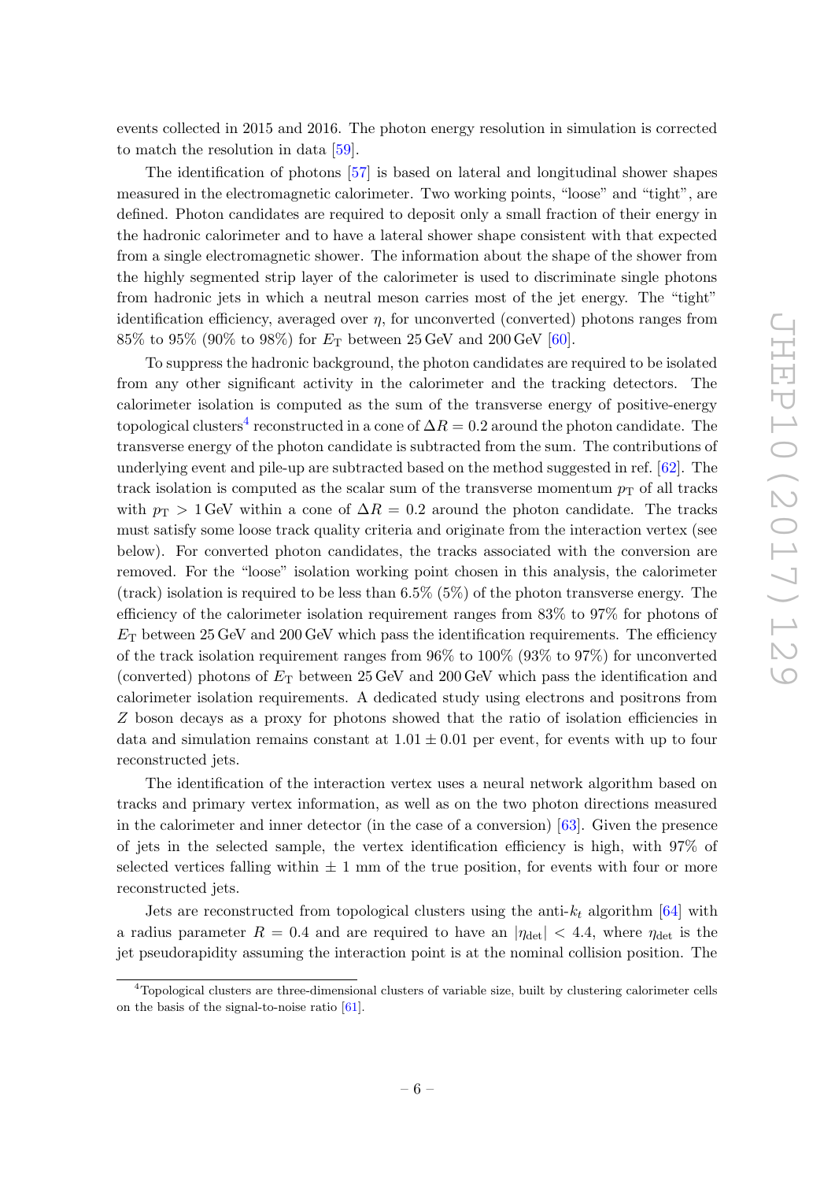events collected in 2015 and 2016. The photon energy resolution in simulation is corrected to match the resolution in data [59].

The identification of photons [57] is based on lateral and longitudinal shower shapes measured in the electromagnetic calorimeter. Two working points, "loose" and "tight", are defined. Photon candidates are required to deposit only a small fraction of their energy in the hadronic calorimeter and to have a lateral shower shape consistent with that expected from a single electromagnetic shower. The information about the shape of the shower from the highly segmented strip layer of the calorimeter is used to discriminate single photons from hadronic jets in which a neutral meson carries most of the jet energy. The "tight" identification efficiency, averaged over $\eta$, for unconverted (converted) photons ranges from 85% to 95% (90% to 98%) for $E_\mathrm{T}$ between 25 GeV and 200 GeV [60].

To suppress the hadronic background, the photon candidates are required to be isolated from any other significant activity in the calorimeter and the tracking detectors. The calorimeter isolation is computed as the sum of the transverse energy of positive-energy topological clusters[4] reconstructed in a cone of $\Delta R = 0.2$ around the photon candidate. The transverse energy of the photon candidate is subtracted from the sum. The contributions of underlying event and pile-up are subtracted based on the method suggested in ref. [62]. The track isolation is computed as the scalar sum of the transverse momentum $p_\mathrm{T}$ of all tracks with $p_\mathrm{T} > 1$ GeV within a cone of $\Delta R = 0.2$ around the photon candidate. The tracks must satisfy some loose track quality criteria and originate from the interaction vertex (see below). For converted photon candidates, the tracks associated with the conversion are removed. For the "loose" isolation working point chosen in this analysis, the calorimeter (track) isolation is required to be less than 6.5% (5%) of the photon transverse energy. The efficiency of the calorimeter isolation requirement ranges from 83% to 97% for photons of $E_\mathrm{T}$ between 25 GeV and 200 GeV which pass the identification requirements. The efficiency of the track isolation requirement ranges from 96% to 100% (93% to 97%) for unconverted (converted) photons of $E_\mathrm{T}$ between 25 GeV and 200 GeV which pass the identification and calorimeter isolation requirements. A dedicated study using electrons and positrons from $Z$ boson decays as a proxy for photons showed that the ratio of isolation efficiencies in data and simulation remains constant at $1.01 \pm 0.01$ per event, for events with up to four reconstructed jets.

The identification of the interaction vertex uses a neural network algorithm based on tracks and primary vertex information, as well as on the two photon directions measured in the calorimeter and inner detector (in the case of a conversion) [63]. Given the presence of jets in the selected sample, the vertex identification efficiency is high, with 97% of selected vertices falling within $\pm$ 1 mm of the true position, for events with four or more reconstructed jets.

Jets are reconstructed from topological clusters using the anti-$k_t$ algorithm [64] with a radius parameter $R = 0.4$ and are required to have an $|\eta_\mathrm{det}| < 4.4$, where $\eta_\mathrm{det}$ is the jet pseudorapidity assuming the interaction point is at the nominal collision position. The

[4] Topological clusters are three-dimensional clusters of variable size, built by clustering calorimeter cells on the basis of the signal-to-noise ratio [61].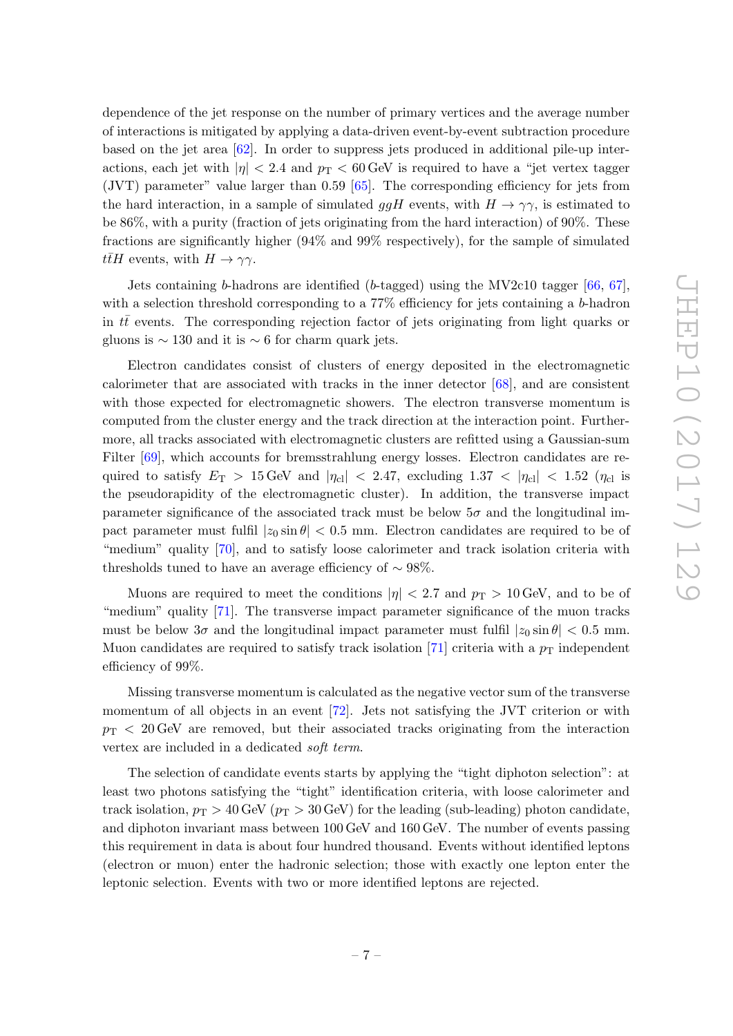dependence of the jet response on the number of primary vertices and the average number of interactions is mitigated by applying a data-driven event-by-event subtraction procedure based on the jet area [62]. In order to suppress jets produced in additional pile-up interactions, each jet with $|\eta| < 2.4$ and $p_{\rm T} < 60\,{\rm GeV}$ is required to have a "jet vertex tagger (JVT) parameter" value larger than 0.59 [65]. The corresponding efficiency for jets from the hard interaction, in a sample of simulated $ggH$ events, with $H \to \gamma\gamma$, is estimated to be 86%, with a purity (fraction of jets originating from the hard interaction) of 90%. These fractions are significantly higher (94% and 99% respectively), for the sample of simulated $t\bar{t}H$ events, with $H \to \gamma\gamma$.

Jets containing $b$-hadrons are identified ($b$-tagged) using the MV2c10 tagger [66, 67], with a selection threshold corresponding to a 77% efficiency for jets containing a $b$-hadron in $t\bar{t}$ events. The corresponding rejection factor of jets originating from light quarks or gluons is $\sim 130$ and it is $\sim 6$ for charm quark jets.

Electron candidates consist of clusters of energy deposited in the electromagnetic calorimeter that are associated with tracks in the inner detector [68], and are consistent with those expected for electromagnetic showers. The electron transverse momentum is computed from the cluster energy and the track direction at the interaction point. Furthermore, all tracks associated with electromagnetic clusters are refitted using a Gaussian-sum Filter [69], which accounts for bremsstrahlung energy losses. Electron candidates are required to satisfy $E_{\rm T} > 15\,{\rm GeV}$ and $|\eta_{\rm cl}| < 2.47$, excluding $1.37 < |\eta_{\rm cl}| < 1.52$ ($\eta_{\rm cl}$ is the pseudorapidity of the electromagnetic cluster). In addition, the transverse impact parameter significance of the associated track must be below $5\sigma$ and the longitudinal impact parameter must fulfil $|z_0 \sin\theta| < 0.5$ mm. Electron candidates are required to be of "medium" quality [70], and to satisfy loose calorimeter and track isolation criteria with thresholds tuned to have an average efficiency of $\sim 98\%$.

Muons are required to meet the conditions $|\eta| < 2.7$ and $p_{\rm T} > 10\,{\rm GeV}$, and to be of "medium" quality [71]. The transverse impact parameter significance of the muon tracks must be below $3\sigma$ and the longitudinal impact parameter must fulfil $|z_0 \sin\theta| < 0.5$ mm. Muon candidates are required to satisfy track isolation [71] criteria with a $p_{\rm T}$ independent efficiency of 99%.

Missing transverse momentum is calculated as the negative vector sum of the transverse momentum of all objects in an event [72]. Jets not satisfying the JVT criterion or with $p_{\rm T} < 20\,{\rm GeV}$ are removed, but their associated tracks originating from the interaction vertex are included in a dedicated *soft term*.

The selection of candidate events starts by applying the "tight diphoton selection": at least two photons satisfying the "tight" identification criteria, with loose calorimeter and track isolation, $p_{\rm T} > 40\,{\rm GeV}$ ($p_{\rm T} > 30\,{\rm GeV}$) for the leading (sub-leading) photon candidate, and diphoton invariant mass between 100 GeV and 160 GeV. The number of events passing this requirement in data is about four hundred thousand. Events without identified leptons (electron or muon) enter the hadronic selection; those with exactly one lepton enter the leptonic selection. Events with two or more identified leptons are rejected.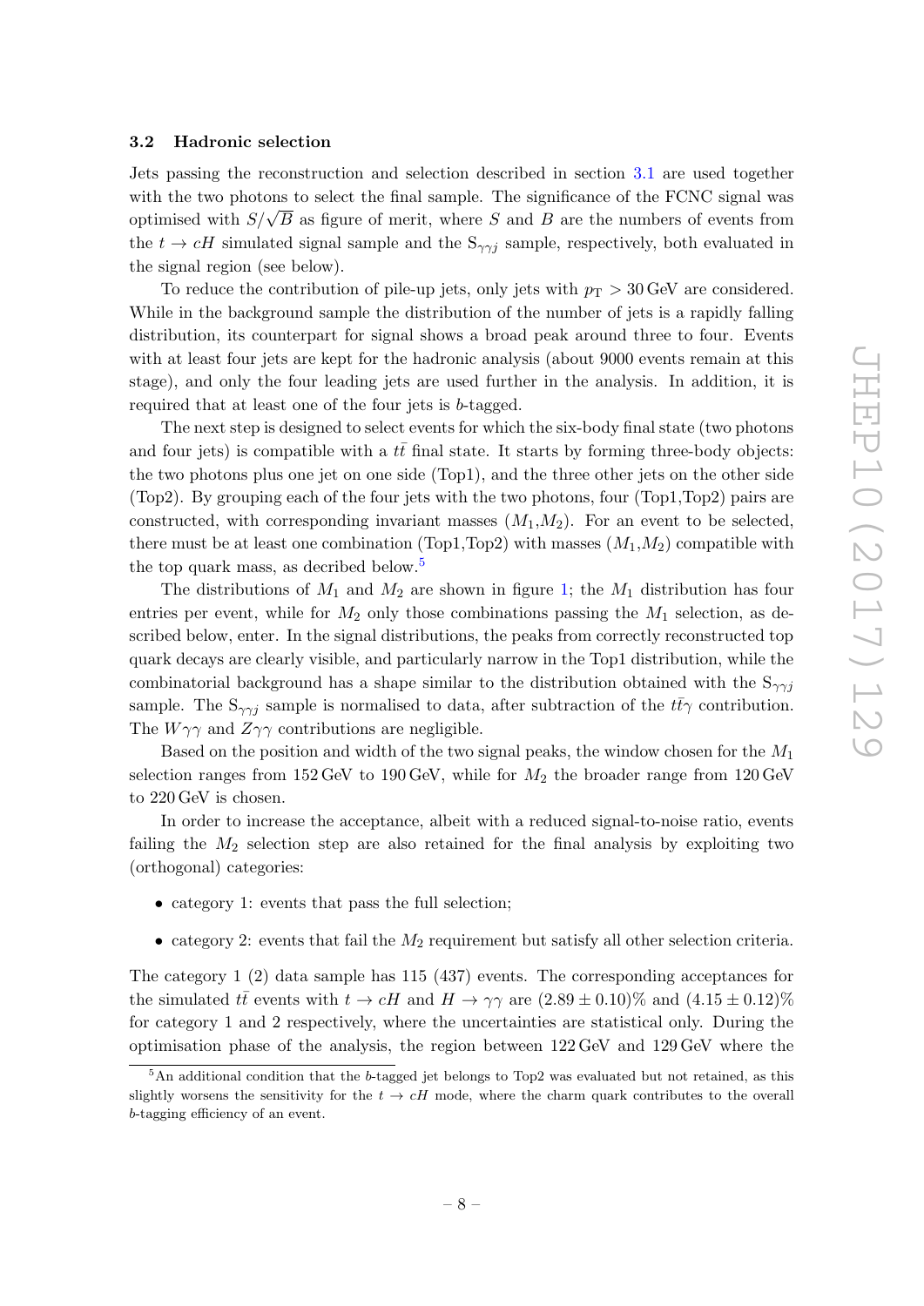### 3.2 Hadronic selection

Jets passing the reconstruction and selection described in section 3.1 are used together with the two photons to select the final sample. The significance of the FCNC signal was optimised with $S/\sqrt{B}$ as figure of merit, where $S$ and $B$ are the numbers of events from the $t \to cH$ simulated signal sample and the $\mathrm{S}_{\gamma\gamma j}$ sample, respectively, both evaluated in the signal region (see below).

To reduce the contribution of pile-up jets, only jets with $p_{\mathrm{T}} > 30\,\mathrm{GeV}$ are considered. While in the background sample the distribution of the number of jets is a rapidly falling distribution, its counterpart for signal shows a broad peak around three to four. Events with at least four jets are kept for the hadronic analysis (about 9000 events remain at this stage), and only the four leading jets are used further in the analysis. In addition, it is required that at least one of the four jets is $b$-tagged.

The next step is designed to select events for which the six-body final state (two photons and four jets) is compatible with a $t\bar{t}$ final state. It starts by forming three-body objects: the two photons plus one jet on one side (Top1), and the three other jets on the other side (Top2). By grouping each of the four jets with the two photons, four (Top1,Top2) pairs are constructed, with corresponding invariant masses ($M_1$,$M_2$). For an event to be selected, there must be at least one combination (Top1,Top2) with masses ($M_1$,$M_2$) compatible with the top quark mass, as decribed below.[5]

The distributions of $M_1$ and $M_2$ are shown in figure 1; the $M_1$ distribution has four entries per event, while for $M_2$ only those combinations passing the $M_1$ selection, as described below, enter. In the signal distributions, the peaks from correctly reconstructed top quark decays are clearly visible, and particularly narrow in the Top1 distribution, while the combinatorial background has a shape similar to the distribution obtained with the $\mathrm{S}_{\gamma\gamma j}$ sample. The $\mathrm{S}_{\gamma\gamma j}$ sample is normalised to data, after subtraction of the $t\bar{t}\gamma$ contribution. The $W\gamma\gamma$ and $Z\gamma\gamma$ contributions are negligible.

Based on the position and width of the two signal peaks, the window chosen for the $M_1$ selection ranges from 152 GeV to 190 GeV, while for $M_2$ the broader range from 120 GeV to 220 GeV is chosen.

In order to increase the acceptance, albeit with a reduced signal-to-noise ratio, events failing the $M_2$ selection step are also retained for the final analysis by exploiting two (orthogonal) categories:

- category 1: events that pass the full selection;
- category 2: events that fail the $M_2$ requirement but satisfy all other selection criteria.

The category 1 (2) data sample has 115 (437) events. The corresponding acceptances for the simulated $t\bar{t}$ events with $t \to cH$ and $H \to \gamma\gamma$ are $(2.89 \pm 0.10)\%$ and $(4.15 \pm 0.12)\%$ for category 1 and 2 respectively, where the uncertainties are statistical only. During the optimisation phase of the analysis, the region between 122 GeV and 129 GeV where the

[5] An additional condition that the $b$-tagged jet belongs to Top2 was evaluated but not retained, as this slightly worsens the sensitivity for the $t \to cH$ mode, where the charm quark contributes to the overall $b$-tagging efficiency of an event.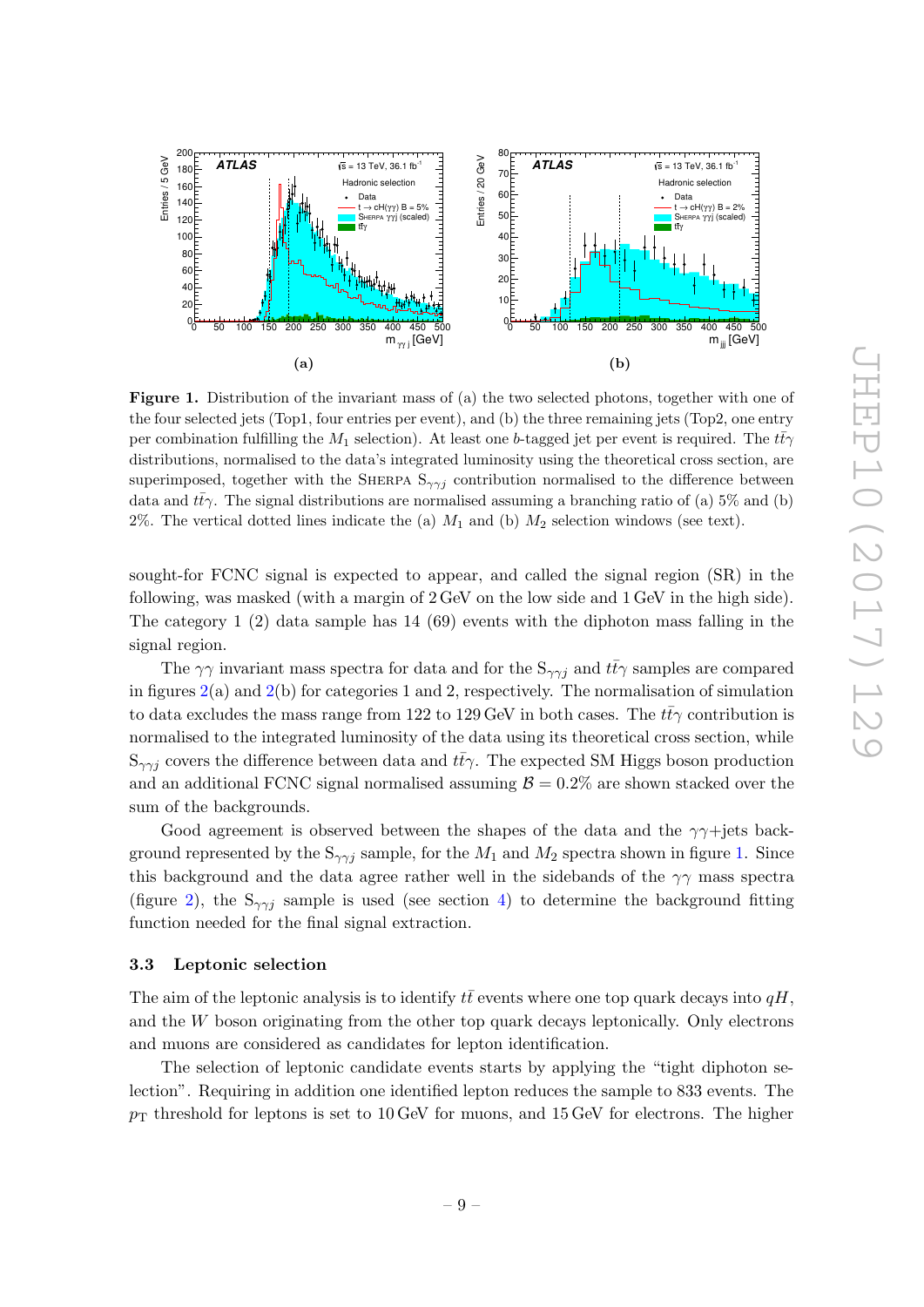**Figure 1.** Distribution of the invariant mass of (a) the two selected photons, together with one of the four selected jets (Top1, four entries per event), and (b) the three remaining jets (Top2, one entry per combination fulfilling the $M_1$ selection). At least one $b$-tagged jet per event is required. The $t\bar{t}\gamma$ distributions, normalised to the data's integrated luminosity using the theoretical cross section, are superimposed, together with the SHERPA $S_{\gamma\gamma j}$ contribution normalised to the difference between data and $t\bar{t}\gamma$. The signal distributions are normalised assuming a branching ratio of (a) 5% and (b) 2%. The vertical dotted lines indicate the (a) $M_1$ and (b) $M_2$ selection windows (see text).

sought-for FCNC signal is expected to appear, and called the signal region (SR) in the following, was masked (with a margin of 2 GeV on the low side and 1 GeV in the high side). The category 1 (2) data sample has 14 (69) events with the diphoton mass falling in the signal region.

The $\gamma\gamma$ invariant mass spectra for data and for the $S_{\gamma\gamma j}$ and $t\bar{t}\gamma$ samples are compared in figures 2(a) and 2(b) for categories 1 and 2, respectively. The normalisation of simulation to data excludes the mass range from 122 to 129 GeV in both cases. The $t\bar{t}\gamma$ contribution is normalised to the integrated luminosity of the data using its theoretical cross section, while $S_{\gamma\gamma j}$ covers the difference between data and $t\bar{t}\gamma$. The expected SM Higgs boson production and an additional FCNC signal normalised assuming $\mathcal{B} = 0.2\%$ are shown stacked over the sum of the backgrounds.

Good agreement is observed between the shapes of the data and the $\gamma\gamma$+jets background represented by the $S_{\gamma\gamma j}$ sample, for the $M_1$ and $M_2$ spectra shown in figure 1. Since this background and the data agree rather well in the sidebands of the $\gamma\gamma$ mass spectra (figure 2), the $S_{\gamma\gamma j}$ sample is used (see section 4) to determine the background fitting function needed for the final signal extraction.

### 3.3 Leptonic selection

The aim of the leptonic analysis is to identify $t\bar{t}$ events where one top quark decays into $qH$, and the $W$ boson originating from the other top quark decays leptonically. Only electrons and muons are considered as candidates for lepton identification.

The selection of leptonic candidate events starts by applying the "tight diphoton selection". Requiring in addition one identified lepton reduces the sample to 833 events. The $p_{\mathrm{T}}$ threshold for leptons is set to 10 GeV for muons, and 15 GeV for electrons. The higher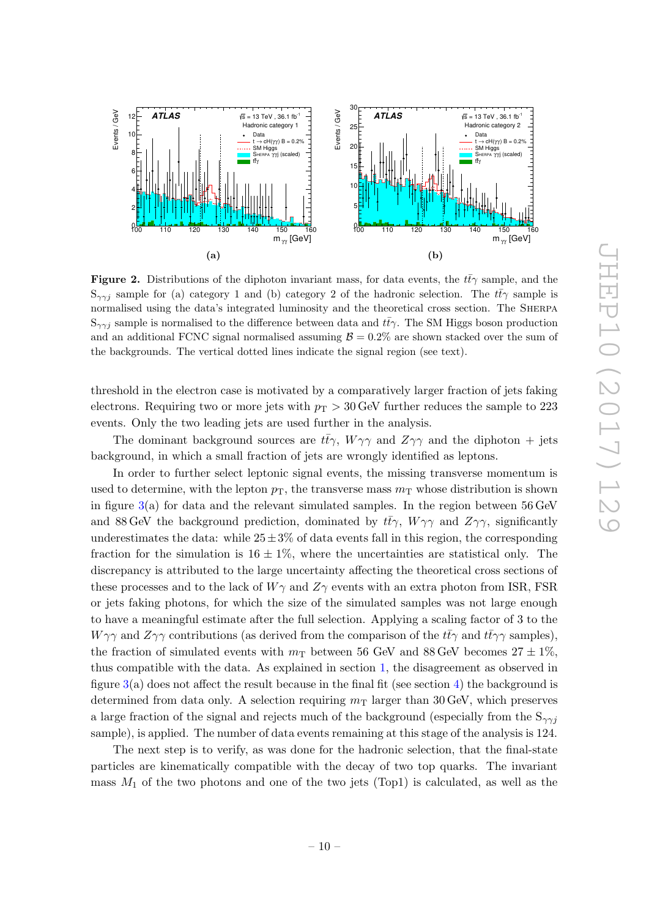**Figure 2.** Distributions of the diphoton invariant mass, for data events, the $t\bar{t}\gamma$ sample, and the $S_{\gamma\gamma j}$ sample for (a) category 1 and (b) category 2 of the hadronic selection. The $t\bar{t}\gamma$ sample is normalised using the data's integrated luminosity and the theoretical cross section. The SHERPA $S_{\gamma\gamma j}$ sample is normalised to the difference between data and $t\bar{t}\gamma$. The SM Higgs boson production and an additional FCNC signal normalised assuming $\mathcal{B} = 0.2\%$ are shown stacked over the sum of the backgrounds. The vertical dotted lines indicate the signal region (see text).

threshold in the electron case is motivated by a comparatively larger fraction of jets faking electrons. Requiring two or more jets with $p_{\mathrm{T}} > 30\,\mathrm{GeV}$ further reduces the sample to 223 events. Only the two leading jets are used further in the analysis.

The dominant background sources are $t\bar{t}\gamma$, $W\gamma\gamma$ and $Z\gamma\gamma$ and the diphoton + jets background, in which a small fraction of jets are wrongly identified as leptons.

In order to further select leptonic signal events, the missing transverse momentum is used to determine, with the lepton $p_{\mathrm{T}}$, the transverse mass $m_{\mathrm{T}}$ whose distribution is shown in figure 3(a) for data and the relevant simulated samples. In the region between 56 GeV and 88 GeV the background prediction, dominated by $t\bar{t}\gamma$, $W\gamma\gamma$ and $Z\gamma\gamma$, significantly underestimates the data: while $25 \pm 3\%$ of data events fall in this region, the corresponding fraction for the simulation is $16 \pm 1\%$, where the uncertainties are statistical only. The discrepancy is attributed to the large uncertainty affecting the theoretical cross sections of these processes and to the lack of $W\gamma$ and $Z\gamma$ events with an extra photon from ISR, FSR or jets faking photons, for which the size of the simulated samples was not large enough to have a meaningful estimate after the full selection. Applying a scaling factor of 3 to the $W\gamma\gamma$ and $Z\gamma\gamma$ contributions (as derived from the comparison of the $t\bar{t}\gamma$ and $t\bar{t}\gamma\gamma$ samples), the fraction of simulated events with $m_{\mathrm{T}}$ between 56 GeV and 88 GeV becomes $27 \pm 1\%$, thus compatible with the data. As explained in section 1, the disagreement as observed in figure 3(a) does not affect the result because in the final fit (see section 4) the background is determined from data only. A selection requiring $m_{\mathrm{T}}$ larger than 30 GeV, which preserves a large fraction of the signal and rejects much of the background (especially from the $S_{\gamma\gamma j}$ sample), is applied. The number of data events remaining at this stage of the analysis is 124.

The next step is to verify, as was done for the hadronic selection, that the final-state particles are kinematically compatible with the decay of two top quarks. The invariant mass $M_1$ of the two photons and one of the two jets (Top1) is calculated, as well as the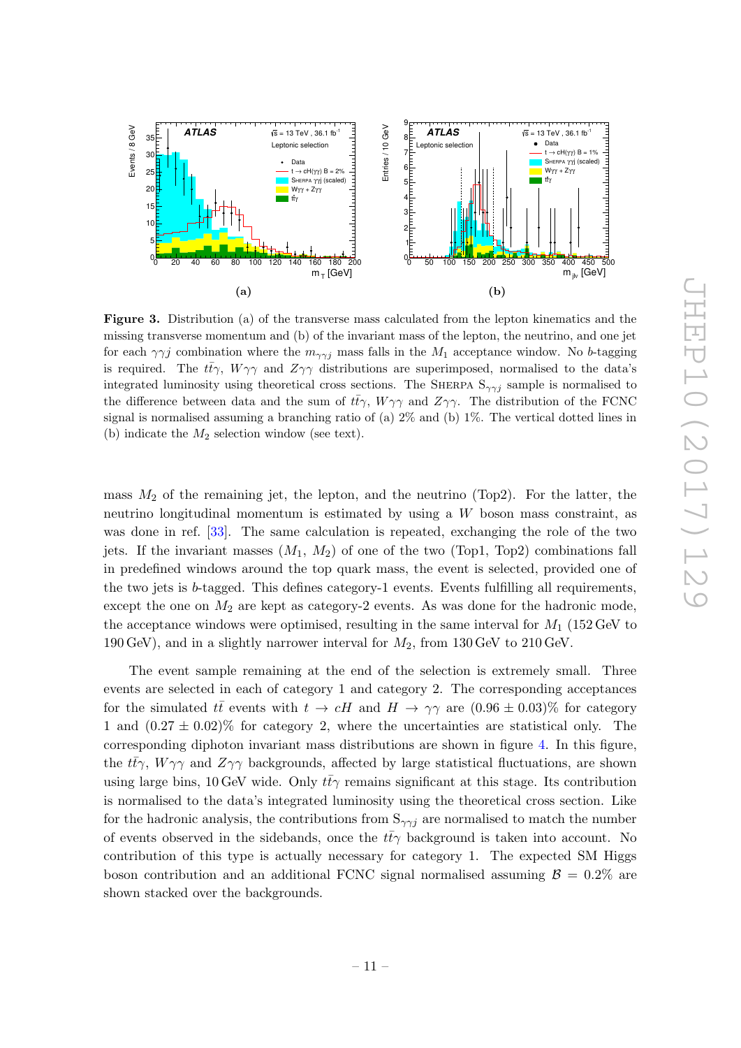**Figure 3.** Distribution (a) of the transverse mass calculated from the lepton kinematics and the missing transverse momentum and (b) of the invariant mass of the lepton, the neutrino, and one jet for each $\gamma\gamma j$ combination where the $m_{\gamma\gamma j}$ mass falls in the $M_1$ acceptance window. No $b$-tagging is required. The $t\bar{t}\gamma$, $W\gamma\gamma$ and $Z\gamma\gamma$ distributions are superimposed, normalised to the data's integrated luminosity using theoretical cross sections. The SHERPA $S_{\gamma\gamma j}$ sample is normalised to the difference between data and the sum of $t\bar{t}\gamma$, $W\gamma\gamma$ and $Z\gamma\gamma$. The distribution of the FCNC signal is normalised assuming a branching ratio of (a) 2% and (b) 1%. The vertical dotted lines in (b) indicate the $M_2$ selection window (see text).

mass $M_2$ of the remaining jet, the lepton, and the neutrino (Top2). For the latter, the neutrino longitudinal momentum is estimated by using a $W$ boson mass constraint, as was done in ref. [33]. The same calculation is repeated, exchanging the role of the two jets. If the invariant masses ($M_1$, $M_2$) of one of the two (Top1, Top2) combinations fall in predefined windows around the top quark mass, the event is selected, provided one of the two jets is $b$-tagged. This defines category-1 events. Events fulfilling all requirements, except the one on $M_2$ are kept as category-2 events. As was done for the hadronic mode, the acceptance windows were optimised, resulting in the same interval for $M_1$ (152 GeV to 190 GeV), and in a slightly narrower interval for $M_2$, from 130 GeV to 210 GeV.

The event sample remaining at the end of the selection is extremely small. Three events are selected in each of category 1 and category 2. The corresponding acceptances for the simulated $t\bar{t}$ events with $t \to cH$ and $H \to \gamma\gamma$ are $(0.96 \pm 0.03)$% for category 1 and $(0.27 \pm 0.02)$% for category 2, where the uncertainties are statistical only. The corresponding diphoton invariant mass distributions are shown in figure 4. In this figure, the $t\bar{t}\gamma$, $W\gamma\gamma$ and $Z\gamma\gamma$ backgrounds, affected by large statistical fluctuations, are shown using large bins, 10 GeV wide. Only $t\bar{t}\gamma$ remains significant at this stage. Its contribution is normalised to the data's integrated luminosity using the theoretical cross section. Like for the hadronic analysis, the contributions from $S_{\gamma\gamma j}$ are normalised to match the number of events observed in the sidebands, once the $t\bar{t}\gamma$ background is taken into account. No contribution of this type is actually necessary for category 1. The expected SM Higgs boson contribution and an additional FCNC signal normalised assuming $\mathcal{B} = 0.2\%$ are shown stacked over the backgrounds.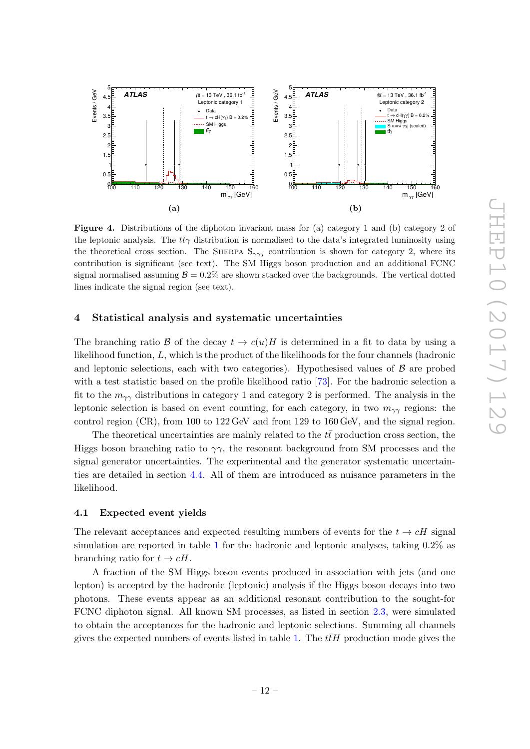**Figure 4.** Distributions of the diphoton invariant mass for (a) category 1 and (b) category 2 of the leptonic analysis. The $t\bar{t}\gamma$ distribution is normalised to the data's integrated luminosity using the theoretical cross section. The SHERPA $S_{\gamma\gamma j}$ contribution is shown for category 2, where its contribution is significant (see text). The SM Higgs boson production and an additional FCNC signal normalised assuming $\mathcal{B} = 0.2\%$ are shown stacked over the backgrounds. The vertical dotted lines indicate the signal region (see text).

## 4 Statistical analysis and systematic uncertainties

The branching ratio $\mathcal{B}$ of the decay $t \to c(u)H$ is determined in a fit to data by using a likelihood function, $L$, which is the product of the likelihoods for the four channels (hadronic and leptonic selections, each with two categories). Hypothesised values of $\mathcal{B}$ are probed with a test statistic based on the profile likelihood ratio [73]. For the hadronic selection a fit to the $m_{\gamma\gamma}$ distributions in category 1 and category 2 is performed. The analysis in the leptonic selection is based on event counting, for each category, in two $m_{\gamma\gamma}$ regions: the control region (CR), from 100 to 122 GeV and from 129 to 160 GeV, and the signal region.

The theoretical uncertainties are mainly related to the $t\bar{t}$ production cross section, the Higgs boson branching ratio to $\gamma\gamma$, the resonant background from SM processes and the signal generator uncertainties. The experimental and the generator systematic uncertainties are detailed in section 4.4. All of them are introduced as nuisance parameters in the likelihood.

### 4.1 Expected event yields

The relevant acceptances and expected resulting numbers of events for the $t \to cH$ signal simulation are reported in table 1 for the hadronic and leptonic analyses, taking 0.2% as branching ratio for $t \to cH$.

A fraction of the SM Higgs boson events produced in association with jets (and one lepton) is accepted by the hadronic (leptonic) analysis if the Higgs boson decays into two photons. These events appear as an additional resonant contribution to the sought-for FCNC diphoton signal. All known SM processes, as listed in section 2.3, were simulated to obtain the acceptances for the hadronic and leptonic selections. Summing all channels gives the expected numbers of events listed in table 1. The $t\bar{t}H$ production mode gives the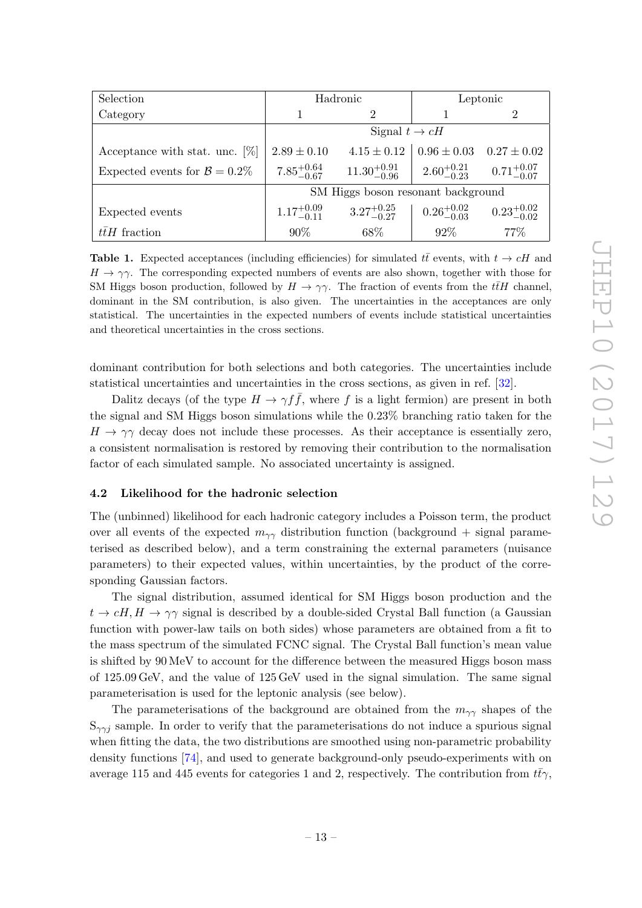| Selection | Hadronic | | Leptonic | |
|---|---|---|---|---|
| Category | 1 | 2 | 1 | 2 |
| | Signal $t \to cH$ | | | |
| Acceptance with stat. unc. [%] | $2.89 \pm 0.10$ | $4.15 \pm 0.12$ | $0.96 \pm 0.03$ | $0.27 \pm 0.02$ |
| Expected events for $\mathcal{B} = 0.2\%$ | $7.85^{+0.64}_{-0.67}$ | $11.30^{+0.91}_{-0.96}$ | $2.60^{+0.21}_{-0.23}$ | $0.71^{+0.07}_{-0.07}$ |
| | SM Higgs boson resonant background | | | |
| Expected events | $1.17^{+0.09}_{-0.11}$ | $3.27^{+0.25}_{-0.27}$ | $0.26^{+0.02}_{-0.03}$ | $0.23^{+0.02}_{-0.02}$ |
| $t\bar{t}H$ fraction | 90% | 68% | 92% | 77% |

**Table 1.** Expected acceptances (including efficiencies) for simulated $t\bar{t}$ events, with $t \to cH$ and $H \to \gamma\gamma$. The corresponding expected numbers of events are also shown, together with those for SM Higgs boson production, followed by $H \to \gamma\gamma$. The fraction of events from the $t\bar{t}H$ channel, dominant in the SM contribution, is also given. The uncertainties in the acceptances are only statistical. The uncertainties in the expected numbers of events include statistical uncertainties and theoretical uncertainties in the cross sections.

dominant contribution for both selections and both categories. The uncertainties include statistical uncertainties and uncertainties in the cross sections, as given in ref. [32].

Dalitz decays (of the type $H \to \gamma f\bar{f}$, where $f$ is a light fermion) are present in both the signal and SM Higgs boson simulations while the 0.23% branching ratio taken for the $H \to \gamma\gamma$ decay does not include these processes. As their acceptance is essentially zero, a consistent normalisation is restored by removing their contribution to the normalisation factor of each simulated sample. No associated uncertainty is assigned.

### 4.2 Likelihood for the hadronic selection

The (unbinned) likelihood for each hadronic category includes a Poisson term, the product over all events of the expected $m_{\gamma\gamma}$ distribution function (background + signal parameterised as described below), and a term constraining the external parameters (nuisance parameters) to their expected values, within uncertainties, by the product of the corresponding Gaussian factors.

The signal distribution, assumed identical for SM Higgs boson production and the $t \to cH, H \to \gamma\gamma$ signal is described by a double-sided Crystal Ball function (a Gaussian function with power-law tails on both sides) whose parameters are obtained from a fit to the mass spectrum of the simulated FCNC signal. The Crystal Ball function's mean value is shifted by 90 MeV to account for the difference between the measured Higgs boson mass of 125.09 GeV, and the value of 125 GeV used in the signal simulation. The same signal parameterisation is used for the leptonic analysis (see below).

The parameterisations of the background are obtained from the $m_{\gamma\gamma}$ shapes of the $S_{\gamma\gamma j}$ sample. In order to verify that the parameterisations do not induce a spurious signal when fitting the data, the two distributions are smoothed using non-parametric probability density functions [74], and used to generate background-only pseudo-experiments with on average 115 and 445 events for categories 1 and 2, respectively. The contribution from $t\bar{t}\gamma$,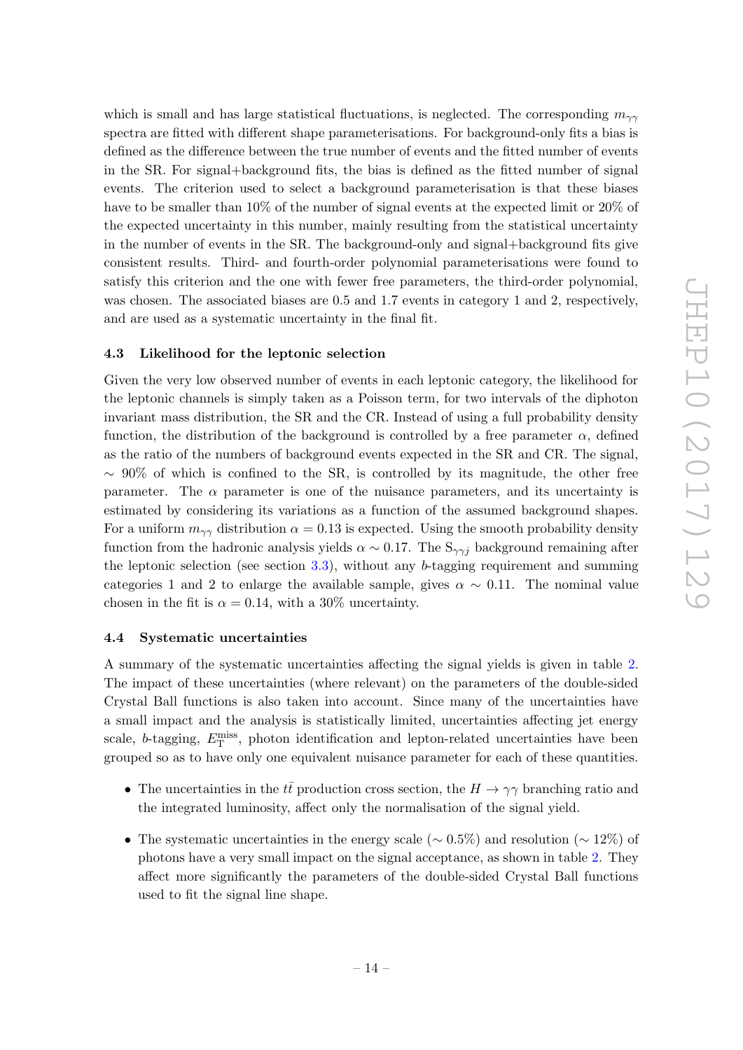which is small and has large statistical fluctuations, is neglected. The corresponding $m_{\gamma\gamma}$ spectra are fitted with different shape parameterisations. For background-only fits a bias is defined as the difference between the true number of events and the fitted number of events in the SR. For signal+background fits, the bias is defined as the fitted number of signal events. The criterion used to select a background parameterisation is that these biases have to be smaller than 10% of the number of signal events at the expected limit or 20% of the expected uncertainty in this number, mainly resulting from the statistical uncertainty in the number of events in the SR. The background-only and signal+background fits give consistent results. Third- and fourth-order polynomial parameterisations were found to satisfy this criterion and the one with fewer free parameters, the third-order polynomial, was chosen. The associated biases are 0.5 and 1.7 events in category 1 and 2, respectively, and are used as a systematic uncertainty in the final fit.

### 4.3 Likelihood for the leptonic selection

Given the very low observed number of events in each leptonic category, the likelihood for the leptonic channels is simply taken as a Poisson term, for two intervals of the diphoton invariant mass distribution, the SR and the CR. Instead of using a full probability density function, the distribution of the background is controlled by a free parameter $\alpha$, defined as the ratio of the numbers of background events expected in the SR and CR. The signal, $\sim$ 90% of which is confined to the SR, is controlled by its magnitude, the other free parameter. The $\alpha$ parameter is one of the nuisance parameters, and its uncertainty is estimated by considering its variations as a function of the assumed background shapes. For a uniform $m_{\gamma\gamma}$ distribution $\alpha = 0.13$ is expected. Using the smooth probability density function from the hadronic analysis yields $\alpha \sim 0.17$. The $S_{\gamma\gamma j}$ background remaining after the leptonic selection (see section 3.3), without any $b$-tagging requirement and summing categories 1 and 2 to enlarge the available sample, gives $\alpha \sim 0.11$. The nominal value chosen in the fit is $\alpha = 0.14$, with a 30% uncertainty.

### 4.4 Systematic uncertainties

A summary of the systematic uncertainties affecting the signal yields is given in table 2. The impact of these uncertainties (where relevant) on the parameters of the double-sided Crystal Ball functions is also taken into account. Since many of the uncertainties have a small impact and the analysis is statistically limited, uncertainties affecting jet energy scale, $b$-tagging, $E_{\mathrm{T}}^{\mathrm{miss}}$, photon identification and lepton-related uncertainties have been grouped so as to have only one equivalent nuisance parameter for each of these quantities.

- The uncertainties in the $t\bar{t}$ production cross section, the $H \to \gamma\gamma$ branching ratio and the integrated luminosity, affect only the normalisation of the signal yield.
- The systematic uncertainties in the energy scale ($\sim 0.5\%$) and resolution ($\sim 12\%$) of photons have a very small impact on the signal acceptance, as shown in table 2. They affect more significantly the parameters of the double-sided Crystal Ball functions used to fit the signal line shape.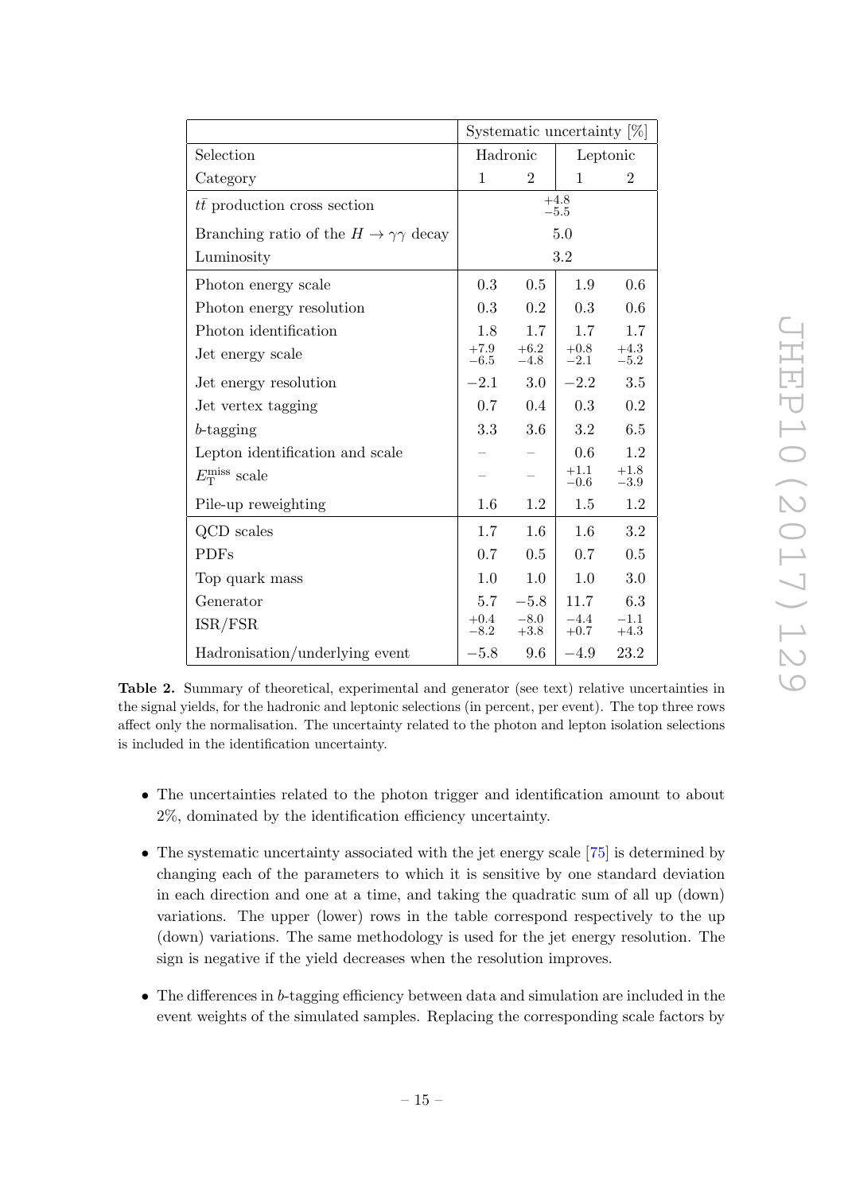| | Systematic uncertainty [%] | | | |
|---|---|---|---|---|
| Selection | Hadronic | | Leptonic | |
| Category | 1 | 2 | 1 | 2 |
| $t\bar{t}$ production cross section | $^{+4.8}_{-5.5}$ | | | |
| Branching ratio of the $H \to \gamma\gamma$ decay | 5.0 | | | |
| Luminosity | 3.2 | | | |
| Photon energy scale | 0.3 | 0.5 | 1.9 | 0.6 |
| Photon energy resolution | 0.3 | 0.2 | 0.3 | 0.6 |
| Photon identification | 1.8 | 1.7 | 1.7 | 1.7 |
| Jet energy scale | $^{+7.9}_{-6.5}$ | $^{+6.2}_{-4.8}$ | $^{+0.8}_{-2.1}$ | $^{+4.3}_{-5.2}$ |
| Jet energy resolution | −2.1 | 3.0 | −2.2 | 3.5 |
| Jet vertex tagging | 0.7 | 0.4 | 0.3 | 0.2 |
| $b$-tagging | 3.3 | 3.6 | 3.2 | 6.5 |
| Lepton identification and scale | – | – | 0.6 | 1.2 |
| $E_{\mathrm{T}}^{\mathrm{miss}}$ scale | – | – | $^{+1.1}_{-0.6}$ | $^{+1.8}_{-3.9}$ |
| Pile-up reweighting | 1.6 | 1.2 | 1.5 | 1.2 |
| QCD scales | 1.7 | 1.6 | 1.6 | 3.2 |
| PDFs | 0.7 | 0.5 | 0.7 | 0.5 |
| Top quark mass | 1.0 | 1.0 | 1.0 | 3.0 |
| Generator | 5.7 | −5.8 | 11.7 | 6.3 |
| ISR/FSR | $^{+0.4}_{-8.2}$ | $^{-8.0}_{+3.8}$ | $^{-4.4}_{+0.7}$ | $^{-1.1}_{+4.3}$ |
| Hadronisation/underlying event | −5.8 | 9.6 | −4.9 | 23.2 |

**Table 2.** Summary of theoretical, experimental and generator (see text) relative uncertainties in the signal yields, for the hadronic and leptonic selections (in percent, per event). The top three rows affect only the normalisation. The uncertainty related to the photon and lepton isolation selections is included in the identification uncertainty.

- The uncertainties related to the photon trigger and identification amount to about 2%, dominated by the identification efficiency uncertainty.
- The systematic uncertainty associated with the jet energy scale [75] is determined by changing each of the parameters to which it is sensitive by one standard deviation in each direction and one at a time, and taking the quadratic sum of all up (down) variations. The upper (lower) rows in the table correspond respectively to the up (down) variations. The same methodology is used for the jet energy resolution. The sign is negative if the yield decreases when the resolution improves.
- The differences in $b$-tagging efficiency between data and simulation are included in the event weights of the simulated samples. Replacing the corresponding scale factors by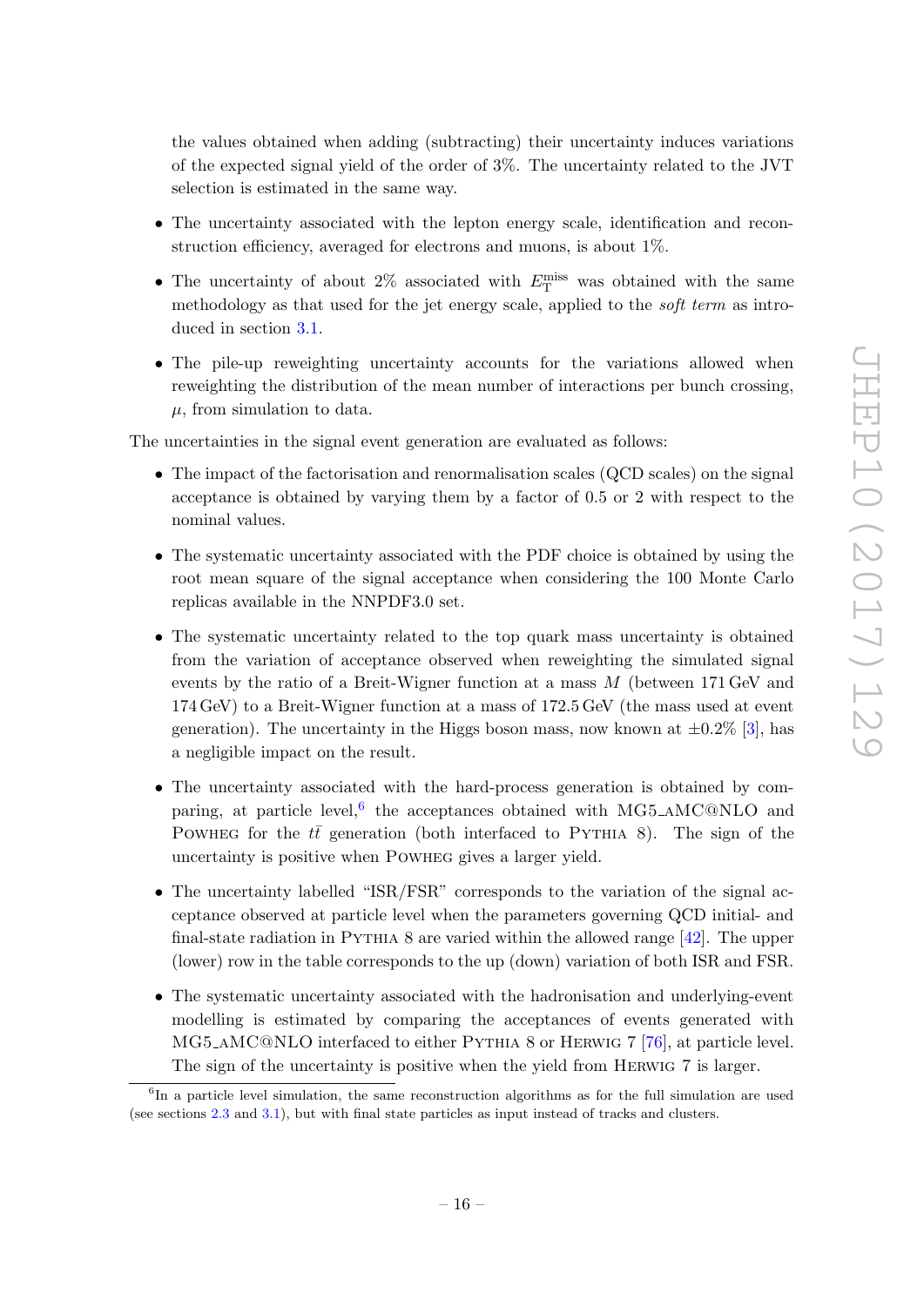the values obtained when adding (subtracting) their uncertainty induces variations of the expected signal yield of the order of 3%. The uncertainty related to the JVT selection is estimated in the same way.

- The uncertainty associated with the lepton energy scale, identification and reconstruction efficiency, averaged for electrons and muons, is about 1%.
- The uncertainty of about 2% associated with $E_{\mathrm{T}}^{\mathrm{miss}}$ was obtained with the same methodology as that used for the jet energy scale, applied to the *soft term* as introduced in section 3.1.
- The pile-up reweighting uncertainty accounts for the variations allowed when reweighting the distribution of the mean number of interactions per bunch crossing, $\mu$, from simulation to data.

The uncertainties in the signal event generation are evaluated as follows:

- The impact of the factorisation and renormalisation scales (QCD scales) on the signal acceptance is obtained by varying them by a factor of 0.5 or 2 with respect to the nominal values.
- The systematic uncertainty associated with the PDF choice is obtained by using the root mean square of the signal acceptance when considering the 100 Monte Carlo replicas available in the NNPDF3.0 set.
- The systematic uncertainty related to the top quark mass uncertainty is obtained from the variation of acceptance observed when reweighting the simulated signal events by the ratio of a Breit-Wigner function at a mass $M$ (between 171 GeV and 174 GeV) to a Breit-Wigner function at a mass of 172.5 GeV (the mass used at event generation). The uncertainty in the Higgs boson mass, now known at $\pm 0.2\%$ [3], has a negligible impact on the result.
- The uncertainty associated with the hard-process generation is obtained by comparing, at particle level,[6] the acceptances obtained with MG5_aMC@NLO and Powheg for the $t\bar{t}$ generation (both interfaced to Pythia 8). The sign of the uncertainty is positive when Powheg gives a larger yield.
- The uncertainty labelled "ISR/FSR" corresponds to the variation of the signal acceptance observed at particle level when the parameters governing QCD initial- and final-state radiation in Pythia 8 are varied within the allowed range [42]. The upper (lower) row in the table corresponds to the up (down) variation of both ISR and FSR.
- The systematic uncertainty associated with the hadronisation and underlying-event modelling is estimated by comparing the acceptances of events generated with MG5_aMC@NLO interfaced to either Pythia 8 or Herwig 7 [76], at particle level. The sign of the uncertainty is positive when the yield from Herwig 7 is larger.

[6] In a particle level simulation, the same reconstruction algorithms as for the full simulation are used (see sections 2.3 and 3.1), but with final state particles as input instead of tracks and clusters.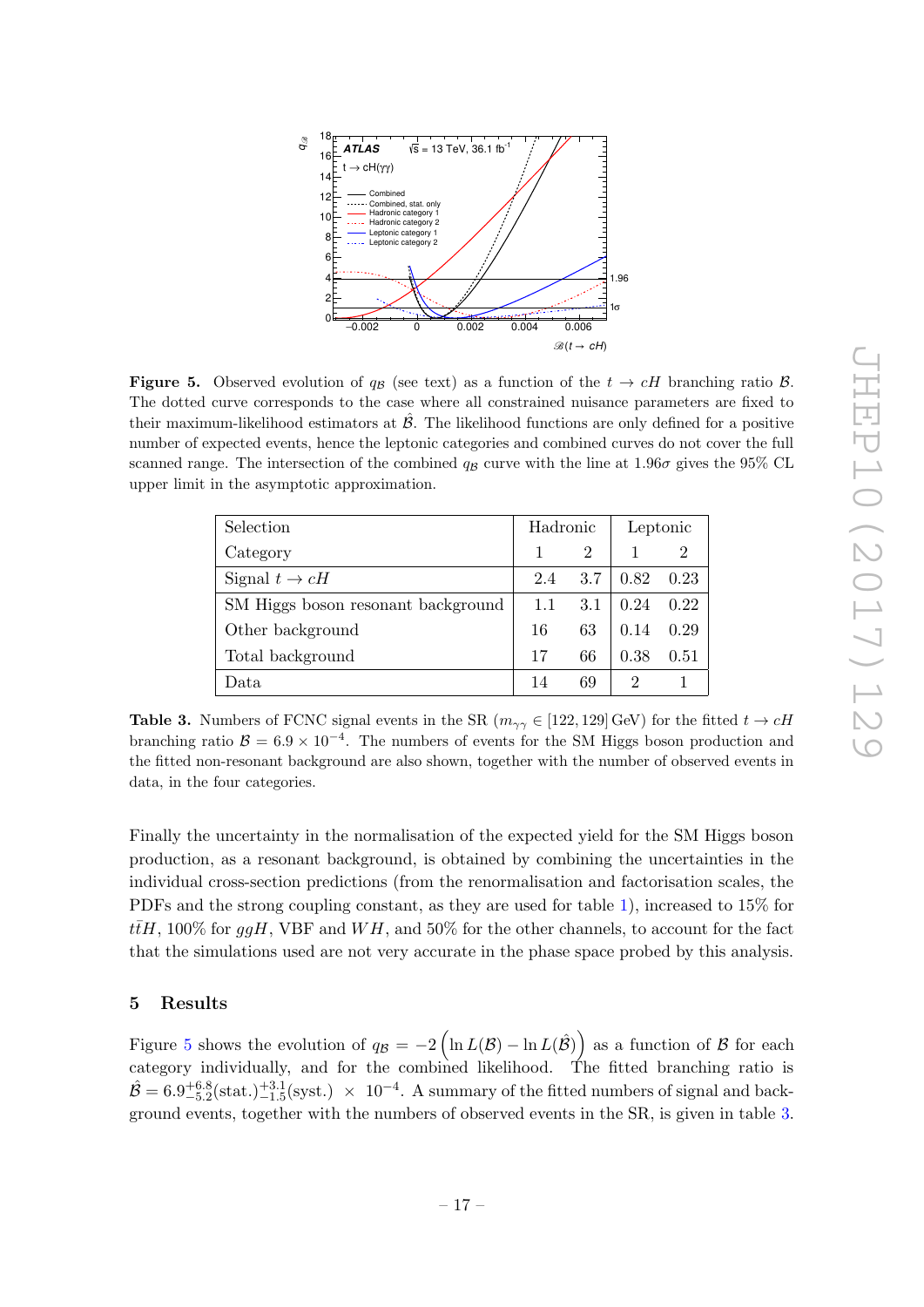**Figure 5.** Observed evolution of $q_{\mathcal{B}}$ (see text) as a function of the $t \to cH$ branching ratio $\mathcal{B}$. The dotted curve corresponds to the case where all constrained nuisance parameters are fixed to their maximum-likelihood estimators at $\hat{\mathcal{B}}$. The likelihood functions are only defined for a positive number of expected events, hence the leptonic categories and combined curves do not cover the full scanned range. The intersection of the combined $q_{\mathcal{B}}$ curve with the line at $1.96\sigma$ gives the 95% CL upper limit in the asymptotic approximation.

| Selection | Hadronic | | Leptonic | |
|---|---|---|---|---|
| Category | 1 | 2 | 1 | 2 |
| Signal $t \to cH$ | 2.4 | 3.7 | 0.82 | 0.23 |
| SM Higgs boson resonant background | 1.1 | 3.1 | 0.24 | 0.22 |
| Other background | 16 | 63 | 0.14 | 0.29 |
| Total background | 17 | 66 | 0.38 | 0.51 |
| Data | 14 | 69 | 2 | 1 |

**Table 3.** Numbers of FCNC signal events in the SR ($m_{\gamma\gamma} \in [122, 129]$ GeV) for the fitted $t \to cH$ branching ratio $\mathcal{B} = 6.9 \times 10^{-4}$. The numbers of events for the SM Higgs boson production and the fitted non-resonant background are also shown, together with the number of observed events in data, in the four categories.

Finally the uncertainty in the normalisation of the expected yield for the SM Higgs boson production, as a resonant background, is obtained by combining the uncertainties in the individual cross-section predictions (from the renormalisation and factorisation scales, the PDFs and the strong coupling constant, as they are used for table 1), increased to 15% for $t\bar{t}H$, 100% for $ggH$, VBF and $WH$, and 50% for the other channels, to account for the fact that the simulations used are not very accurate in the phase space probed by this analysis.

## 5 Results

Figure 5 shows the evolution of $q_{\mathcal{B}} = -2\left(\ln L(\mathcal{B}) - \ln L(\hat{\mathcal{B}})\right)$ as a function of $\mathcal{B}$ for each category individually, and for the combined likelihood. The fitted branching ratio is $\hat{\mathcal{B}} = 6.9^{+6.8}_{-5.2}(\text{stat.})^{+3.1}_{-1.5}(\text{syst.}) \times 10^{-4}$. A summary of the fitted numbers of signal and background events, together with the numbers of observed events in the SR, is given in table 3.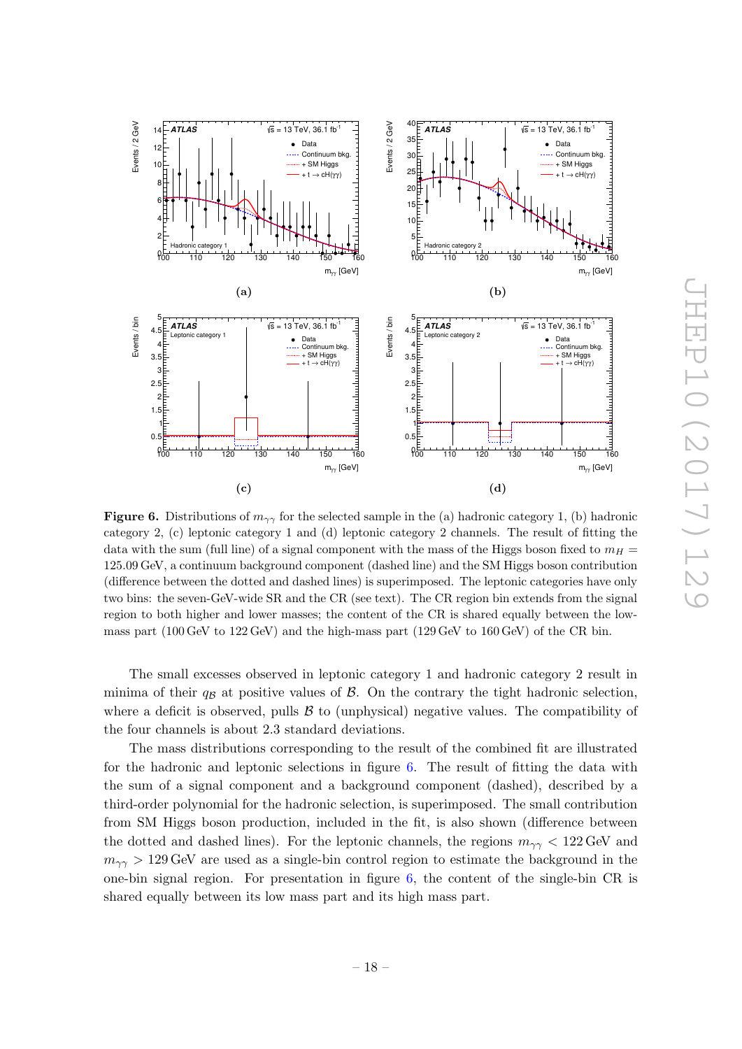**Figure 6.** Distributions of $m_{\gamma\gamma}$ for the selected sample in the (a) hadronic category 1, (b) hadronic category 2, (c) leptonic category 1 and (d) leptonic category 2 channels. The result of fitting the data with the sum (full line) of a signal component with the mass of the Higgs boson fixed to $m_H = 125.09$ GeV, a continuum background component (dashed line) and the SM Higgs boson contribution (difference between the dotted and dashed lines) is superimposed. The leptonic categories have only two bins: the seven-GeV-wide SR and the CR (see text). The CR region bin extends from the signal region to both higher and lower masses; the content of the CR is shared equally between the low-mass part (100 GeV to 122 GeV) and the high-mass part (129 GeV to 160 GeV) of the CR bin.

The small excesses observed in leptonic category 1 and hadronic category 2 result in minima of their $q_{\mathcal{B}}$ at positive values of $\mathcal{B}$. On the contrary the tight hadronic selection, where a deficit is observed, pulls $\mathcal{B}$ to (unphysical) negative values. The compatibility of the four channels is about 2.3 standard deviations.

The mass distributions corresponding to the result of the combined fit are illustrated for the hadronic and leptonic selections in figure 6. The result of fitting the data with the sum of a signal component and a background component (dashed), described by a third-order polynomial for the hadronic selection, is superimposed. The small contribution from SM Higgs boson production, included in the fit, is also shown (difference between the dotted and dashed lines). For the leptonic channels, the regions $m_{\gamma\gamma} < 122$ GeV and $m_{\gamma\gamma} > 129$ GeV are used as a single-bin control region to estimate the background in the one-bin signal region. For presentation in figure 6, the content of the single-bin CR is shared equally between its low mass part and its high mass part.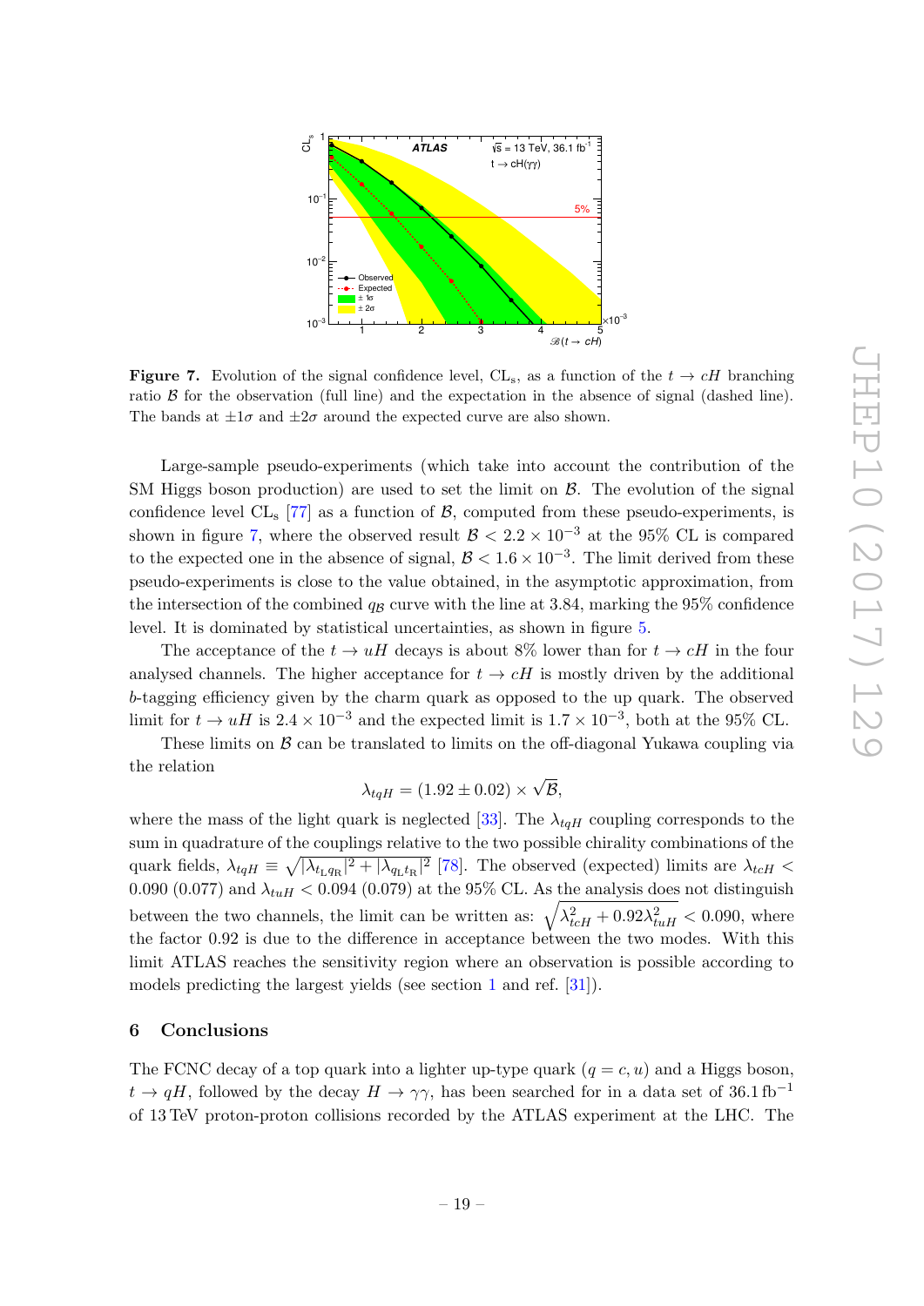**Figure 7.** Evolution of the signal confidence level, $\mathrm{CL_s}$, as a function of the $t \to cH$ branching ratio $\mathcal{B}$ for the observation (full line) and the expectation in the absence of signal (dashed line). The bands at $\pm1\sigma$ and $\pm2\sigma$ around the expected curve are also shown.

Large-sample pseudo-experiments (which take into account the contribution of the SM Higgs boson production) are used to set the limit on $\mathcal{B}$. The evolution of the signal confidence level $\mathrm{CL_s}$ [77] as a function of $\mathcal{B}$, computed from these pseudo-experiments, is shown in figure 7, where the observed result $\mathcal{B} < 2.2 \times 10^{-3}$ at the 95% CL is compared to the expected one in the absence of signal, $\mathcal{B} < 1.6 \times 10^{-3}$. The limit derived from these pseudo-experiments is close to the value obtained, in the asymptotic approximation, from the intersection of the combined $q_{\mathcal{B}}$ curve with the line at 3.84, marking the 95% confidence level. It is dominated by statistical uncertainties, as shown in figure 5.

The acceptance of the $t \to uH$ decays is about 8% lower than for $t \to cH$ in the four analysed channels. The higher acceptance for $t \to cH$ is mostly driven by the additional $b$-tagging efficiency given by the charm quark as opposed to the up quark. The observed limit for $t \to uH$ is $2.4 \times 10^{-3}$ and the expected limit is $1.7 \times 10^{-3}$, both at the 95% CL.

These limits on $\mathcal{B}$ can be translated to limits on the off-diagonal Yukawa coupling via the relation

$$\lambda_{tqH} = (1.92 \pm 0.02) \times \sqrt{\mathcal{B}},$$

where the mass of the light quark is neglected [33]. The $\lambda_{tqH}$ coupling corresponds to the sum in quadrature of the couplings relative to the two possible chirality combinations of the quark fields, $\lambda_{tqH} \equiv \sqrt{|\lambda_{t_\mathrm{L}q_\mathrm{R}}|^2 + |\lambda_{q_\mathrm{L}t_\mathrm{R}}|^2}$ [78]. The observed (expected) limits are $\lambda_{tcH} < 0.090$ (0.077) and $\lambda_{tuH} < 0.094$ (0.079) at the 95% CL. As the analysis does not distinguish between the two channels, the limit can be written as: $\sqrt{\lambda_{tcH}^2 + 0.92\lambda_{tuH}^2} < 0.090$, where the factor 0.92 is due to the difference in acceptance between the two modes. With this limit ATLAS reaches the sensitivity region where an observation is possible according to models predicting the largest yields (see section 1 and ref. [31]).

## 6 Conclusions

The FCNC decay of a top quark into a lighter up-type quark ($q = c, u$) and a Higgs boson, $t \to qH$, followed by the decay $H \to \gamma\gamma$, has been searched for in a data set of 36.1 fb$^{-1}$ of 13 TeV proton-proton collisions recorded by the ATLAS experiment at the LHC. The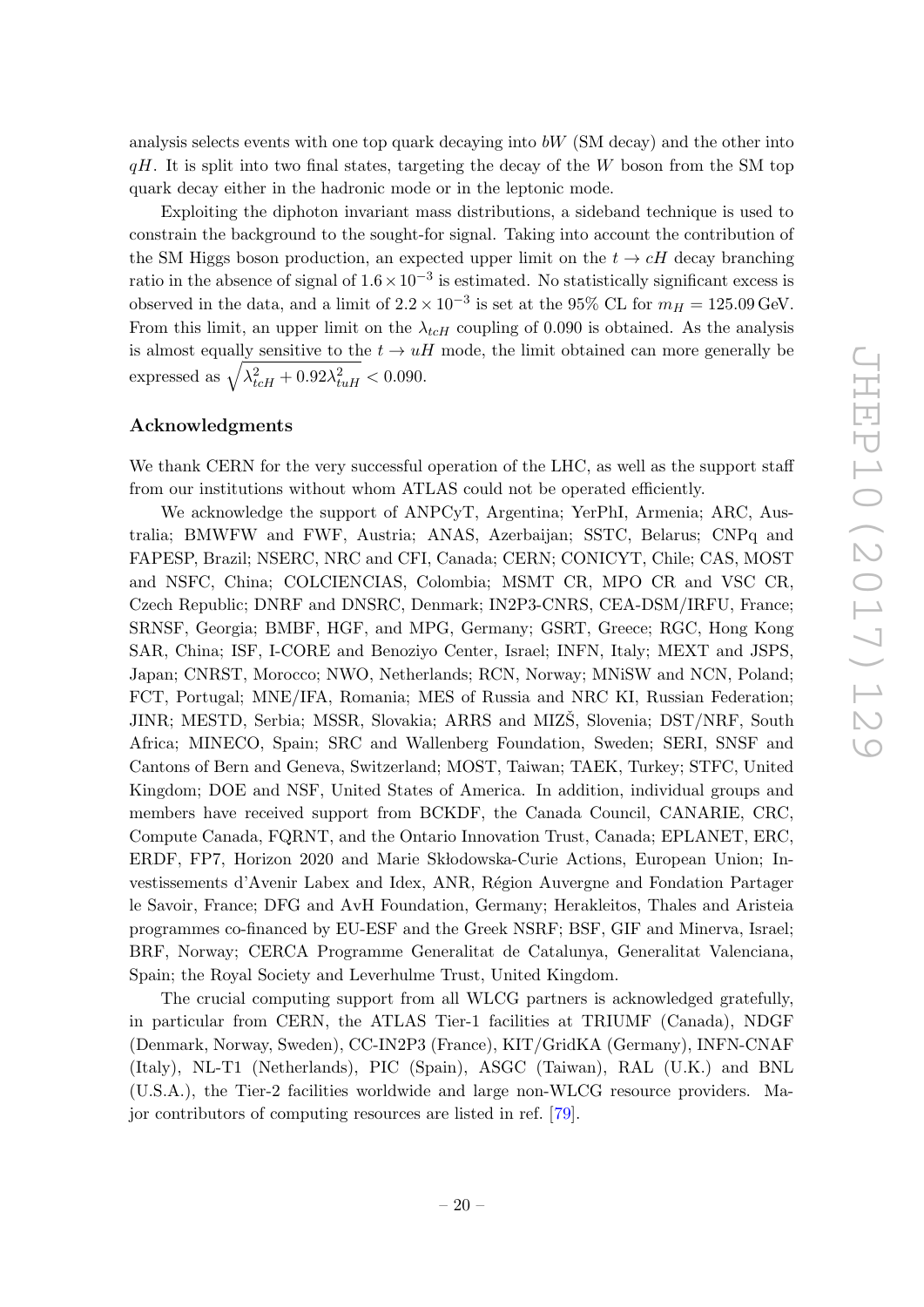analysis selects events with one top quark decaying into $bW$ (SM decay) and the other into $qH$. It is split into two final states, targeting the decay of the $W$ boson from the SM top quark decay either in the hadronic mode or in the leptonic mode.

Exploiting the diphoton invariant mass distributions, a sideband technique is used to constrain the background to the sought-for signal. Taking into account the contribution of the SM Higgs boson production, an expected upper limit on the $t \to cH$ decay branching ratio in the absence of signal of $1.6 \times 10^{-3}$ is estimated. No statistically significant excess is observed in the data, and a limit of $2.2 \times 10^{-3}$ is set at the 95% CL for $m_H = 125.09\,\text{GeV}$. From this limit, an upper limit on the $\lambda_{tcH}$ coupling of 0.090 is obtained. As the analysis is almost equally sensitive to the $t \to uH$ mode, the limit obtained can more generally be expressed as $\sqrt{\lambda_{tcH}^2 + 0.92\lambda_{tuH}^2} < 0.090$.

## Acknowledgments

We thank CERN for the very successful operation of the LHC, as well as the support staff from our institutions without whom ATLAS could not be operated efficiently.

We acknowledge the support of ANPCyT, Argentina; YerPhI, Armenia; ARC, Australia; BMWFW and FWF, Austria; ANAS, Azerbaijan; SSTC, Belarus; CNPq and FAPESP, Brazil; NSERC, NRC and CFI, Canada; CERN; CONICYT, Chile; CAS, MOST and NSFC, China; COLCIENCIAS, Colombia; MSMT CR, MPO CR and VSC CR, Czech Republic; DNRF and DNSRC, Denmark; IN2P3-CNRS, CEA-DSM/IRFU, France; SRNSF, Georgia; BMBF, HGF, and MPG, Germany; GSRT, Greece; RGC, Hong Kong SAR, China; ISF, I-CORE and Benoziyo Center, Israel; INFN, Italy; MEXT and JSPS, Japan; CNRST, Morocco; NWO, Netherlands; RCN, Norway; MNiSW and NCN, Poland; FCT, Portugal; MNE/IFA, Romania; MES of Russia and NRC KI, Russian Federation; JINR; MESTD, Serbia; MSSR, Slovakia; ARRS and MIZŠ, Slovenia; DST/NRF, South Africa; MINECO, Spain; SRC and Wallenberg Foundation, Sweden; SERI, SNSF and Cantons of Bern and Geneva, Switzerland; MOST, Taiwan; TAEK, Turkey; STFC, United Kingdom; DOE and NSF, United States of America. In addition, individual groups and members have received support from BCKDF, the Canada Council, CANARIE, CRC, Compute Canada, FQRNT, and the Ontario Innovation Trust, Canada; EPLANET, ERC, ERDF, FP7, Horizon 2020 and Marie Skłodowska-Curie Actions, European Union; Investissements d'Avenir Labex and Idex, ANR, Région Auvergne and Fondation Partager le Savoir, France; DFG and AvH Foundation, Germany; Herakleitos, Thales and Aristeia programmes co-financed by EU-ESF and the Greek NSRF; BSF, GIF and Minerva, Israel; BRF, Norway; CERCA Programme Generalitat de Catalunya, Generalitat Valenciana, Spain; the Royal Society and Leverhulme Trust, United Kingdom.

The crucial computing support from all WLCG partners is acknowledged gratefully, in particular from CERN, the ATLAS Tier-1 facilities at TRIUMF (Canada), NDGF (Denmark, Norway, Sweden), CC-IN2P3 (France), KIT/GridKA (Germany), INFN-CNAF (Italy), NL-T1 (Netherlands), PIC (Spain), ASGC (Taiwan), RAL (U.K.) and BNL (U.S.A.), the Tier-2 facilities worldwide and large non-WLCG resource providers. Major contributors of computing resources are listed in ref. [79].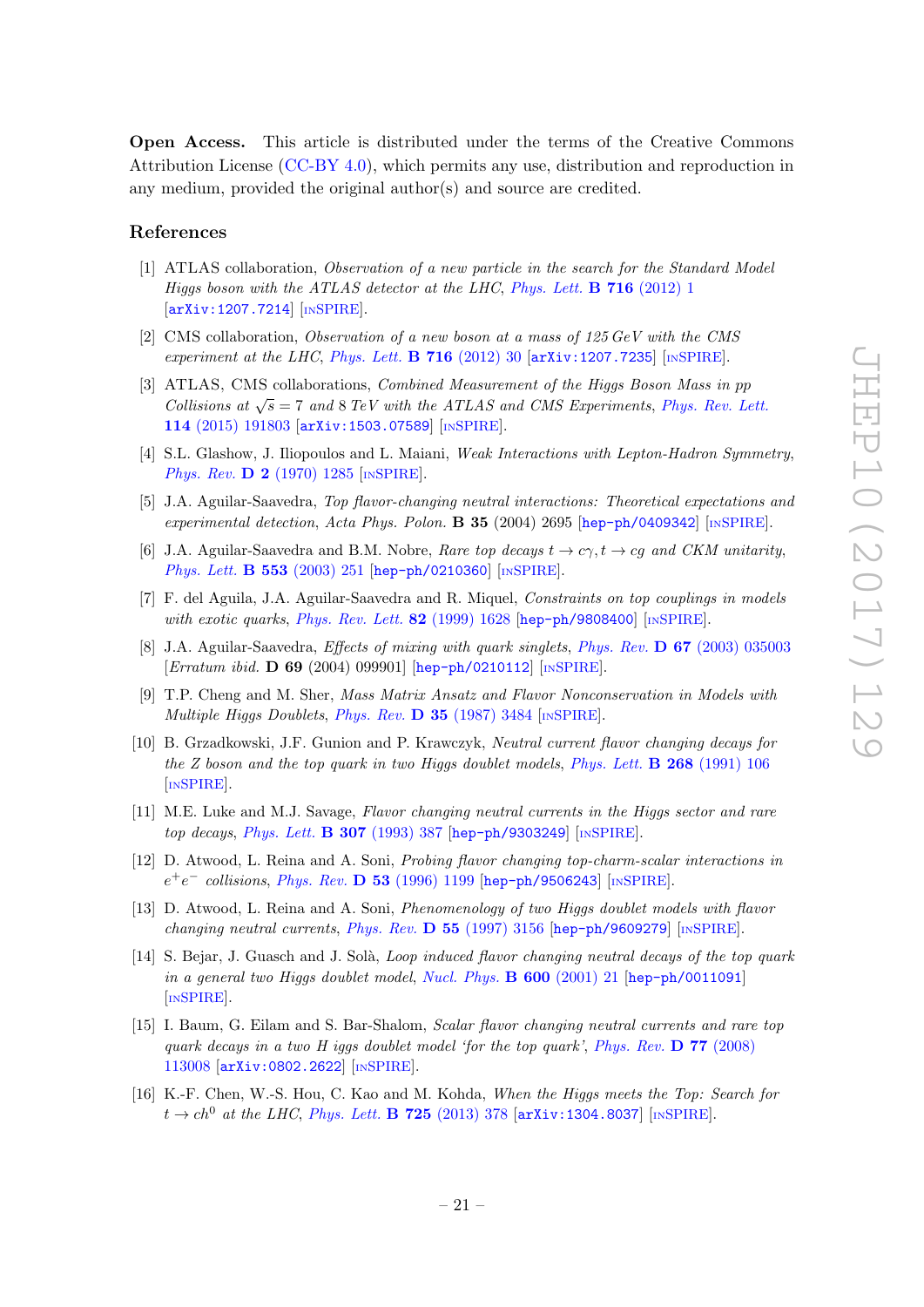**Open Access.** This article is distributed under the terms of the Creative Commons Attribution License (CC-BY 4.0), which permits any use, distribution and reproduction in any medium, provided the original author(s) and source are credited.

## References

[1] ATLAS collaboration, *Observation of a new particle in the search for the Standard Model Higgs boson with the ATLAS detector at the LHC*, *Phys. Lett.* **B 716** (2012) 1 [arXiv:1207.7214] [INSPIRE].

[2] CMS collaboration, *Observation of a new boson at a mass of 125 GeV with the CMS experiment at the LHC*, *Phys. Lett.* **B 716** (2012) 30 [arXiv:1207.7235] [INSPIRE].

[3] ATLAS, CMS collaborations, *Combined Measurement of the Higgs Boson Mass in pp Collisions at $\sqrt{s} = 7$ and 8 TeV with the ATLAS and CMS Experiments*, *Phys. Rev. Lett.* **114** (2015) 191803 [arXiv:1503.07589] [INSPIRE].

[4] S.L. Glashow, J. Iliopoulos and L. Maiani, *Weak Interactions with Lepton-Hadron Symmetry*, *Phys. Rev.* **D 2** (1970) 1285 [INSPIRE].

[5] J.A. Aguilar-Saavedra, *Top flavor-changing neutral interactions: Theoretical expectations and experimental detection*, *Acta Phys. Polon.* **B 35** (2004) 2695 [hep-ph/0409342] [INSPIRE].

[6] J.A. Aguilar-Saavedra and B.M. Nobre, *Rare top decays $t \to c\gamma, t \to cg$ and CKM unitarity*, *Phys. Lett.* **B 553** (2003) 251 [hep-ph/0210360] [INSPIRE].

[7] F. del Aguila, J.A. Aguilar-Saavedra and R. Miquel, *Constraints on top couplings in models with exotic quarks*, *Phys. Rev. Lett.* **82** (1999) 1628 [hep-ph/9808400] [INSPIRE].

[8] J.A. Aguilar-Saavedra, *Effects of mixing with quark singlets*, *Phys. Rev.* **D 67** (2003) 035003 [*Erratum ibid.* **D 69** (2004) 099901] [hep-ph/0210112] [INSPIRE].

[9] T.P. Cheng and M. Sher, *Mass Matrix Ansatz and Flavor Nonconservation in Models with Multiple Higgs Doublets*, *Phys. Rev.* **D 35** (1987) 3484 [INSPIRE].

[10] B. Grzadkowski, J.F. Gunion and P. Krawczyk, *Neutral current flavor changing decays for the Z boson and the top quark in two Higgs doublet models*, *Phys. Lett.* **B 268** (1991) 106 [INSPIRE].

[11] M.E. Luke and M.J. Savage, *Flavor changing neutral currents in the Higgs sector and rare top decays*, *Phys. Lett.* **B 307** (1993) 387 [hep-ph/9303249] [INSPIRE].

[12] D. Atwood, L. Reina and A. Soni, *Probing flavor changing top-charm-scalar interactions in $e^+e^-$ collisions*, *Phys. Rev.* **D 53** (1996) 1199 [hep-ph/9506243] [INSPIRE].

[13] D. Atwood, L. Reina and A. Soni, *Phenomenology of two Higgs doublet models with flavor changing neutral currents*, *Phys. Rev.* **D 55** (1997) 3156 [hep-ph/9609279] [INSPIRE].

[14] S. Bejar, J. Guasch and J. Solà, *Loop induced flavor changing neutral decays of the top quark in a general two Higgs doublet model*, *Nucl. Phys.* **B 600** (2001) 21 [hep-ph/0011091] [INSPIRE].

[15] I. Baum, G. Eilam and S. Bar-Shalom, *Scalar flavor changing neutral currents and rare top quark decays in a two H iggs doublet model 'for the top quark'*, *Phys. Rev.* **D 77** (2008) 113008 [arXiv:0802.2622] [INSPIRE].

[16] K.-F. Chen, W.-S. Hou, C. Kao and M. Kohda, *When the Higgs meets the Top: Search for $t \to ch^0$ at the LHC*, *Phys. Lett.* **B 725** (2013) 378 [arXiv:1304.8037] [INSPIRE].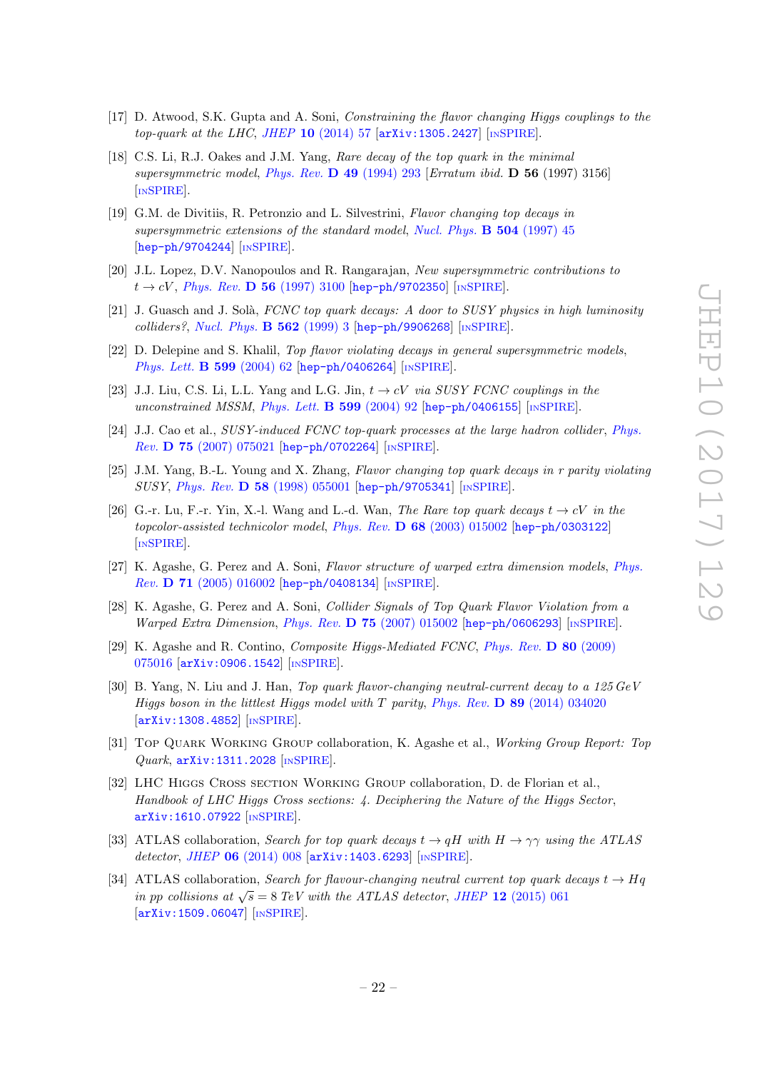[17] D. Atwood, S.K. Gupta and A. Soni, *Constraining the flavor changing Higgs couplings to the top-quark at the LHC*, *JHEP* **10** (2014) 57 [arXiv:1305.2427] [INSPIRE].

[18] C.S. Li, R.J. Oakes and J.M. Yang, *Rare decay of the top quark in the minimal supersymmetric model*, *Phys. Rev.* **D 49** (1994) 293 [*Erratum ibid.* **D 56** (1997) 3156] [INSPIRE].

[19] G.M. de Divitiis, R. Petronzio and L. Silvestrini, *Flavor changing top decays in supersymmetric extensions of the standard model*, *Nucl. Phys.* **B 504** (1997) 45 [hep-ph/9704244] [INSPIRE].

[20] J.L. Lopez, D.V. Nanopoulos and R. Rangarajan, *New supersymmetric contributions to* $t \to cV$, *Phys. Rev.* **D 56** (1997) 3100 [hep-ph/9702350] [INSPIRE].

[21] J. Guasch and J. Solà, *FCNC top quark decays: A door to SUSY physics in high luminosity colliders?*, *Nucl. Phys.* **B 562** (1999) 3 [hep-ph/9906268] [INSPIRE].

[22] D. Delepine and S. Khalil, *Top flavor violating decays in general supersymmetric models*, *Phys. Lett.* **B 599** (2004) 62 [hep-ph/0406264] [INSPIRE].

[23] J.J. Liu, C.S. Li, L.L. Yang and L.G. Jin, $t \to cV$ *via SUSY FCNC couplings in the unconstrained MSSM*, *Phys. Lett.* **B 599** (2004) 92 [hep-ph/0406155] [INSPIRE].

[24] J.J. Cao et al., *SUSY-induced FCNC top-quark processes at the large hadron collider*, *Phys. Rev.* **D 75** (2007) 075021 [hep-ph/0702264] [INSPIRE].

[25] J.M. Yang, B.-L. Young and X. Zhang, *Flavor changing top quark decays in r parity violating SUSY*, *Phys. Rev.* **D 58** (1998) 055001 [hep-ph/9705341] [INSPIRE].

[26] G.-r. Lu, F.-r. Yin, X.-l. Wang and L.-d. Wan, *The Rare top quark decays* $t \to cV$ *in the topcolor-assisted technicolor model*, *Phys. Rev.* **D 68** (2003) 015002 [hep-ph/0303122] [INSPIRE].

[27] K. Agashe, G. Perez and A. Soni, *Flavor structure of warped extra dimension models*, *Phys. Rev.* **D 71** (2005) 016002 [hep-ph/0408134] [INSPIRE].

[28] K. Agashe, G. Perez and A. Soni, *Collider Signals of Top Quark Flavor Violation from a Warped Extra Dimension*, *Phys. Rev.* **D 75** (2007) 015002 [hep-ph/0606293] [INSPIRE].

[29] K. Agashe and R. Contino, *Composite Higgs-Mediated FCNC*, *Phys. Rev.* **D 80** (2009) 075016 [arXiv:0906.1542] [INSPIRE].

[30] B. Yang, N. Liu and J. Han, *Top quark flavor-changing neutral-current decay to a 125 GeV Higgs boson in the littlest Higgs model with T parity*, *Phys. Rev.* **D 89** (2014) 034020 [arXiv:1308.4852] [INSPIRE].

[31] Top Quark Working Group collaboration, K. Agashe et al., *Working Group Report: Top Quark*, arXiv:1311.2028 [INSPIRE].

[32] LHC Higgs Cross section Working Group collaboration, D. de Florian et al., *Handbook of LHC Higgs Cross sections: 4. Deciphering the Nature of the Higgs Sector*, arXiv:1610.07922 [INSPIRE].

[33] ATLAS collaboration, *Search for top quark decays* $t \to qH$ *with* $H \to \gamma\gamma$ *using the ATLAS detector*, *JHEP* **06** (2014) 008 [arXiv:1403.6293] [INSPIRE].

[34] ATLAS collaboration, *Search for flavour-changing neutral current top quark decays* $t \to Hq$ *in pp collisions at* $\sqrt{s} = 8$ *TeV with the ATLAS detector*, *JHEP* **12** (2015) 061 [arXiv:1509.06047] [INSPIRE].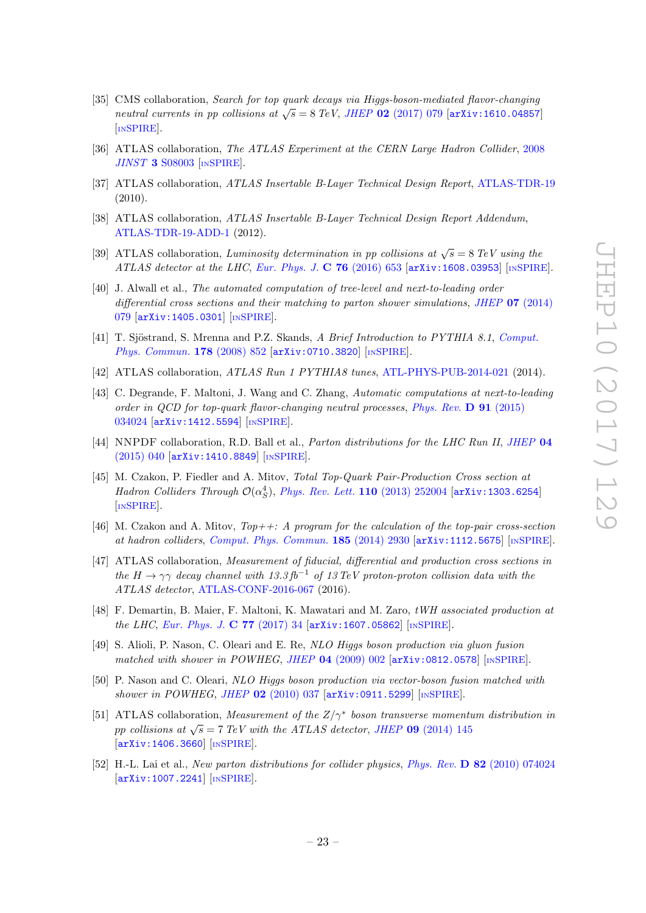[35] CMS collaboration, *Search for top quark decays via Higgs-boson-mediated flavor-changing neutral currents in pp collisions at $\sqrt{s} = 8$ TeV*, *JHEP* **02** (2017) 079 [arXiv:1610.04857] [INSPIRE].

[36] ATLAS collaboration, *The ATLAS Experiment at the CERN Large Hadron Collider*, 2008 *JINST* **3** S08003 [INSPIRE].

[37] ATLAS collaboration, *ATLAS Insertable B-Layer Technical Design Report*, ATLAS-TDR-19 (2010).

[38] ATLAS collaboration, *ATLAS Insertable B-Layer Technical Design Report Addendum*, ATLAS-TDR-19-ADD-1 (2012).

[39] ATLAS collaboration, *Luminosity determination in pp collisions at $\sqrt{s} = 8$ TeV using the ATLAS detector at the LHC*, *Eur. Phys. J.* **C 76** (2016) 653 [arXiv:1608.03953] [INSPIRE].

[40] J. Alwall et al., *The automated computation of tree-level and next-to-leading order differential cross sections and their matching to parton shower simulations*, *JHEP* **07** (2014) 079 [arXiv:1405.0301] [INSPIRE].

[41] T. Sjöstrand, S. Mrenna and P.Z. Skands, *A Brief Introduction to PYTHIA 8.1*, *Comput. Phys. Commun.* **178** (2008) 852 [arXiv:0710.3820] [INSPIRE].

[42] ATLAS collaboration, *ATLAS Run 1 PYTHIA8 tunes*, ATL-PHYS-PUB-2014-021 (2014).

[43] C. Degrande, F. Maltoni, J. Wang and C. Zhang, *Automatic computations at next-to-leading order in QCD for top-quark flavor-changing neutral processes*, *Phys. Rev.* **D 91** (2015) 034024 [arXiv:1412.5594] [INSPIRE].

[44] NNPDF collaboration, R.D. Ball et al., *Parton distributions for the LHC Run II*, *JHEP* **04** (2015) 040 [arXiv:1410.8849] [INSPIRE].

[45] M. Czakon, P. Fiedler and A. Mitov, *Total Top-Quark Pair-Production Cross section at Hadron Colliders Through $\mathcal{O}(\alpha_S^4)$*, *Phys. Rev. Lett.* **110** (2013) 252004 [arXiv:1303.6254] [INSPIRE].

[46] M. Czakon and A. Mitov, *Top++: A program for the calculation of the top-pair cross-section at hadron colliders*, *Comput. Phys. Commun.* **185** (2014) 2930 [arXiv:1112.5675] [INSPIRE].

[47] ATLAS collaboration, *Measurement of fiducial, differential and production cross sections in the $H \to \gamma\gamma$ decay channel with 13.3 fb$^{-1}$ of 13 TeV proton-proton collision data with the ATLAS detector*, ATLAS-CONF-2016-067 (2016).

[48] F. Demartin, B. Maier, F. Maltoni, K. Mawatari and M. Zaro, *tWH associated production at the LHC*, *Eur. Phys. J.* **C 77** (2017) 34 [arXiv:1607.05862] [INSPIRE].

[49] S. Alioli, P. Nason, C. Oleari and E. Re, *NLO Higgs boson production via gluon fusion matched with shower in POWHEG*, *JHEP* **04** (2009) 002 [arXiv:0812.0578] [INSPIRE].

[50] P. Nason and C. Oleari, *NLO Higgs boson production via vector-boson fusion matched with shower in POWHEG*, *JHEP* **02** (2010) 037 [arXiv:0911.5299] [INSPIRE].

[51] ATLAS collaboration, *Measurement of the $Z/\gamma^*$ boson transverse momentum distribution in pp collisions at $\sqrt{s} = 7$ TeV with the ATLAS detector*, *JHEP* **09** (2014) 145 [arXiv:1406.3660] [INSPIRE].

[52] H.-L. Lai et al., *New parton distributions for collider physics*, *Phys. Rev.* **D 82** (2010) 074024 [arXiv:1007.2241] [INSPIRE].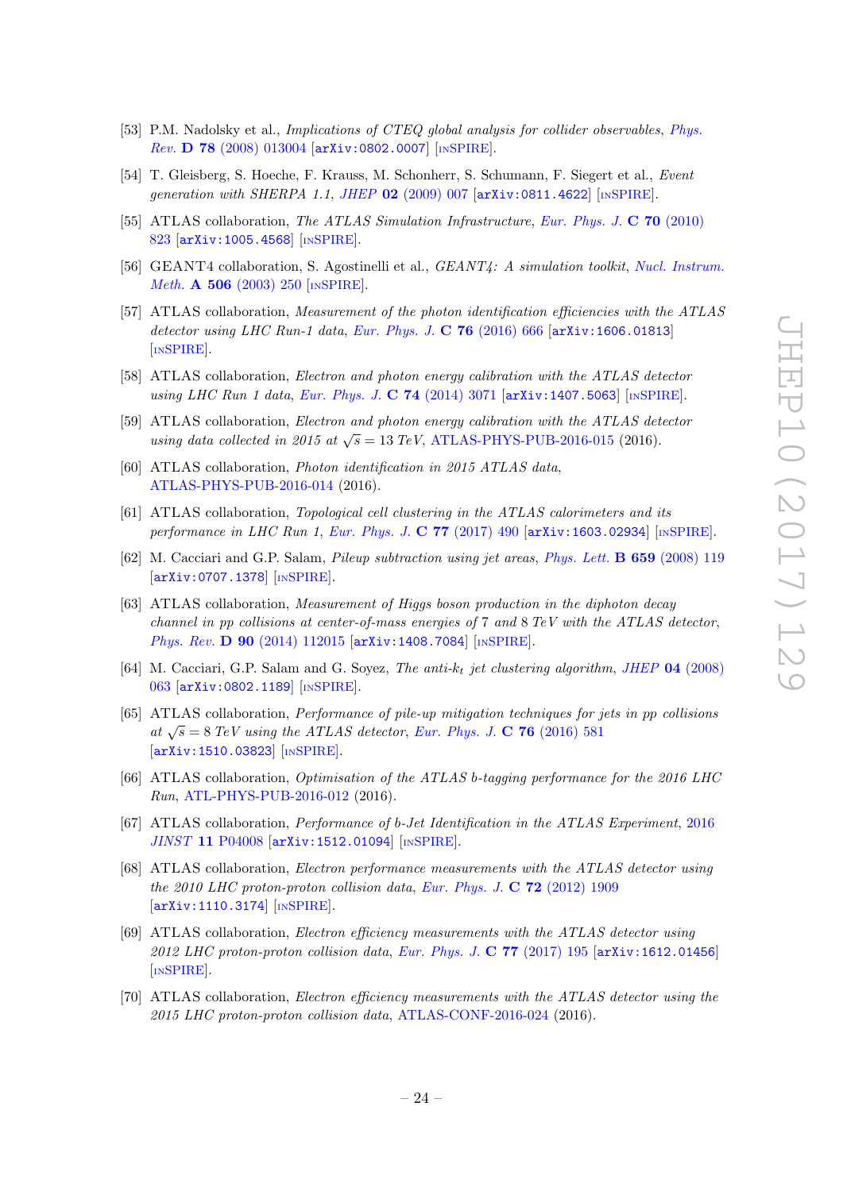[53] P.M. Nadolsky et al., *Implications of CTEQ global analysis for collider observables*, Phys. Rev. **D 78** (2008) 013004 [arXiv:0802.0007] [INSPIRE].

[54] T. Gleisberg, S. Hoeche, F. Krauss, M. Schonherr, S. Schumann, F. Siegert et al., *Event generation with SHERPA 1.1*, JHEP **02** (2009) 007 [arXiv:0811.4622] [INSPIRE].

[55] ATLAS collaboration, *The ATLAS Simulation Infrastructure*, Eur. Phys. J. **C 70** (2010) 823 [arXiv:1005.4568] [INSPIRE].

[56] GEANT4 collaboration, S. Agostinelli et al., *GEANT4: A simulation toolkit*, Nucl. Instrum. Meth. **A 506** (2003) 250 [INSPIRE].

[57] ATLAS collaboration, *Measurement of the photon identification efficiencies with the ATLAS detector using LHC Run-1 data*, Eur. Phys. J. **C 76** (2016) 666 [arXiv:1606.01813] [INSPIRE].

[58] ATLAS collaboration, *Electron and photon energy calibration with the ATLAS detector using LHC Run 1 data*, Eur. Phys. J. **C 74** (2014) 3071 [arXiv:1407.5063] [INSPIRE].

[59] ATLAS collaboration, *Electron and photon energy calibration with the ATLAS detector using data collected in 2015 at $\sqrt{s} = 13$ TeV*, ATLAS-PHYS-PUB-2016-015 (2016).

[60] ATLAS collaboration, *Photon identification in 2015 ATLAS data*, ATLAS-PHYS-PUB-2016-014 (2016).

[61] ATLAS collaboration, *Topological cell clustering in the ATLAS calorimeters and its performance in LHC Run 1*, Eur. Phys. J. **C 77** (2017) 490 [arXiv:1603.02934] [INSPIRE].

[62] M. Cacciari and G.P. Salam, *Pileup subtraction using jet areas*, Phys. Lett. **B 659** (2008) 119 [arXiv:0707.1378] [INSPIRE].

[63] ATLAS collaboration, *Measurement of Higgs boson production in the diphoton decay channel in pp collisions at center-of-mass energies of 7 and 8 TeV with the ATLAS detector*, Phys. Rev. **D 90** (2014) 112015 [arXiv:1408.7084] [INSPIRE].

[64] M. Cacciari, G.P. Salam and G. Soyez, *The anti-$k_t$ jet clustering algorithm*, JHEP **04** (2008) 063 [arXiv:0802.1189] [INSPIRE].

[65] ATLAS collaboration, *Performance of pile-up mitigation techniques for jets in pp collisions at $\sqrt{s} = 8$ TeV using the ATLAS detector*, Eur. Phys. J. **C 76** (2016) 581 [arXiv:1510.03823] [INSPIRE].

[66] ATLAS collaboration, *Optimisation of the ATLAS b-tagging performance for the 2016 LHC Run*, ATL-PHYS-PUB-2016-012 (2016).

[67] ATLAS collaboration, *Performance of b-Jet Identification in the ATLAS Experiment*, 2016 JINST **11** P04008 [arXiv:1512.01094] [INSPIRE].

[68] ATLAS collaboration, *Electron performance measurements with the ATLAS detector using the 2010 LHC proton-proton collision data*, Eur. Phys. J. **C 72** (2012) 1909 [arXiv:1110.3174] [INSPIRE].

[69] ATLAS collaboration, *Electron efficiency measurements with the ATLAS detector using 2012 LHC proton-proton collision data*, Eur. Phys. J. **C 77** (2017) 195 [arXiv:1612.01456] [INSPIRE].

[70] ATLAS collaboration, *Electron efficiency measurements with the ATLAS detector using the 2015 LHC proton-proton collision data*, ATLAS-CONF-2016-024 (2016).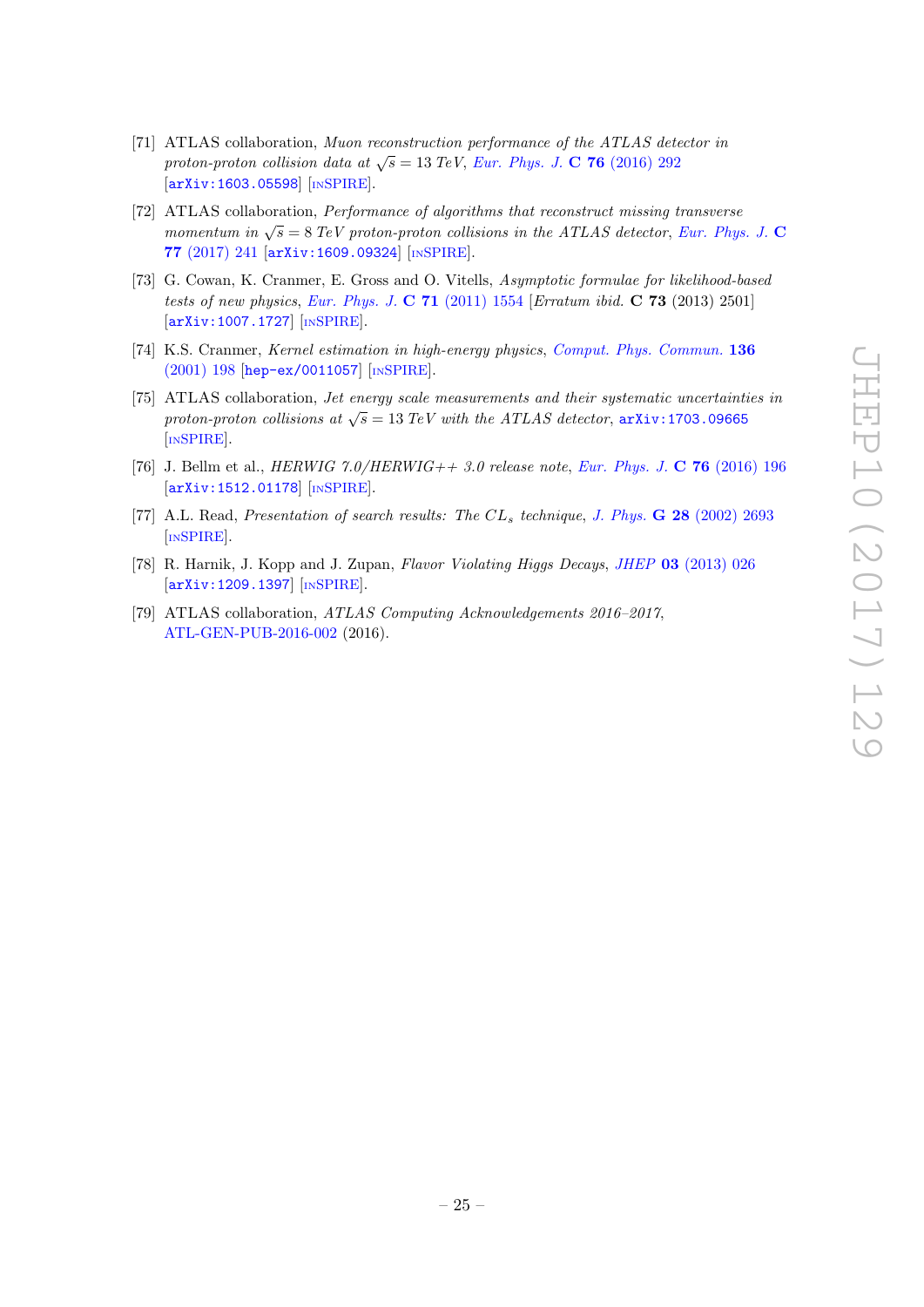[71] ATLAS collaboration, *Muon reconstruction performance of the ATLAS detector in proton-proton collision data at $\sqrt{s} = 13$ TeV*, *Eur. Phys. J.* **C 76** (2016) 292 [arXiv:1603.05598] [INSPIRE].

[72] ATLAS collaboration, *Performance of algorithms that reconstruct missing transverse momentum in $\sqrt{s} = 8$ TeV proton-proton collisions in the ATLAS detector*, *Eur. Phys. J.* **C 77** (2017) 241 [arXiv:1609.09324] [INSPIRE].

[73] G. Cowan, K. Cranmer, E. Gross and O. Vitells, *Asymptotic formulae for likelihood-based tests of new physics*, *Eur. Phys. J.* **C 71** (2011) 1554 [*Erratum ibid.* **C 73** (2013) 2501] [arXiv:1007.1727] [INSPIRE].

[74] K.S. Cranmer, *Kernel estimation in high-energy physics*, *Comput. Phys. Commun.* **136** (2001) 198 [hep-ex/0011057] [INSPIRE].

[75] ATLAS collaboration, *Jet energy scale measurements and their systematic uncertainties in proton-proton collisions at $\sqrt{s} = 13$ TeV with the ATLAS detector*, arXiv:1703.09665 [INSPIRE].

[76] J. Bellm et al., *HERWIG 7.0/HERWIG++ 3.0 release note*, *Eur. Phys. J.* **C 76** (2016) 196 [arXiv:1512.01178] [INSPIRE].

[77] A.L. Read, *Presentation of search results: The $CL_s$ technique*, *J. Phys.* **G 28** (2002) 2693 [INSPIRE].

[78] R. Harnik, J. Kopp and J. Zupan, *Flavor Violating Higgs Decays*, *JHEP* **03** (2013) 026 [arXiv:1209.1397] [INSPIRE].

[79] ATLAS collaboration, *ATLAS Computing Acknowledgements 2016–2017*, ATL-GEN-PUB-2016-002 (2016).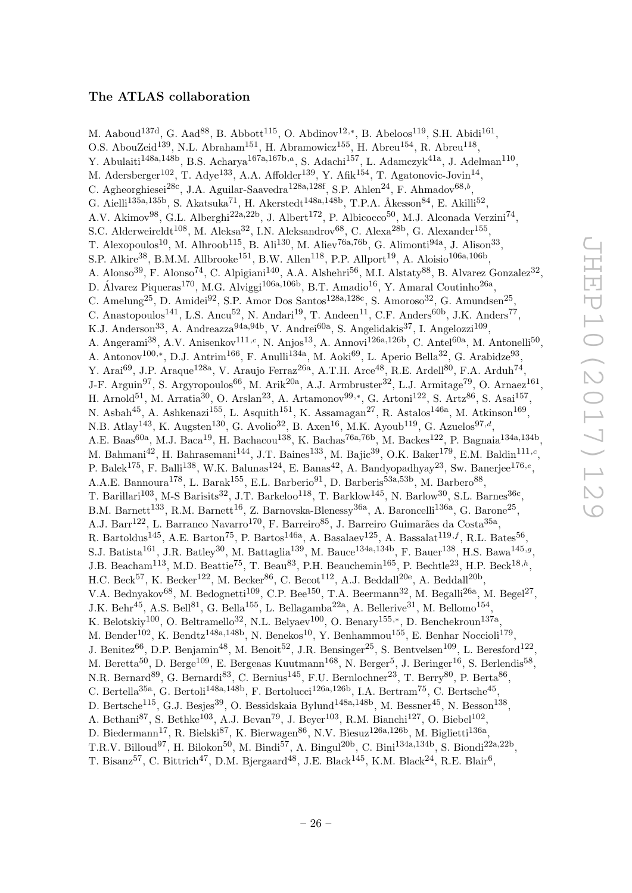### The ATLAS collaboration

M. Aaboud[137d], G. Aad[88], B. Abbott[115], O. Abdinov[12,*], B. Abeloos[119], S.H. Abidi[161], O.S. AbouZeid[139], N.L. Abraham[151], H. Abramowicz[155], H. Abreu[154], R. Abreu[118], Y. Abulaiti[148a,148b], B.S. Acharya[167a,167b,a], S. Adachi[157], L. Adamczyk[41a], J. Adelman[110], M. Adersberger[102], T. Adye[133], A.A. Affolder[139], Y. Afik[154], T. Agatonovic-Jovin[14], C. Agheorghiesei[28c], J.A. Aguilar-Saavedra[128a,128f], S.P. Ahlen[24], F. Ahmadov[68,b], G. Aielli[135a,135b], S. Akatsuka[71], H. Akerstedt[148a,148b], T.P.A. Åkesson[84], E. Akilli[52], A.V. Akimov[98], G.L. Alberghi[22a,22b], J. Albert[172], P. Albicocco[50], M.J. Alconada Verzini[74], S.C. Alderweireldt[108], M. Aleksa[32], I.N. Aleksandrov[68], C. Alexa[28b], G. Alexander[155], T. Alexopoulos[10], M. Alhroob[115], B. Ali[130], M. Aliev[76a,76b], G. Alimonti[94a], J. Alison[33], S.P. Alkire[38], B.M.M. Allbrooke[151], B.W. Allen[118], P.P. Allport[19], A. Aloisio[106a,106b], A. Alonso[39], F. Alonso[74], C. Alpigiani[140], A.A. Alshehri[56], M.I. Alstaty[88], B. Alvarez Gonzalez[32], D. Álvarez Piqueras[170], M.G. Alviggi[106a,106b], B.T. Amadio[16], Y. Amaral Coutinho[26a], C. Amelung[25], D. Amidei[92], S.P. Amor Dos Santos[128a,128c], S. Amoroso[32], G. Amundsen[25], C. Anastopoulos[141], L.S. Ancu[52], N. Andari[19], T. Andeen[11], C.F. Anders[60b], J.K. Anders[77], K.J. Anderson[33], A. Andreazza[94a,94b], V. Andrei[60a], S. Angelidakis[37], I. Angelozzi[109], A. Angerami[38], A.V. Anisenkov[111,c], N. Anjos[13], A. Annovi[126a,126b], C. Antel[60a], M. Antonelli[50], A. Antonov[100,*], D.J. Antrim[166], F. Anulli[134a], M. Aoki[69], L. Aperio Bella[32], G. Arabidze[93], Y. Arai[69], J.P. Araque[128a], V. Araujo Ferraz[26a], A.T.H. Arce[48], R.E. Ardell[80], F.A. Arduh[74], J-F. Arguin[97], S. Argyropoulos[66], M. Arik[20a], A.J. Armbruster[32], L.J. Armitage[79], O. Arnaez[161], H. Arnold[51], M. Arratia[30], O. Arslan[23], A. Artamonov[99,*], G. Artoni[122], S. Artz[86], S. Asai[157], N. Asbah[45], A. Ashkenazi[155], L. Asquith[151], K. Assamagan[27], R. Astalos[146a], M. Atkinson[169], N.B. Atlay[143], K. Augsten[130], G. Avolio[32], B. Axen[16], M.K. Ayoub[119], G. Azuelos[97,d], A.E. Baas[60a], M.J. Baca[19], H. Bachacou[138], K. Bachas[76a,76b], M. Backes[122], P. Bagnaia[134a,134b], M. Bahmani[42], H. Bahrasemani[144], J.T. Baines[133], M. Bajic[39], O.K. Baker[179], E.M. Baldin[111,c], P. Balek[175], F. Balli[138], W.K. Balunas[124], E. Banas[42], A. Bandyopadhyay[23], Sw. Banerjee[176,e], A.A.E. Bannoura[178], L. Barak[155], E.L. Barberio[91], D. Barberis[53a,53b], M. Barbero[88], T. Barillari[103], M-S Barisits[32], J.T. Barkeloo[118], T. Barklow[145], N. Barlow[30], S.L. Barnes[36c], B.M. Barnett[133], R.M. Barnett[16], Z. Barnovska-Blenessy[36a], A. Baroncelli[136a], G. Barone[25], A.J. Barr[122], L. Barranco Navarro[170], F. Barreiro[85], J. Barreiro Guimarães da Costa[35a], R. Bartoldus[145], A.E. Barton[75], P. Bartos[146a], A. Basalaev[125], A. Bassalat[119,f], R.L. Bates[56], S.J. Batista[161], J.R. Batley[30], M. Battaglia[139], M. Bauce[134a,134b], F. Bauer[138], H.S. Bawa[145,g], J.B. Beacham[113], M.D. Beattie[75], T. Beau[83], P.H. Beauchemin[165], P. Bechtle[23], H.P. Beck[18,h], H.C. Beck[57], K. Becker[122], M. Becker[86], C. Becot[112], A.J. Beddall[20e], A. Beddall[20b], V.A. Bednyakov[68], M. Bedognetti[109], C.P. Bee[150], T.A. Beermann[32], M. Begalli[26a], M. Begel[27], J.K. Behr[45], A.S. Bell[81], G. Bella[155], L. Bellagamba[22a], A. Bellerive[31], M. Bellomo[154], K. Belotskiy[100], O. Beltramello[32], N.L. Belyaev[100], O. Benary[155,*], D. Benchekroun[137a], M. Bender[102], K. Bendtz[148a,148b], N. Benekos[10], Y. Benhammou[155], E. Benhar Noccioli[179], J. Benitez[66], D.P. Benjamin[48], M. Benoit[52], J.R. Bensinger[25], S. Bentvelsen[109], L. Beresford[122], M. Beretta[50], D. Berge[109], E. Bergeaas Kuutmann[168], N. Berger[5], J. Beringer[16], S. Berlendis[58], N.R. Bernard[89], G. Bernardi[83], C. Bernius[145], F.U. Bernlochner[23], T. Berry[80], P. Berta[86], C. Bertella[35a], G. Bertoli[148a,148b], F. Bertolucci[126a,126b], I.A. Bertram[75], C. Bertsche[45], D. Bertsche[115], G.J. Besjes[39], O. Bessidskaia Bylund[148a,148b], M. Bessner[45], N. Besson[138], A. Bethani[87], S. Bethke[103], A.J. Bevan[79], J. Beyer[103], R.M. Bianchi[127], O. Biebel[102], D. Biedermann[17], R. Bielski[87], K. Bierwagen[86], N.V. Biesuz[126a,126b], M. Biglietti[136a], T.R.V. Billoud[97], H. Bilokon[50], M. Bindi[57], A. Bingul[20b], C. Bini[134a,134b], S. Biondi[22a,22b], T. Bisanz[57], C. Bittrich[47], D.M. Bjergaard[48], J.E. Black[145], K.M. Black[24], R.E. Blair[6],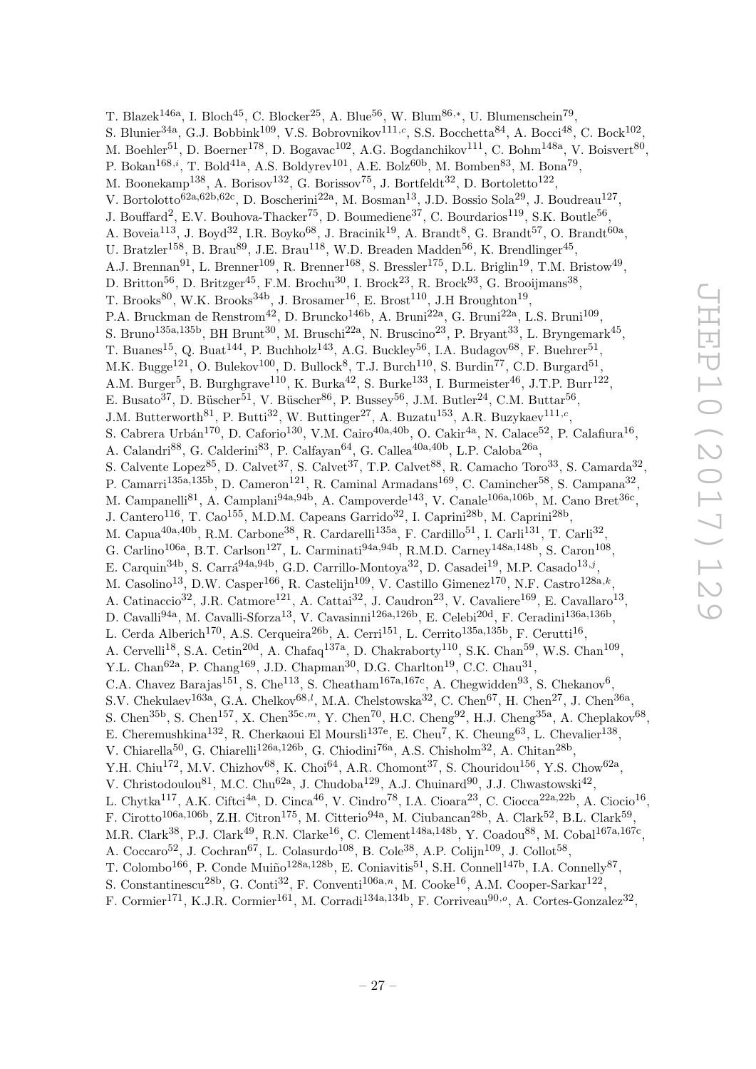T. Blazek[146a], I. Bloch[45], C. Blocker[25], A. Blue[56], W. Blum[86,*], U. Blumenschein[79], S. Blunier[34a], G.J. Bobbink[109], V.S. Bobrovnikov[111,c], S.S. Bocchetta[84], A. Bocci[48], C. Bock[102], M. Boehler[51], D. Boerner[178], D. Bogavac[102], A.G. Bogdanchikov[111], C. Bohm[148a], V. Boisvert[80], P. Bokan[168,i], T. Bold[41a], A.S. Boldyrev[101], A.E. Bolz[60b], M. Bomben[83], M. Bona[79], M. Boonekamp[138], A. Borisov[132], G. Borissov[75], J. Bortfeldt[32], D. Bortoletto[122], V. Bortolotto[62a,62b,62c], D. Boscherini[22a], M. Bosman[13], J.D. Bossio Sola[29], J. Boudreau[127], J. Bouffard[2], E.V. Bouhova-Thacker[75], D. Boumediene[37], C. Bourdarios[119], S.K. Boutle[56], A. Boveia[113], J. Boyd[32], I.R. Boyko[68], J. Bracinik[19], A. Brandt[8], G. Brandt[57], O. Brandt[60a], U. Bratzler[158], B. Brau[89], J.E. Brau[118], W.D. Breaden Madden[56], K. Brendlinger[45], A.J. Brennan[91], L. Brenner[109], R. Brenner[168], S. Bressler[175], D.L. Briglin[19], T.M. Bristow[49], D. Britton[56], D. Britzger[45], F.M. Brochu[30], I. Brock[23], R. Brock[93], G. Brooijmans[38], T. Brooks[80], W.K. Brooks[34b], J. Brosamer[16], E. Brost[110], J.H Broughton[19], P.A. Bruckman de Renstrom[42], D. Bruncko[146b], A. Bruni[22a], G. Bruni[22a], L.S. Bruni[109], S. Bruno[135a,135b], BH Brunt[30], M. Bruschi[22a], N. Bruscino[23], P. Bryant[33], L. Bryngemark[45], T. Buanes[15], Q. Buat[144], P. Buchholz[143], A.G. Buckley[56], I.A. Budagov[68], F. Buehrer[51], M.K. Bugge[121], O. Bulekov[100], D. Bullock[8], T.J. Burch[110], S. Burdin[77], C.D. Burgard[51], A.M. Burger[5], B. Burghgrave[110], K. Burka[42], S. Burke[133], I. Burmeister[46], J.T.P. Burr[122], E. Busato[37], D. Büscher[51], V. Büscher[86], P. Bussey[56], J.M. Butler[24], C.M. Buttar[56], J.M. Butterworth[81], P. Butti[32], W. Buttinger[27], A. Buzatu[153], A.R. Buzykaev[111,c], S. Cabrera Urbán[170], D. Caforio[130], V.M. Cairo[40a,40b], O. Cakir[4a], N. Calace[52], P. Calafiura[16], A. Calandri[88], G. Calderini[83], P. Calfayan[64], G. Callea[40a,40b], L.P. Caloba[26a], S. Calvente Lopez[85], D. Calvet[37], S. Calvet[37], T.P. Calvet[88], R. Camacho Toro[33], S. Camarda[32], P. Camarri[135a,135b], D. Cameron[121], R. Caminal Armadans[169], C. Camincher[58], S. Campana[32], M. Campanelli[81], A. Camplani[94a,94b], A. Campoverde[143], V. Canale[106a,106b], M. Cano Bret[36c], J. Cantero[116], T. Cao[155], M.D.M. Capeans Garrido[32], I. Caprini[28b], M. Caprini[28b], M. Capua[40a,40b], R.M. Carbone[38], R. Cardarelli[135a], F. Cardillo[51], I. Carli[131], T. Carli[32], G. Carlino[106a], B.T. Carlson[127], L. Carminati[94a,94b], R.M.D. Carney[148a,148b], S. Caron[108], E. Carquin[34b], S. Carrá[94a,94b], G.D. Carrillo-Montoya[32], D. Casadei[19], M.P. Casado[13,j], M. Casolino[13], D.W. Casper[166], R. Castelijn[109], V. Castillo Gimenez[170], N.F. Castro[128a,k], A. Catinaccio[32], J.R. Catmore[121], A. Cattai[32], J. Caudron[23], V. Cavaliere[169], E. Cavallaro[13], D. Cavalli[94a], M. Cavalli-Sforza[13], V. Cavasinni[126a,126b], E. Celebi[20d], F. Ceradini[136a,136b], L. Cerda Alberich[170], A.S. Cerqueira[26b], A. Cerri[151], L. Cerrito[135a,135b], F. Cerutti[16], A. Cervelli[18], S.A. Cetin[20d], A. Chafaq[137a], D. Chakraborty[110], S.K. Chan[59], W.S. Chan[109], Y.L. Chan[62a], P. Chang[169], J.D. Chapman[30], D.G. Charlton[19], C.C. Chau[31], C.A. Chavez Barajas[151], S. Che[113], S. Cheatham[167a,167c], A. Chegwidden[93], S. Chekanov[6], S.V. Chekulaev[163a], G.A. Chelkov[68,l], M.A. Chelstowska[32], C. Chen[67], H. Chen[27], J. Chen[36a], S. Chen[35b], S. Chen[157], X. Chen[35c,m], Y. Chen[70], H.C. Cheng[92], H.J. Cheng[35a], A. Cheplakov[68], E. Cheremushkina[132], R. Cherkaoui El Moursli[137e], E. Cheu[7], K. Cheung[63], L. Chevalier[138], V. Chiarella[50], G. Chiarelli[126a,126b], G. Chiodini[76a], A.S. Chisholm[32], A. Chitan[28b], Y.H. Chiu[172], M.V. Chizhov[68], K. Choi[64], A.R. Chomont[37], S. Chouridou[156], Y.S. Chow[62a], V. Christodoulou[81], M.C. Chu[62a], J. Chudoba[129], A.J. Chuinard[90], J.J. Chwastowski[42], L. Chytka[117], A.K. Ciftci[4a], D. Cinca[46], V. Cindro[78], I.A. Cioara[23], C. Ciocca[22a,22b], A. Ciocio[16], F. Cirotto[106a,106b], Z.H. Citron[175], M. Citterio[94a], M. Ciubancan[28b], A. Clark[52], B.L. Clark[59], M.R. Clark[38], P.J. Clark[49], R.N. Clarke[16], C. Clement[148a,148b], Y. Coadou[88], M. Cobal[167a,167c], A. Coccaro[52], J. Cochran[67], L. Colasurdo[108], B. Cole[38], A.P. Colijn[109], J. Collot[58], T. Colombo[166], P. Conde Muiño[128a,128b], E. Coniavitis[51], S.H. Connell[147b], I.A. Connelly[87], S. Constantinescu[28b], G. Conti[32], F. Conventi[106a,n], M. Cooke[16], A.M. Cooper-Sarkar[122], F. Cormier[171], K.J.R. Cormier[161], M. Corradi[134a,134b], F. Corriveau[90,o], A. Cortes-Gonzalez[32],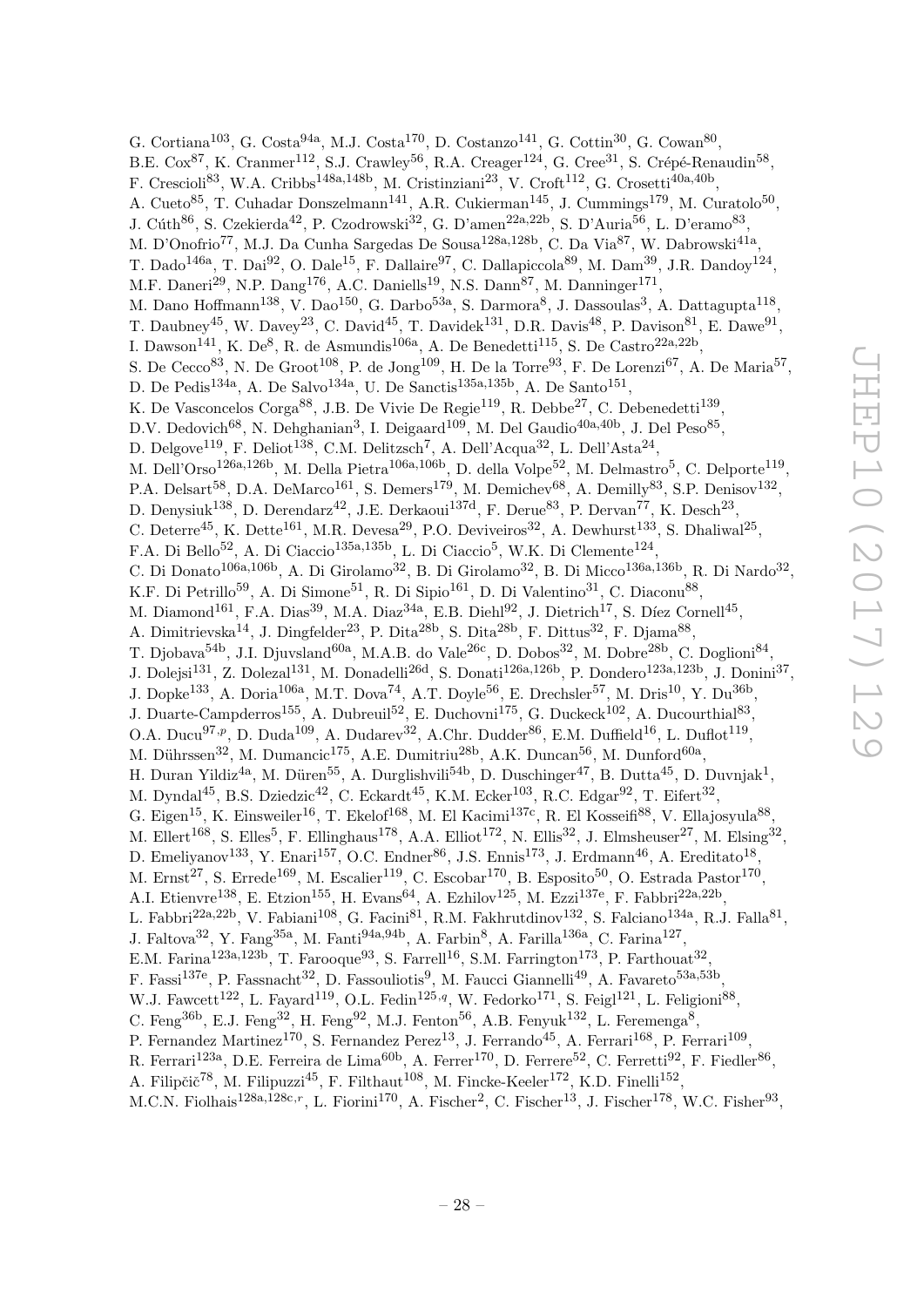G. Cortiana[103], G. Costa[94a], M.J. Costa[170], D. Costanzo[141], G. Cottin[30], G. Cowan[80], B.E. Cox[87], K. Cranmer[112], S.J. Crawley[56], R.A. Creager[124], G. Cree[31], S. Crépé-Renaudin[58], F. Crescioli[83], W.A. Cribbs[148a,148b], M. Cristinziani[23], V. Croft[112], G. Crosetti[40a,40b], A. Cueto[85], T. Cuhadar Donszelmann[141], A.R. Cukierman[145], J. Cummings[179], M. Curatolo[50], J. Cúth[86], S. Czekierda[42], P. Czodrowski[32], G. D'amen[22a,22b], S. D'Auria[56], L. D'eramo[83], M. D'Onofrio[77], M.J. Da Cunha Sargedas De Sousa[128a,128b], C. Da Via[87], W. Dabrowski[41a], T. Dado[146a], T. Dai[92], O. Dale[15], F. Dallaire[97], C. Dallapiccola[89], M. Dam[39], J.R. Dandoy[124], M.F. Daneri[29], N.P. Dang[176], A.C. Daniells[19], N.S. Dann[87], M. Danninger[171], M. Dano Hoffmann[138], V. Dao[150], G. Darbo[53a], S. Darmora[8], J. Dassoulas[3], A. Dattagupta[118], T. Daubney[45], W. Davey[23], C. David[45], T. Davidek[131], D.R. Davis[48], P. Davison[81], E. Dawe[91], I. Dawson[141], K. De[8], R. de Asmundis[106a], A. De Benedetti[115], S. De Castro[22a,22b], S. De Cecco[83], N. De Groot[108], P. de Jong[109], H. De la Torre[93], F. De Lorenzi[67], A. De Maria[57], D. De Pedis[134a], A. De Salvo[134a], U. De Sanctis[135a,135b], A. De Santo[151], K. De Vasconcelos Corga[88], J.B. De Vivie De Regie[119], R. Debbe[27], C. Debenedetti[139], D.V. Dedovich[68], N. Dehghanian[3], I. Deigaard[109], M. Del Gaudio[40a,40b], J. Del Peso[85], D. Delgove[119], F. Deliot[138], C.M. Delitzsch[7], A. Dell'Acqua[32], L. Dell'Asta[24], M. Dell'Orso[126a,126b], M. Della Pietra[106a,106b], D. della Volpe[52], M. Delmastro[5], C. Delporte[119], P.A. Delsart[58], D.A. DeMarco[161], S. Demers[179], M. Demichev[68], A. Demilly[83], S.P. Denisov[132], D. Denysiuk[138], D. Derendarz[42], J.E. Derkaoui[137d], F. Derue[83], P. Dervan[77], K. Desch[23], C. Deterre[45], K. Dette[161], M.R. Devesa[29], P.O. Deviveiros[32], A. Dewhurst[133], S. Dhaliwal[25], F.A. Di Bello[52], A. Di Ciaccio[135a,135b], L. Di Ciaccio[5], W.K. Di Clemente[124], C. Di Donato[106a,106b], A. Di Girolamo[32], B. Di Girolamo[32], B. Di Micco[136a,136b], R. Di Nardo[32], K.F. Di Petrillo[59], A. Di Simone[51], R. Di Sipio[161], D. Di Valentino[31], C. Diaconu[88], M. Diamond[161], F.A. Dias[39], M.A. Diaz[34a], E.B. Diehl[92], J. Dietrich[17], S. Díez Cornell[45], A. Dimitrievska[14], J. Dingfelder[23], P. Dita[28b], S. Dita[28b], F. Dittus[32], F. Djama[88], T. Djobava[54b], J.I. Djuvsland[60a], M.A.B. do Vale[26c], D. Dobos[32], M. Dobre[28b], C. Doglioni[84], J. Dolejsi[131], Z. Dolezal[131], M. Donadelli[26d], S. Donati[126a,126b], P. Dondero[123a,123b], J. Donini[37], J. Dopke[133], A. Doria[106a], M.T. Dova[74], A.T. Doyle[56], E. Drechsler[57], M. Dris[10], Y. Du[36b], J. Duarte-Campderros[155], A. Dubreuil[52], E. Duchovni[175], G. Duckeck[102], A. Ducourthial[83], O.A. Ducu[97,p], D. Duda[109], A. Dudarev[32], A.Chr. Dudder[86], E.M. Duffield[16], L. Duflot[119], M. Dührssen[32], M. Dumancic[175], A.E. Dumitriu[28b], A.K. Duncan[56], M. Dunford[60a], H. Duran Yildiz[4a], M. Düren[55], A. Durglishvili[54b], D. Duschinger[47], B. Dutta[45], D. Duvnjak[1], M. Dyndal[45], B.S. Dziedzic[42], C. Eckardt[45], K.M. Ecker[103], R.C. Edgar[92], T. Eifert[32], G. Eigen[15], K. Einsweiler[16], T. Ekelof[168], M. El Kacimi[137c], R. El Kosseifi[88], V. Ellajosyula[88], M. Ellert[168], S. Elles[5], F. Ellinghaus[178], A.A. Elliot[172], N. Ellis[32], J. Elmsheuser[27], M. Elsing[32], D. Emeliyanov[133], Y. Enari[157], O.C. Endner[86], J.S. Ennis[173], J. Erdmann[46], A. Ereditato[18], M. Ernst[27], S. Errede[169], M. Escalier[119], C. Escobar[170], B. Esposito[50], O. Estrada Pastor[170], A.I. Etienvre[138], E. Etzion[155], H. Evans[64], A. Ezhilov[125], M. Ezzi[137e], F. Fabbri[22a,22b], L. Fabbri[22a,22b], V. Fabiani[108], G. Facini[81], R.M. Fakhrutdinov[132], S. Falciano[134a], R.J. Falla[81], J. Faltova[32], Y. Fang[35a], M. Fanti[94a,94b], A. Farbin[8], A. Farilla[136a], C. Farina[127], E.M. Farina[123a,123b], T. Farooque[93], S. Farrell[16], S.M. Farrington[173], P. Farthouat[32], F. Fassi[137e], P. Fassnacht[32], D. Fassouliotis[9], M. Faucci Giannelli[49], A. Favareto[53a,53b], W.J. Fawcett[122], L. Fayard[119], O.L. Fedin[125,q], W. Fedorko[171], S. Feigl[121], L. Feligioni[88], C. Feng[36b], E.J. Feng[32], H. Feng[92], M.J. Fenton[56], A.B. Fenyuk[132], L. Feremenga[8], P. Fernandez Martinez[170], S. Fernandez Perez[13], J. Ferrando[45], A. Ferrari[168], P. Ferrari[109], R. Ferrari[123a], D.E. Ferreira de Lima[60b], A. Ferrer[170], D. Ferrere[52], C. Ferretti[92], F. Fiedler[86], A. Filipčič[78], M. Filipuzzi[45], F. Filthaut[108], M. Fincke-Keeler[172], K.D. Finelli[152], M.C.N. Fiolhais[128a,128c,r], L. Fiorini[170], A. Fischer[2], C. Fischer[13], J. Fischer[178], W.C. Fisher[93],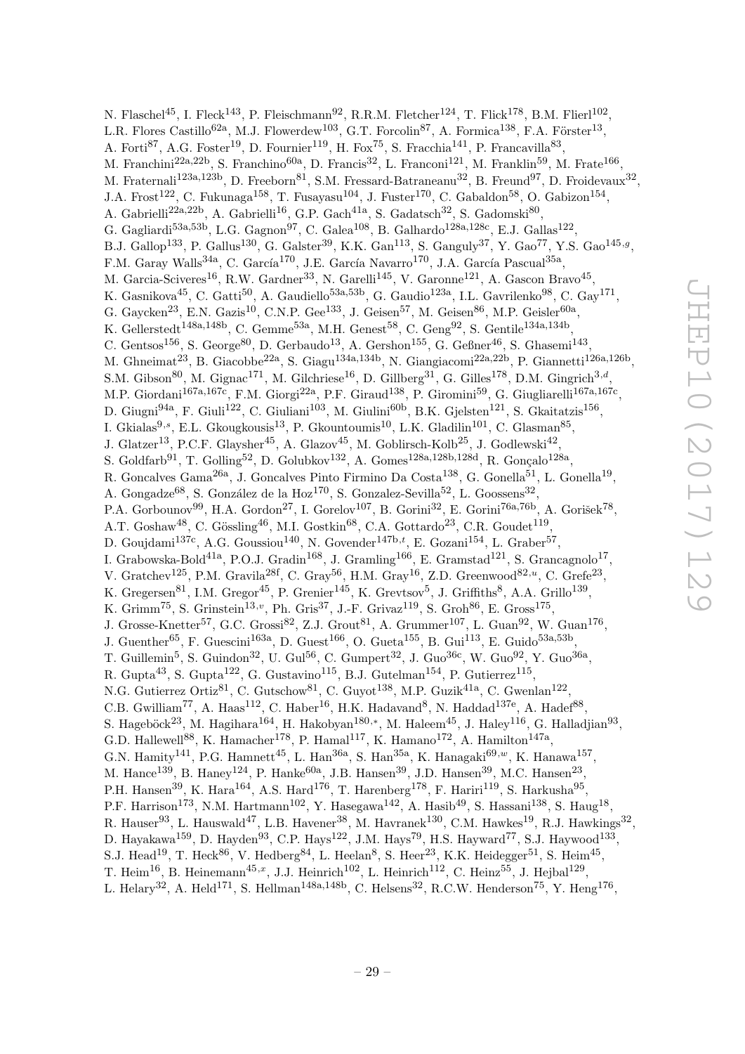N. Flaschel[45], I. Fleck[143], P. Fleischmann[92], R.R.M. Fletcher[124], T. Flick[178], B.M. Flierl[102], L.R. Flores Castillo[62a], M.J. Flowerdew[103], G.T. Forcolin[87], A. Formica[138], F.A. Förster[13], A. Forti[87], A.G. Foster[19], D. Fournier[119], H. Fox[75], S. Fracchia[141], P. Francavilla[83], M. Franchini[22a,22b], S. Franchino[60a], D. Francis[32], L. Franconi[121], M. Franklin[59], M. Frate[166], M. Fraternali[123a,123b], D. Freeborn[81], S.M. Fressard-Batraneanu[32], B. Freund[97], D. Froidevaux[32], J.A. Frost[122], C. Fukunaga[158], T. Fusayasu[104], J. Fuster[170], C. Gabaldon[58], O. Gabizon[154], A. Gabrielli[22a,22b], A. Gabrielli[16], G.P. Gach[41a], S. Gadatsch[32], S. Gadomski[80], G. Gagliardi[53a,53b], L.G. Gagnon[97], C. Galea[108], B. Galhardo[128a,128c], E.J. Gallas[122], B.J. Gallop[133], P. Gallus[130], G. Galster[39], K.K. Gan[113], S. Ganguly[37], Y. Gao[77], Y.S. Gao[145,g], F.M. Garay Walls[34a], C. García[170], J.E. García Navarro[170], J.A. García Pascual[35a], M. Garcia-Sciveres[16], R.W. Gardner[33], N. Garelli[145], V. Garonne[121], A. Gascon Bravo[45], K. Gasnikova[45], C. Gatti[50], A. Gaudiello[53a,53b], G. Gaudio[123a], I.L. Gavrilenko[98], C. Gay[171], G. Gaycken[23], E.N. Gazis[10], C.N.P. Gee[133], J. Geisen[57], M. Geisen[86], M.P. Geisler[60a], K. Gellerstedt[148a,148b], C. Gemme[53a], M.H. Genest[58], C. Geng[92], S. Gentile[134a,134b], C. Gentsos[156], S. George[80], D. Gerbaudo[13], A. Gershon[155], G. Geßner[46], S. Ghasemi[143], M. Ghneimat[23], B. Giacobbe[22a], S. Giagu[134a,134b], N. Giangiacomi[22a,22b], P. Giannetti[126a,126b], S.M. Gibson[80], M. Gignac[171], M. Gilchriese[16], D. Gillberg[31], G. Gilles[178], D.M. Gingrich[3,d], M.P. Giordani[167a,167c], F.M. Giorgi[22a], P.F. Giraud[138], P. Giromini[59], G. Giugliarelli[167a,167c], D. Giugni[94a], F. Giuli[122], C. Giuliani[103], M. Giulini[60b], B.K. Gjelsten[121], S. Gkaitatzis[156], I. Gkialas[9,s], E.L. Gkougkousis[13], P. Gkountoumis[10], L.K. Gladilin[101], C. Glasman[85], J. Glatzer[13], P.C.F. Glaysher[45], A. Glazov[45], M. Goblirsch-Kolb[25], J. Godlewski[42], S. Goldfarb[91], T. Golling[52], D. Golubkov[132], A. Gomes[128a,128b,128d], R. Gonçalo[128a], R. Goncalves Gama[26a], J. Goncalves Pinto Firmino Da Costa[138], G. Gonella[51], L. Gonella[19], A. Gongadze[68], S. González de la Hoz[170], S. Gonzalez-Sevilla[52], L. Goossens[32], P.A. Gorbounov[99], H.A. Gordon[27], I. Gorelov[107], B. Gorini[32], E. Gorini[76a,76b], A. Gorišek[78], A.T. Goshaw[48], C. Gössling[46], M.I. Gostkin[68], C.A. Gottardo[23], C.R. Goudet[119], D. Goujdami[137c], A.G. Goussiou[140], N. Govender[147b,t], E. Gozani[154], L. Graber[57], I. Grabowska-Bold[41a], P.O.J. Gradin[168], J. Gramling[166], E. Gramstad[121], S. Grancagnolo[17], V. Gratchev[125], P.M. Gravila[28f], C. Gray[56], H.M. Gray[16], Z.D. Greenwood[82,u], C. Grefe[23], K. Gregersen[81], I.M. Gregor[45], P. Grenier[145], K. Grevtsov[5], J. Griffiths[8], A.A. Grillo[139], K. Grimm[75], S. Grinstein[13,v], Ph. Gris[37], J.-F. Grivaz[119], S. Groh[86], E. Gross[175], J. Grosse-Knetter[57], G.C. Grossi[82], Z.J. Grout[81], A. Grummer[107], L. Guan[92], W. Guan[176], J. Guenther[65], F. Guescini[163a], D. Guest[166], O. Gueta[155], B. Gui[113], E. Guido[53a,53b], T. Guillemin[5], S. Guindon[32], U. Gul[56], C. Gumpert[32], J. Guo[36c], W. Guo[92], Y. Guo[36a], R. Gupta[43], S. Gupta[122], G. Gustavino[115], B.J. Gutelman[154], P. Gutierrez[115], N.G. Gutierrez Ortiz[81], C. Gutschow[81], C. Guyot[138], M.P. Guzik[41a], C. Gwenlan[122], C.B. Gwilliam[77], A. Haas[112], C. Haber[16], H.K. Hadavand[8], N. Haddad[137e], A. Hadef[88], S. Hageböck[23], M. Hagihara[164], H. Hakobyan[180,*], M. Haleem[45], J. Haley[116], G. Halladjian[93], G.D. Hallewell[88], K. Hamacher[178], P. Hamal[117], K. Hamano[172], A. Hamilton[147a], G.N. Hamity[141], P.G. Hamnett[45], L. Han[36a], S. Han[35a], K. Hanagaki[69,w], K. Hanawa[157], M. Hance[139], B. Haney[124], P. Hanke[60a], J.B. Hansen[39], J.D. Hansen[39], M.C. Hansen[23], P.H. Hansen[39], K. Hara[164], A.S. Hard[176], T. Harenberg[178], F. Hariri[119], S. Harkusha[95], P.F. Harrison[173], N.M. Hartmann[102], Y. Hasegawa[142], A. Hasib[49], S. Hassani[138], S. Haug[18], R. Hauser[93], L. Hauswald[47], L.B. Havener[38], M. Havranek[130], C.M. Hawkes[19], R.J. Hawkings[32], D. Hayakawa[159], D. Hayden[93], C.P. Hays[122], J.M. Hays[79], H.S. Hayward[77], S.J. Haywood[133], S.J. Head[19], T. Heck[86], V. Hedberg[84], L. Heelan[8], S. Heer[23], K.K. Heidegger[51], S. Heim[45], T. Heim[16], B. Heinemann[45,x], J.J. Heinrich[102], L. Heinrich[112], C. Heinz[55], J. Hejbal[129], L. Helary[32], A. Held[171], S. Hellman[148a,148b], C. Helsens[32], R.C.W. Henderson[75], Y. Heng[176],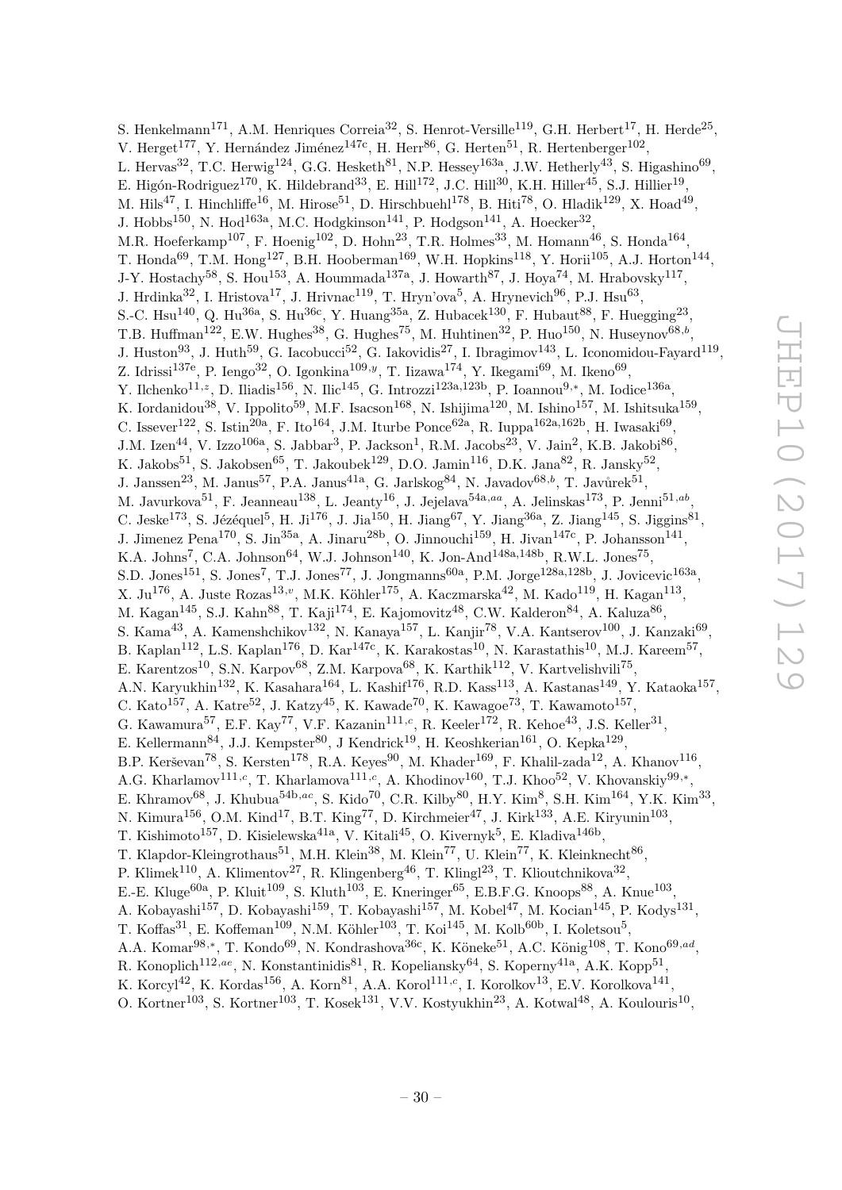S. Henkelmann[171], A.M. Henriques Correia[32], S. Henrot-Versille[119], G.H. Herbert[17], H. Herde[25], V. Herget[177], Y. Hernández Jiménez[147c], H. Herr[86], G. Herten[51], R. Hertenberger[102], L. Hervas[32], T.C. Herwig[124], G.G. Hesketh[81], N.P. Hessey[163a], J.W. Hetherly[43], S. Higashino[69], E. Higón-Rodriguez[170], K. Hildebrand[33], E. Hill[172], J.C. Hill[30], K.H. Hiller[45], S.J. Hillier[19], M. Hils[47], I. Hinchliffe[16], M. Hirose[51], D. Hirschbuehl[178], B. Hiti[78], O. Hladik[129], X. Hoad[49], J. Hobbs[150], N. Hod[163a], M.C. Hodgkinson[141], P. Hodgson[141], A. Hoecker[32], M.R. Hoeferkamp[107], F. Hoenig[102], D. Hohn[23], T.R. Holmes[33], M. Homann[46], S. Honda[164], T. Honda[69], T.M. Hong[127], B.H. Hooberman[169], W.H. Hopkins[118], Y. Horii[105], A.J. Horton[144], J-Y. Hostachy[58], S. Hou[153], A. Hoummada[137a], J. Howarth[87], J. Hoya[74], M. Hrabovsky[117], J. Hrdinka[32], I. Hristova[17], J. Hrivnac[119], T. Hryn'ova[5], A. Hrynevich[96], P.J. Hsu[63], S.-C. Hsu[140], Q. Hu[36a], S. Hu[36c], Y. Huang[35a], Z. Hubacek[130], F. Hubaut[88], F. Huegging[23], T.B. Huffman[122], E.W. Hughes[38], G. Hughes[75], M. Huhtinen[32], P. Huo[150], N. Huseynov[68,b], J. Huston[93], J. Huth[59], G. Iacobucci[52], G. Iakovidis[27], I. Ibragimov[143], L. Iconomidou-Fayard[119], Z. Idrissi[137e], P. Iengo[32], O. Igonkina[109,y], T. Iizawa[174], Y. Ikegami[69], M. Ikeno[69], Y. Ilchenko[11,z], D. Iliadis[156], N. Ilic[145], G. Introzzi[123a,123b], P. Ioannou[9,*], M. Iodice[136a], K. Iordanidou[38], V. Ippolito[59], M.F. Isacson[168], N. Ishijima[120], M. Ishino[157], M. Ishitsuka[159], C. Issever[122], S. Istin[20a], F. Ito[164], J.M. Iturbe Ponce[62a], R. Iuppa[162a,162b], H. Iwasaki[69], J.M. Izen[44], V. Izzo[106a], S. Jabbar[3], P. Jackson[1], R.M. Jacobs[23], V. Jain[2], K.B. Jakobi[86], K. Jakobs[51], S. Jakobsen[65], T. Jakoubek[129], D.O. Jamin[116], D.K. Jana[82], R. Jansky[52], J. Janssen[23], M. Janus[57], P.A. Janus[41a], G. Jarlskog[84], N. Javadov[68,b], T. Javůrek[51], M. Javurkova[51], F. Jeanneau[138], L. Jeanty[16], J. Jejelava[54a,aa], A. Jelinskas[173], P. Jenni[51,ab], C. Jeske[173], S. Jézéquel[5], H. Ji[176], J. Jia[150], H. Jiang[67], Y. Jiang[36a], Z. Jiang[145], S. Jiggins[81], J. Jimenez Pena[170], S. Jin[35a], A. Jinaru[28b], O. Jinnouchi[159], H. Jivan[147c], P. Johansson[141], K.A. Johns[7], C.A. Johnson[64], W.J. Johnson[140], K. Jon-And[148a,148b], R.W.L. Jones[75], S.D. Jones[151], S. Jones[7], T.J. Jones[77], J. Jongmanns[60a], P.M. Jorge[128a,128b], J. Jovicevic[163a], X. Ju[176], A. Juste Rozas[13,v], M.K. Köhler[175], A. Kaczmarska[42], M. Kado[119], H. Kagan[113], M. Kagan[145], S.J. Kahn[88], T. Kaji[174], E. Kajomovitz[48], C.W. Kalderon[84], A. Kaluza[86], S. Kama[43], A. Kamenshchikov[132], N. Kanaya[157], L. Kanjir[78], V.A. Kantserov[100], J. Kanzaki[69], B. Kaplan[112], L.S. Kaplan[176], D. Kar[147c], K. Karakostas[10], N. Karastathis[10], M.J. Kareem[57], E. Karentzos[10], S.N. Karpov[68], Z.M. Karpova[68], K. Karthik[112], V. Kartvelishvili[75], A.N. Karyukhin[132], K. Kasahara[164], L. Kashif[176], R.D. Kass[113], A. Kastanas[149], Y. Kataoka[157], C. Kato[157], A. Katre[52], J. Katzy[45], K. Kawade[70], K. Kawagoe[73], T. Kawamoto[157], G. Kawamura[57], E.F. Kay[77], V.F. Kazanin[111,c], R. Keeler[172], R. Kehoe[43], J.S. Keller[31], E. Kellermann[84], J.J. Kempster[80], J Kendrick[19], H. Keoshkerian[161], O. Kepka[129], B.P. Kerševan[78], S. Kersten[178], R.A. Keyes[90], M. Khader[169], F. Khalil-zada[12], A. Khanov[116], A.G. Kharlamov[111,c], T. Kharlamova[111,c], A. Khodinov[160], T.J. Khoo[52], V. Khovanskiy[99,*], E. Khramov[68], J. Khubua[54b,ac], S. Kido[70], C.R. Kilby[80], H.Y. Kim[8], S.H. Kim[164], Y.K. Kim[33], N. Kimura[156], O.M. Kind[17], B.T. King[77], D. Kirchmeier[47], J. Kirk[133], A.E. Kiryunin[103], T. Kishimoto[157], D. Kisielewska[41a], V. Kitali[45], O. Kivernyk[5], E. Kladiva[146b], T. Klapdor-Kleingrothaus[51], M.H. Klein[38], M. Klein[77], U. Klein[77], K. Kleinknecht[86], P. Klimek[110], A. Klimentov[27], R. Klingenberg[46], T. Klingl[23], T. Klioutchnikova[32], E.-E. Kluge[60a], P. Kluit[109], S. Kluth[103], E. Kneringer[65], E.B.F.G. Knoops[88], A. Knue[103], A. Kobayashi[157], D. Kobayashi[159], T. Kobayashi[157], M. Kobel[47], M. Kocian[145], P. Kodys[131], T. Koffas[31], E. Koffeman[109], N.M. Köhler[103], T. Koi[145], M. Kolb[60b], I. Koletsou[5], A.A. Komar[98,*], T. Kondo[69], N. Kondrashova[36c], K. Köneke[51], A.C. König[108], T. Kono[69,ad], R. Konoplich[112,ae], N. Konstantinidis[81], R. Kopeliansky[64], S. Koperny[41a], A.K. Kopp[51], K. Korcyl[42], K. Kordas[156], A. Korn[81], A.A. Korol[111,c], I. Korolkov[13], E.V. Korolkova[141], O. Kortner[103], S. Kortner[103], T. Kosek[131], V.V. Kostyukhin[23], A. Kotwal[48], A. Koulouris[10],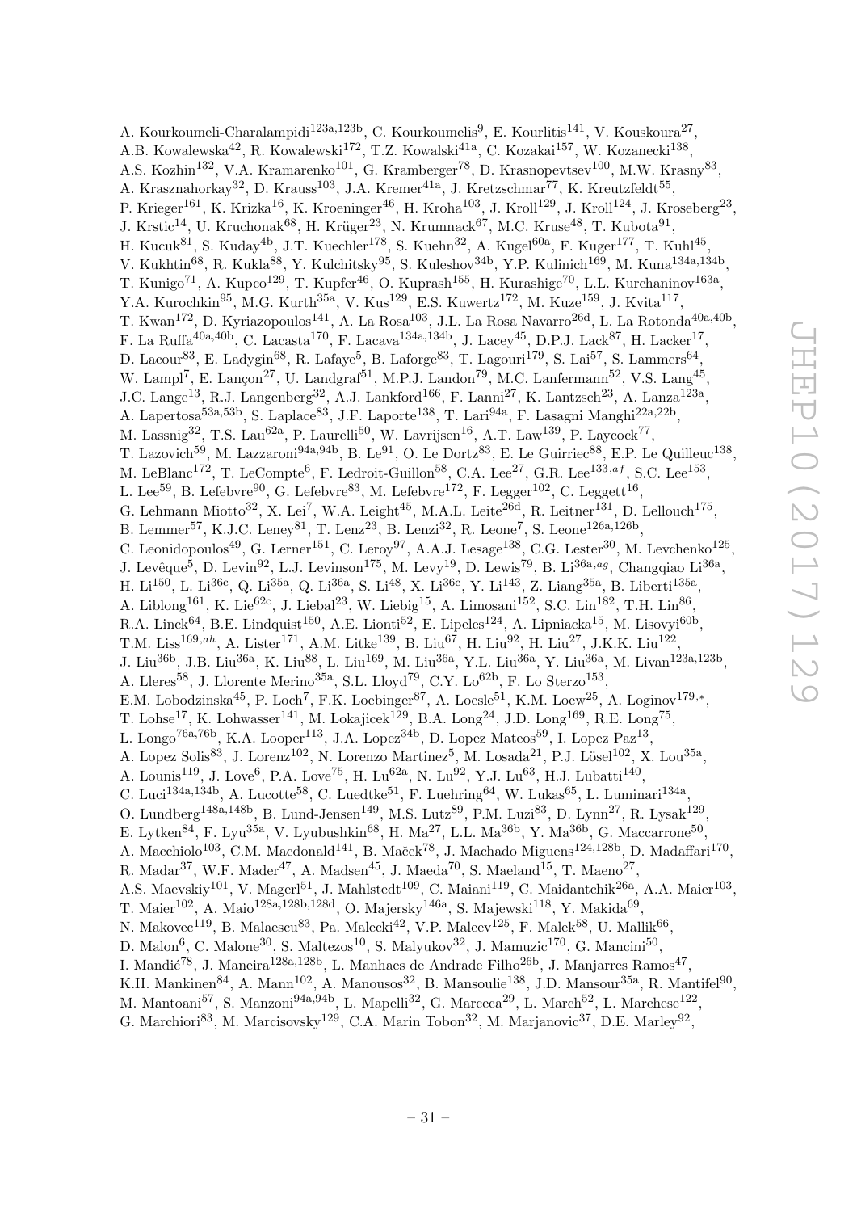A. Kourkoumeli-Charalampidi[123a,123b], C. Kourkoumelis[9], E. Kourlitis[141], V. Kouskoura[27], A.B. Kowalewska[42], R. Kowalewski[172], T.Z. Kowalski[41a], C. Kozakai[157], W. Kozanecki[138], A.S. Kozhin[132], V.A. Kramarenko[101], G. Kramberger[78], D. Krasnopevtsev[100], M.W. Krasny[83], A. Krasznahorkay[32], D. Krauss[103], J.A. Kremer[41a], J. Kretzschmar[77], K. Kreutzfeldt[55], P. Krieger[161], K. Krizka[16], K. Kroeninger[46], H. Kroha[103], J. Kroll[129], J. Kroll[124], J. Kroseberg[23], J. Krstic[14], U. Kruchonak[68], H. Krüger[23], N. Krumnack[67], M.C. Kruse[48], T. Kubota[91], H. Kucuk[81], S. Kuday[4b], J.T. Kuechler[178], S. Kuehn[32], A. Kugel[60a], F. Kuger[177], T. Kuhl[45], V. Kukhtin[68], R. Kukla[88], Y. Kulchitsky[95], S. Kuleshov[34b], Y.P. Kulinich[169], M. Kuna[134a,134b], T. Kunigo[71], A. Kupco[129], T. Kupfer[46], O. Kuprash[155], H. Kurashige[70], L.L. Kurchaninov[163a], Y.A. Kurochkin[95], M.G. Kurth[35a], V. Kus[129], E.S. Kuwertz[172], M. Kuze[159], J. Kvita[117], T. Kwan[172], D. Kyriazopoulos[141], A. La Rosa[103], J.L. La Rosa Navarro[26d], L. La Rotonda[40a,40b], F. La Ruffa[40a,40b], C. Lacasta[170], F. Lacava[134a,134b], J. Lacey[45], D.P.J. Lack[87], H. Lacker[17], D. Lacour[83], E. Ladygin[68], R. Lafaye[5], B. Laforge[83], T. Lagouri[179], S. Lai[57], S. Lammers[64], W. Lampl[7], E. Lançon[27], U. Landgraf[51], M.P.J. Landon[79], M.C. Lanfermann[52], V.S. Lang[45], J.C. Lange[13], R.J. Langenberg[32], A.J. Lankford[166], F. Lanni[27], K. Lantzsch[23], A. Lanza[123a], A. Lapertosa[53a,53b], S. Laplace[83], J.F. Laporte[138], T. Lari[94a], F. Lasagni Manghi[22a,22b], M. Lassnig[32], T.S. Lau[62a], P. Laurelli[50], W. Lavrijsen[16], A.T. Law[139], P. Laycock[77], T. Lazovich[59], M. Lazzaroni[94a,94b], B. Le[91], O. Le Dortz[83], E. Le Guirriec[88], E.P. Le Quilleuc[138], M. LeBlanc[172], T. LeCompte[6], F. Ledroit-Guillon[58], C.A. Lee[27], G.R. Lee[133,af], S.C. Lee[153], L. Lee[59], B. Lefebvre[90], G. Lefebvre[83], M. Lefebvre[172], F. Legger[102], C. Leggett[16], G. Lehmann Miotto[32], X. Lei[7], W.A. Leight[45], M.A.L. Leite[26d], R. Leitner[131], D. Lellouch[175], B. Lemmer[57], K.J.C. Leney[81], T. Lenz[23], B. Lenzi[32], R. Leone[7], S. Leone[126a,126b], C. Leonidopoulos[49], G. Lerner[151], C. Leroy[97], A.A.J. Lesage[138], C.G. Lester[30], M. Levchenko[125], J. Levêque[5], D. Levin[92], L.J. Levinson[175], M. Levy[19], D. Lewis[79], B. Li[36a,ag], Changqiao Li[36a], H. Li[150], L. Li[36c], Q. Li[35a], Q. Li[36a], S. Li[48], X. Li[36c], Y. Li[143], Z. Liang[35a], B. Liberti[135a], A. Liblong[161], K. Lie[62c], J. Liebal[23], W. Liebig[15], A. Limosani[152], S.C. Lin[182], T.H. Lin[86], R.A. Linck[64], B.E. Lindquist[150], A.E. Lionti[52], E. Lipeles[124], A. Lipniacka[15], M. Lisovyi[60b], T.M. Liss[169,ah], A. Lister[171], A.M. Litke[139], B. Liu[67], H. Liu[92], H. Liu[27], J.K.K. Liu[122], J. Liu[36b], J.B. Liu[36a], K. Liu[88], L. Liu[169], M. Liu[36a], Y.L. Liu[36a], Y. Liu[36a], M. Livan[123a,123b], A. Lleres[58], J. Llorente Merino[35a], S.L. Lloyd[79], C.Y. Lo[62b], F. Lo Sterzo[153], E.M. Lobodzinska[45], P. Loch[7], F.K. Loebinger[87], A. Loesle[51], K.M. Loew[25], A. Loginov[179,*], T. Lohse[17], K. Lohwasser[141], M. Lokajicek[129], B.A. Long[24], J.D. Long[169], R.E. Long[75], L. Longo[76a,76b], K.A. Looper[113], J.A. Lopez[34b], D. Lopez Mateos[59], I. Lopez Paz[13], A. Lopez Solis[83], J. Lorenz[102], N. Lorenzo Martinez[5], M. Losada[21], P.J. Lösel[102], X. Lou[35a], A. Lounis[119], J. Love[6], P.A. Love[75], H. Lu[62a], N. Lu[92], Y.J. Lu[63], H.J. Lubatti[140], C. Luci[134a,134b], A. Lucotte[58], C. Luedtke[51], F. Luehring[64], W. Lukas[65], L. Luminari[134a], O. Lundberg[148a,148b], B. Lund-Jensen[149], M.S. Lutz[89], P.M. Luzi[83], D. Lynn[27], R. Lysak[129], E. Lytken[84], F. Lyu[35a], V. Lyubushkin[68], H. Ma[27], L.L. Ma[36b], Y. Ma[36b], G. Maccarrone[50], A. Macchiolo[103], C.M. Macdonald[141], B. Maček[78], J. Machado Miguens[124,128b], D. Madaffari[170], R. Madar[37], W.F. Mader[47], A. Madsen[45], J. Maeda[70], S. Maeland[15], T. Maeno[27], A.S. Maevskiy[101], V. Magerl[51], J. Mahlstedt[109], C. Maiani[119], C. Maidantchik[26a], A.A. Maier[103], T. Maier[102], A. Maio[128a,128b,128d], O. Majersky[146a], S. Majewski[118], Y. Makida[69], N. Makovec[119], B. Malaescu[83], Pa. Malecki[42], V.P. Maleev[125], F. Malek[58], U. Mallik[66], D. Malon[6], C. Malone[30], S. Maltezos[10], S. Malyukov[32], J. Mamuzic[170], G. Mancini[50], I. Mandić[78], J. Maneira[128a,128b], L. Manhaes de Andrade Filho[26b], J. Manjarres Ramos[47], K.H. Mankinen[84], A. Mann[102], A. Manousos[32], B. Mansoulie[138], J.D. Mansour[35a], R. Mantifel[90], M. Mantoani[57], S. Manzoni[94a,94b], L. Mapelli[32], G. Marceca[29], L. March[52], L. Marchese[122], G. Marchiori[83], M. Marcisovsky[129], C.A. Marin Tobon[32], M. Marjanovic[37], D.E. Marley[92],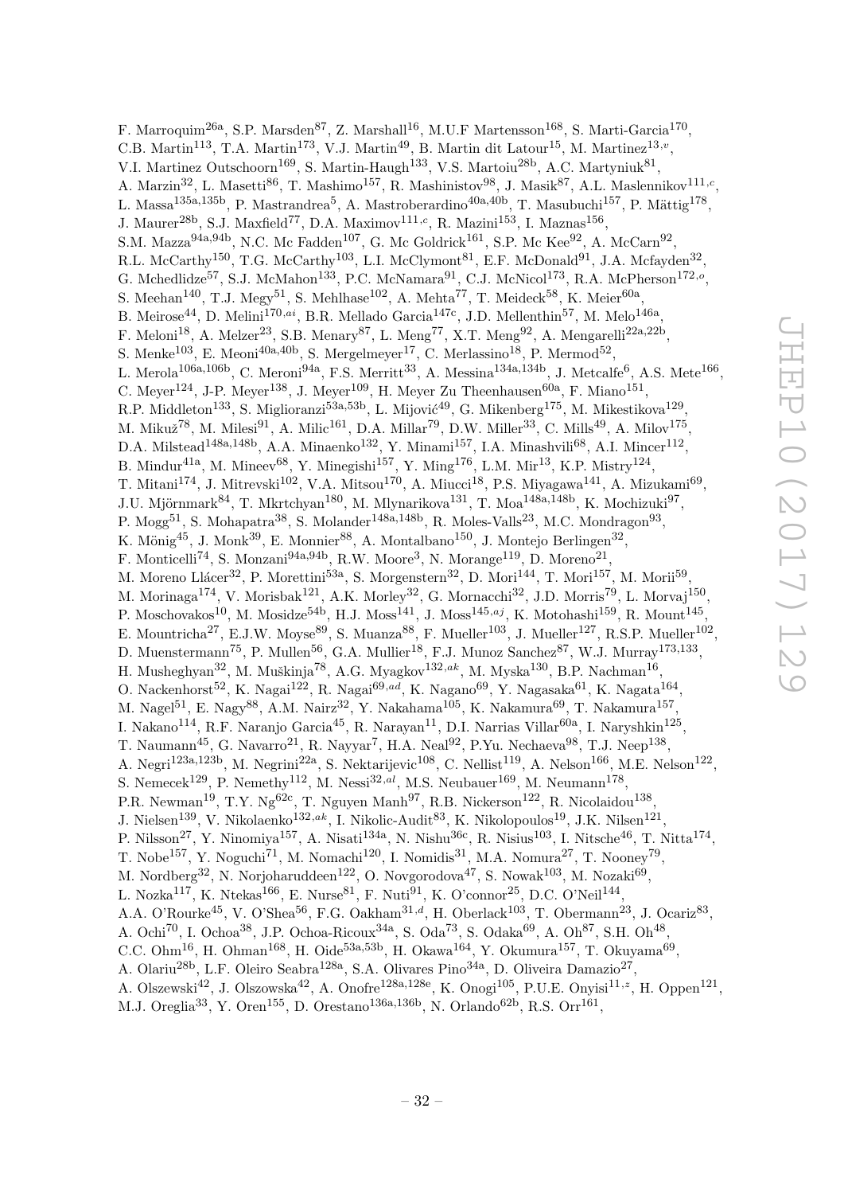F. Marroquim[26a], S.P. Marsden[87], Z. Marshall[16], M.U.F Martensson[168], S. Marti-Garcia[170], C.B. Martin[113], T.A. Martin[173], V.J. Martin[49], B. Martin dit Latour[15], M. Martinez[13,v], V.I. Martinez Outschoorn[169], S. Martin-Haugh[133], V.S. Martoiu[28b], A.C. Martyniuk[81], A. Marzin[32], L. Masetti[86], T. Mashimo[157], R. Mashinistov[98], J. Masik[87], A.L. Maslennikov[111,c], L. Massa[135a,135b], P. Mastrandrea[5], A. Mastroberardino[40a,40b], T. Masubuchi[157], P. Mättig[178], J. Maurer[28b], S.J. Maxfield[77], D.A. Maximov[111,c], R. Mazini[153], I. Maznas[156], S.M. Mazza[94a,94b], N.C. Mc Fadden[107], G. Mc Goldrick[161], S.P. Mc Kee[92], A. McCarn[92], R.L. McCarthy[150], T.G. McCarthy[103], L.I. McClymont[81], E.F. McDonald[91], J.A. Mcfayden[32], G. Mchedlidze[57], S.J. McMahon[133], P.C. McNamara[91], C.J. McNicol[173], R.A. McPherson[172,o], S. Meehan[140], T.J. Megy[51], S. Mehlhase[102], A. Mehta[77], T. Meideck[58], K. Meier[60a], B. Meirose[44], D. Melini[170,ai], B.R. Mellado Garcia[147c], J.D. Mellenthin[57], M. Melo[146a], F. Meloni[18], A. Melzer[23], S.B. Menary[87], L. Meng[77], X.T. Meng[92], A. Mengarelli[22a,22b], S. Menke[103], E. Meoni[40a,40b], S. Mergelmeyer[17], C. Merlassino[18], P. Mermod[52], L. Merola[106a,106b], C. Meroni[94a], F.S. Merritt[33], A. Messina[134a,134b], J. Metcalfe[6], A.S. Mete[166], C. Meyer[124], J-P. Meyer[138], J. Meyer[109], H. Meyer Zu Theenhausen[60a], F. Miano[151], R.P. Middleton[133], S. Miglioranzi[53a,53b], L. Mijović[49], G. Mikenberg[175], M. Mikestikova[129], M. Mikuž[78], M. Milesi[91], A. Milic[161], D.A. Millar[79], D.W. Miller[33], C. Mills[49], A. Milov[175], D.A. Milstead[148a,148b], A.A. Minaenko[132], Y. Minami[157], I.A. Minashvili[68], A.I. Mincer[112], B. Mindur[41a], M. Mineev[68], Y. Minegishi[157], Y. Ming[176], L.M. Mir[13], K.P. Mistry[124], T. Mitani[174], J. Mitrevski[102], V.A. Mitsou[170], A. Miucci[18], P.S. Miyagawa[141], A. Mizukami[69], J.U. Mjörnmark[84], T. Mkrtchyan[180], M. Mlynarikova[131], T. Moa[148a,148b], K. Mochizuki[97], P. Mogg[51], S. Mohapatra[38], S. Molander[148a,148b], R. Moles-Valls[23], M.C. Mondragon[93], K. Mönig[45], J. Monk[39], E. Monnier[88], A. Montalbano[150], J. Montejo Berlingen[32], F. Monticelli[74], S. Monzani[94a,94b], R.W. Moore[3], N. Morange[119], D. Moreno[21], M. Moreno Llácer[32], P. Morettini[53a], S. Morgenstern[32], D. Mori[144], T. Mori[157], M. Morii[59], M. Morinaga[174], V. Morisbak[121], A.K. Morley[32], G. Mornacchi[32], J.D. Morris[79], L. Morvaj[150], P. Moschovakos[10], M. Mosidze[54b], H.J. Moss[141], J. Moss[145,aj], K. Motohashi[159], R. Mount[145], E. Mountricha[27], E.J.W. Moyse[89], S. Muanza[88], F. Mueller[103], J. Mueller[127], R.S.P. Mueller[102], D. Muenstermann[75], P. Mullen[56], G.A. Mullier[18], F.J. Munoz Sanchez[87], W.J. Murray[173,133], H. Musheghyan[32], M. Muškinja[78], A.G. Myagkov[132,ak], M. Myska[130], B.P. Nachman[16], O. Nackenhorst[52], K. Nagai[122], R. Nagai[69,ad], K. Nagano[69], Y. Nagasaka[61], K. Nagata[164], M. Nagel[51], E. Nagy[88], A.M. Nairz[32], Y. Nakahama[105], K. Nakamura[69], T. Nakamura[157], I. Nakano[114], R.F. Naranjo Garcia[45], R. Narayan[11], D.I. Narrias Villar[60a], I. Naryshkin[125], T. Naumann[45], G. Navarro[21], R. Nayyar[7], H.A. Neal[92], P.Yu. Nechaeva[98], T.J. Neep[138], A. Negri[123a,123b], M. Negrini[22a], S. Nektarijevic[108], C. Nellist[119], A. Nelson[166], M.E. Nelson[122], S. Nemecek[129], P. Nemethy[112], M. Nessi[32,al], M.S. Neubauer[169], M. Neumann[178], P.R. Newman[19], T.Y. Ng[62c], T. Nguyen Manh[97], R.B. Nickerson[122], R. Nicolaidou[138], J. Nielsen[139], V. Nikolaenko[132,ak], I. Nikolic-Audit[83], K. Nikolopoulos[19], J.K. Nilsen[121], P. Nilsson[27], Y. Ninomiya[157], A. Nisati[134a], N. Nishu[36c], R. Nisius[103], I. Nitsche[46], T. Nitta[174], T. Nobe[157], Y. Noguchi[71], M. Nomachi[120], I. Nomidis[31], M.A. Nomura[27], T. Nooney[79], M. Nordberg[32], N. Norjoharuddeen[122], O. Novgorodova[47], S. Nowak[103], M. Nozaki[69], L. Nozka[117], K. Ntekas[166], E. Nurse[81], F. Nuti[91], K. O'connor[25], D.C. O'Neil[144], A.A. O'Rourke[45], V. O'Shea[56], F.G. Oakham[31,d], H. Oberlack[103], T. Obermann[23], J. Ocariz[83], A. Ochi[70], I. Ochoa[38], J.P. Ochoa-Ricoux[34a], S. Oda[73], S. Odaka[69], A. Oh[87], S.H. Oh[48], C.C. Ohm[16], H. Ohman[168], H. Oide[53a,53b], H. Okawa[164], Y. Okumura[157], T. Okuyama[69], A. Olariu[28b], L.F. Oleiro Seabra[128a], S.A. Olivares Pino[34a], D. Oliveira Damazio[27], A. Olszewski[42], J. Olszowska[42], A. Onofre[128a,128e], K. Onogi[105], P.U.E. Onyisi[11,z], H. Oppen[121], M.J. Oreglia[33], Y. Oren[155], D. Orestano[136a,136b], N. Orlando[62b], R.S. Orr[161],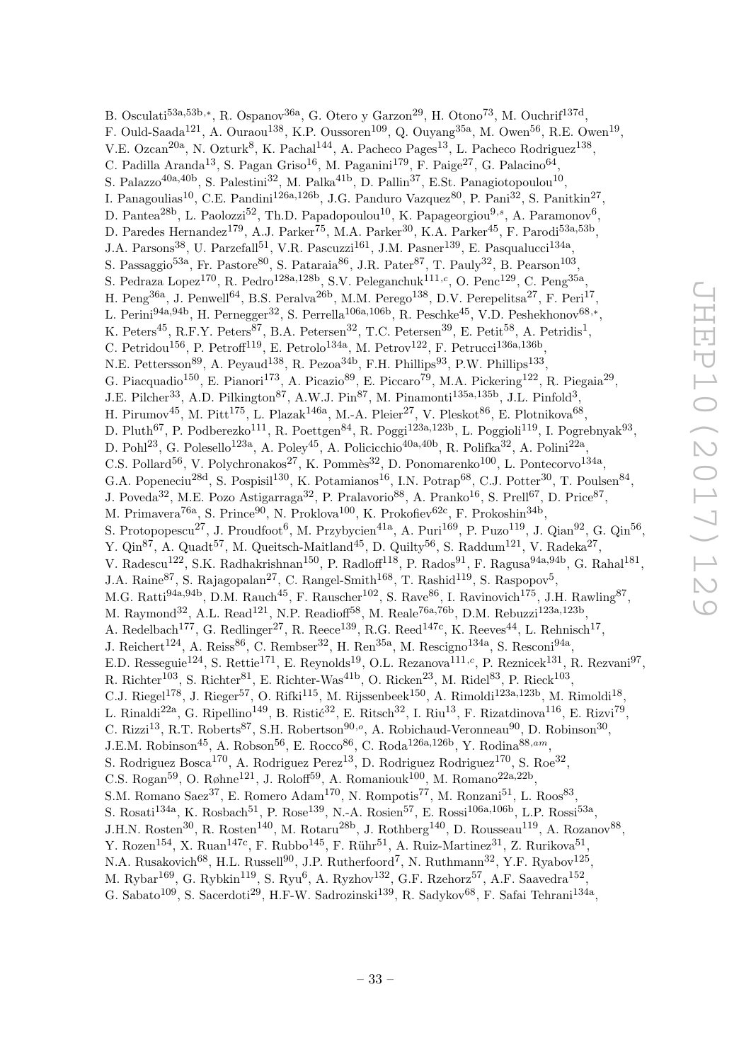B. Osculati[53a,53b,*], R. Ospanov[36a], G. Otero y Garzon[29], H. Otono[73], M. Ouchrif[137d], F. Ould-Saada[121], A. Ouraou[138], K.P. Oussoren[109], Q. Ouyang[35a], M. Owen[56], R.E. Owen[19], V.E. Ozcan[20a], N. Ozturk[8], K. Pachal[144], A. Pacheco Pages[13], L. Pacheco Rodriguez[138], C. Padilla Aranda[13], S. Pagan Griso[16], M. Paganini[179], F. Paige[27], G. Palacino[64], S. Palazzo[40a,40b], S. Palestini[32], M. Palka[41b], D. Pallin[37], E.St. Panagiotopoulou[10], I. Panagoulias[10], C.E. Pandini[126a,126b], J.G. Panduro Vazquez[80], P. Pani[32], S. Panitkin[27], D. Pantea[28b], L. Paolozzi[52], Th.D. Papadopoulou[10], K. Papageorgiou[9,s], A. Paramonov[6], D. Paredes Hernandez[179], A.J. Parker[75], M.A. Parker[30], K.A. Parker[45], F. Parodi[53a,53b], J.A. Parsons[38], U. Parzefall[51], V.R. Pascuzzi[161], J.M. Pasner[139], E. Pasqualucci[134a], S. Passaggio[53a], Fr. Pastore[80], S. Pataraia[86], J.R. Pater[87], T. Pauly[32], B. Pearson[103], S. Pedraza Lopez[170], R. Pedro[128a,128b], S.V. Peleganchuk[111,c], O. Penc[129], C. Peng[35a], H. Peng[36a], J. Penwell[64], B.S. Peralva[26b], M.M. Perego[138], D.V. Perepelitsa[27], F. Peri[17], L. Perini[94a,94b], H. Pernegger[32], S. Perrella[106a,106b], R. Peschke[45], V.D. Peshekhonov[68,*], K. Peters[45], R.F.Y. Peters[87], B.A. Petersen[32], T.C. Petersen[39], E. Petit[58], A. Petridis[1], C. Petridou[156], P. Petroff[119], E. Petrolo[134a], M. Petrov[122], F. Petrucci[136a,136b], N.E. Pettersson[89], A. Peyaud[138], R. Pezoa[34b], F.H. Phillips[93], P.W. Phillips[133], G. Piacquadio[150], E. Pianori[173], A. Picazio[89], E. Piccaro[79], M.A. Pickering[122], R. Piegaia[29], J.E. Pilcher[33], A.D. Pilkington[87], A.W.J. Pin[87], M. Pinamonti[135a,135b], J.L. Pinfold[3], H. Pirumov[45], M. Pitt[175], L. Plazak[146a], M.-A. Pleier[27], V. Pleskot[86], E. Plotnikova[68], D. Pluth[67], P. Podberezko[111], R. Poettgen[84], R. Poggi[123a,123b], L. Poggioli[119], I. Pogrebnyak[93], D. Pohl[23], G. Polesello[123a], A. Poley[45], A. Policicchio[40a,40b], R. Polifka[32], A. Polini[22a], C.S. Pollard[56], V. Polychronakos[27], K. Pommès[32], D. Ponomarenko[100], L. Pontecorvo[134a], G.A. Popeneciu[28d], S. Pospisil[130], K. Potamianos[16], I.N. Potrap[68], C.J. Potter[30], T. Poulsen[84], J. Poveda[32], M.E. Pozo Astigarraga[32], P. Pralavorio[88], A. Pranko[16], S. Prell[67], D. Price[87], M. Primavera[76a], S. Prince[90], N. Proklova[100], K. Prokofiev[62c], F. Prokoshin[34b], S. Protopopescu[27], J. Proudfoot[6], M. Przybycien[41a], A. Puri[169], P. Puzo[119], J. Qian[92], G. Qin[56], Y. Qin[87], A. Quadt[57], M. Queitsch-Maitland[45], D. Quilty[56], S. Raddum[121], V. Radeka[27], V. Radescu[122], S.K. Radhakrishnan[150], P. Radloff[118], P. Rados[91], F. Ragusa[94a,94b], G. Rahal[181], J.A. Raine[87], S. Rajagopalan[27], C. Rangel-Smith[168], T. Rashid[119], S. Raspopov[5], M.G. Ratti[94a,94b], D.M. Rauch[45], F. Rauscher[102], S. Rave[86], I. Ravinovich[175], J.H. Rawling[87], M. Raymond[32], A.L. Read[121], N.P. Readioff[58], M. Reale[76a,76b], D.M. Rebuzzi[123a,123b], A. Redelbach[177], G. Redlinger[27], R. Reece[139], R.G. Reed[147c], K. Reeves[44], L. Rehnisch[17], J. Reichert[124], A. Reiss[86], C. Rembser[32], H. Ren[35a], M. Rescigno[134a], S. Resconi[94a], E.D. Resseguie[124], S. Rettie[171], E. Reynolds[19], O.L. Rezanova[111,c], P. Reznicek[131], R. Rezvani[97], R. Richter[103], S. Richter[81], E. Richter-Was[41b], O. Ricken[23], M. Ridel[83], P. Rieck[103], C.J. Riegel[178], J. Rieger[57], O. Rifki[115], M. Rijssenbeek[150], A. Rimoldi[123a,123b], M. Rimoldi[18], L. Rinaldi[22a], G. Ripellino[149], B. Ristić[32], E. Ritsch[32], I. Riu[13], F. Rizatdinova[116], E. Rizvi[79], C. Rizzi[13], R.T. Roberts[87], S.H. Robertson[90,o], A. Robichaud-Veronneau[90], D. Robinson[30], J.E.M. Robinson[45], A. Robson[56], E. Rocco[86], C. Roda[126a,126b], Y. Rodina[88,am], S. Rodriguez Bosca[170], A. Rodriguez Perez[13], D. Rodriguez Rodriguez[170], S. Roe[32], C.S. Rogan[59], O. Røhne[121], J. Roloff[59], A. Romaniouk[100], M. Romano[22a,22b], S.M. Romano Saez[37], E. Romero Adam[170], N. Rompotis[77], M. Ronzani[51], L. Roos[83], S. Rosati[134a], K. Rosbach[51], P. Rose[139], N.-A. Rosien[57], E. Rossi[106a,106b], L.P. Rossi[53a], J.H.N. Rosten[30], R. Rosten[140], M. Rotaru[28b], J. Rothberg[140], D. Rousseau[119], A. Rozanov[88], Y. Rozen[154], X. Ruan[147c], F. Rubbo[145], F. Rühr[51], A. Ruiz-Martinez[31], Z. Rurikova[51], N.A. Rusakovich[68], H.L. Russell[90], J.P. Rutherfoord[7], N. Ruthmann[32], Y.F. Ryabov[125], M. Rybar[169], G. Rybkin[119], S. Ryu[6], A. Ryzhov[132], G.F. Rzehorz[57], A.F. Saavedra[152], G. Sabato[109], S. Sacerdoti[29], H.F-W. Sadrozinski[139], R. Sadykov[68], F. Safai Tehrani[134a],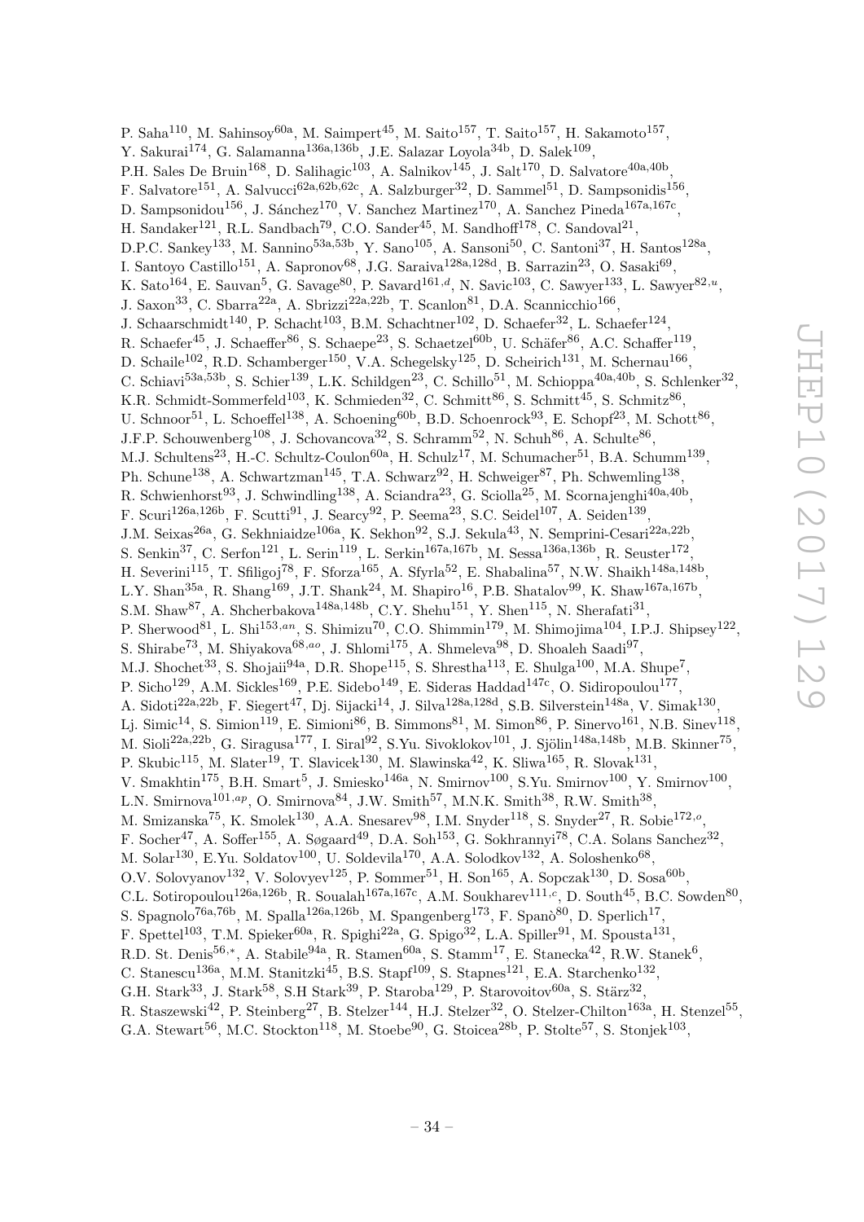P. Saha[110], M. Sahinsoy[60a], M. Saimpert[45], M. Saito[157], T. Saito[157], H. Sakamoto[157], Y. Sakurai[174], G. Salamanna[136a,136b], J.E. Salazar Loyola[34b], D. Salek[109], P.H. Sales De Bruin[168], D. Salihagic[103], A. Salnikov[145], J. Salt[170], D. Salvatore[40a,40b], F. Salvatore[151], A. Salvucci[62a,62b,62c], A. Salzburger[32], D. Sammel[51], D. Sampsonidis[156], D. Sampsonidou[156], J. Sánchez[170], V. Sanchez Martinez[170], A. Sanchez Pineda[167a,167c], H. Sandaker[121], R.L. Sandbach[79], C.O. Sander[45], M. Sandhoff[178], C. Sandoval[21], D.P.C. Sankey[133], M. Sannino[53a,53b], Y. Sano[105], A. Sansoni[50], C. Santoni[37], H. Santos[128a], I. Santoyo Castillo[151], A. Sapronov[68], J.G. Saraiva[128a,128d], B. Sarrazin[23], O. Sasaki[69], K. Sato[164], E. Sauvan[5], G. Savage[80], P. Savard[161,d], N. Savic[103], C. Sawyer[133], L. Sawyer[82,u], J. Saxon[33], C. Sbarra[22a], A. Sbrizzi[22a,22b], T. Scanlon[81], D.A. Scannicchio[166], J. Schaarschmidt[140], P. Schacht[103], B.M. Schachtner[102], D. Schaefer[32], L. Schaefer[124], R. Schaefer[45], J. Schaeffer[86], S. Schaepe[23], S. Schaetzel[60b], U. Schäfer[86], A.C. Schaffer[119], D. Schaile[102], R.D. Schamberger[150], V.A. Schegelsky[125], D. Scheirich[131], M. Schernau[166], C. Schiavi[53a,53b], S. Schier[139], L.K. Schildgen[23], C. Schillo[51], M. Schioppa[40a,40b], S. Schlenker[32], K.R. Schmidt-Sommerfeld[103], K. Schmieden[32], C. Schmitt[86], S. Schmitt[45], S. Schmitz[86], U. Schnoor[51], L. Schoeffel[138], A. Schoening[60b], B.D. Schoenrock[93], E. Schopf[23], M. Schott[86], J.F.P. Schouwenberg[108], J. Schovancova[32], S. Schramm[52], N. Schuh[86], A. Schulte[86], M.J. Schultens[23], H.-C. Schultz-Coulon[60a], H. Schulz[17], M. Schumacher[51], B.A. Schumm[139], Ph. Schune[138], A. Schwartzman[145], T.A. Schwarz[92], H. Schweiger[87], Ph. Schwemling[138], R. Schwienhorst[93], J. Schwindling[138], A. Sciandra[23], G. Sciolla[25], M. Scornajenghi[40a,40b], F. Scuri[126a,126b], F. Scutti[91], J. Searcy[92], P. Seema[23], S.C. Seidel[107], A. Seiden[139], J.M. Seixas[26a], G. Sekhniaidze[106a], K. Sekhon[92], S.J. Sekula[43], N. Semprini-Cesari[22a,22b], S. Senkin[37], C. Serfon[121], L. Serin[119], L. Serkin[167a,167b], M. Sessa[136a,136b], R. Seuster[172], H. Severini[115], T. Sfiligoj[78], F. Sforza[165], A. Sfyrla[52], E. Shabalina[57], N.W. Shaikh[148a,148b], L.Y. Shan[35a], R. Shang[169], J.T. Shank[24], M. Shapiro[16], P.B. Shatalov[99], K. Shaw[167a,167b], S.M. Shaw[87], A. Shcherbakova[148a,148b], C.Y. Shehu[151], Y. Shen[115], N. Sherafati[31], P. Sherwood[81], L. Shi[153,an], S. Shimizu[70], C.O. Shimmin[179], M. Shimojima[104], I.P.J. Shipsey[122], S. Shirabe[73], M. Shiyakova[68,ao], J. Shlomi[175], A. Shmeleva[98], D. Shoaleh Saadi[97], M.J. Shochet[33], S. Shojaii[94a], D.R. Shope[115], S. Shrestha[113], E. Shulga[100], M.A. Shupe[7], P. Sicho[129], A.M. Sickles[169], P.E. Sidebo[149], E. Sideras Haddad[147c], O. Sidiropoulou[177], A. Sidoti[22a,22b], F. Siegert[47], Dj. Sijacki[14], J. Silva[128a,128d], S.B. Silverstein[148a], V. Simak[130], Lj. Simic[14], S. Simion[119], E. Simioni[86], B. Simmons[81], M. Simon[86], P. Sinervo[161], N.B. Sinev[118], M. Sioli[22a,22b], G. Siragusa[177], I. Siral[92], S.Yu. Sivoklokov[101], J. Sjölin[148a,148b], M.B. Skinner[75], P. Skubic[115], M. Slater[19], T. Slavicek[130], M. Slawinska[42], K. Sliwa[165], R. Slovak[131], V. Smakhtin[175], B.H. Smart[5], J. Smiesko[146a], N. Smirnov[100], S.Yu. Smirnov[100], Y. Smirnov[100], L.N. Smirnova[101,ap], O. Smirnova[84], J.W. Smith[57], M.N.K. Smith[38], R.W. Smith[38], M. Smizanska[75], K. Smolek[130], A.A. Snesarev[98], I.M. Snyder[118], S. Snyder[27], R. Sobie[172,o], F. Socher[47], A. Soffer[155], A. Søgaard[49], D.A. Soh[153], G. Sokhrannyi[78], C.A. Solans Sanchez[32], M. Solar[130], E.Yu. Soldatov[100], U. Soldevila[170], A.A. Solodkov[132], A. Soloshenko[68], O.V. Solovyanov[132], V. Solovyev[125], P. Sommer[51], H. Son[165], A. Sopczak[130], D. Sosa[60b], C.L. Sotiropoulou[126a,126b], R. Soualah[167a,167c], A.M. Soukharev[111,c], D. South[45], B.C. Sowden[80], S. Spagnolo[76a,76b], M. Spalla[126a,126b], M. Spangenberg[173], F. Spanò[80], D. Sperlich[17], F. Spettel[103], T.M. Spieker[60a], R. Spighi[22a], G. Spigo[32], L.A. Spiller[91], M. Spousta[131], R.D. St. Denis[56,*], A. Stabile[94a], R. Stamen[60a], S. Stamm[17], E. Stanecka[42], R.W. Stanek[6], C. Stanescu[136a], M.M. Stanitzki[45], B.S. Stapf[109], S. Stapnes[121], E.A. Starchenko[132], G.H. Stark[33], J. Stark[58], S.H Stark[39], P. Staroba[129], P. Starovoitov[60a], S. Stärz[32], R. Staszewski[42], P. Steinberg[27], B. Stelzer[144], H.J. Stelzer[32], O. Stelzer-Chilton[163a], H. Stenzel[55], G.A. Stewart[56], M.C. Stockton[118], M. Stoebe[90], G. Stoicea[28b], P. Stolte[57], S. Stonjek[103],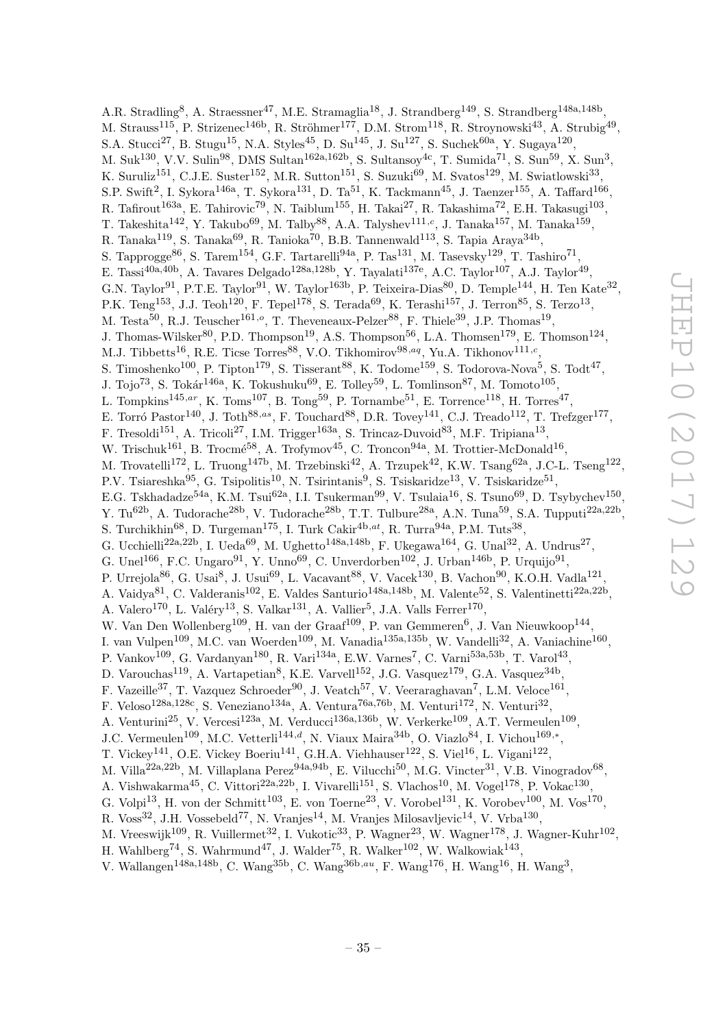A.R. Stradling[8], A. Straessner[47], M.E. Stramaglia[18], J. Strandberg[149], S. Strandberg[148a,148b], M. Strauss[115], P. Strizenec[146b], R. Ströhmer[177], D.M. Strom[118], R. Stroynowski[43], A. Strubig[49], S.A. Stucci[27], B. Stugu[15], N.A. Styles[45], D. Su[145], J. Su[127], S. Suchek[60a], Y. Sugaya[120], M. Suk[130], V.V. Sulin[98], DMS Sultan[162a,162b], S. Sultansoy[4c], T. Sumida[71], S. Sun[59], X. Sun[3], K. Suruliz[151], C.J.E. Suster[152], M.R. Sutton[151], S. Suzuki[69], M. Svatos[129], M. Swiatlowski[33], S.P. Swift[2], I. Sykora[146a], T. Sykora[131], D. Ta[51], K. Tackmann[45], J. Taenzer[155], A. Taffard[166], R. Tafirout[163a], E. Tahirovic[79], N. Taiblum[155], H. Takai[27], R. Takashima[72], E.H. Takasugi[103], T. Takeshita[142], Y. Takubo[69], M. Talby[88], A.A. Talyshev[111,c], J. Tanaka[157], M. Tanaka[159], R. Tanaka[119], S. Tanaka[69], R. Tanioka[70], B.B. Tannenwald[113], S. Tapia Araya[34b], S. Tapprogge[86], S. Tarem[154], G.F. Tartarelli[94a], P. Tas[131], M. Tasevsky[129], T. Tashiro[71], E. Tassi[40a,40b], A. Tavares Delgado[128a,128b], Y. Tayalati[137e], A.C. Taylor[107], A.J. Taylor[49], G.N. Taylor[91], P.T.E. Taylor[91], W. Taylor[163b], P. Teixeira-Dias[80], D. Temple[144], H. Ten Kate[32], P.K. Teng[153], J.J. Teoh[120], F. Tepel[178], S. Terada[69], K. Terashi[157], J. Terron[85], S. Terzo[13], M. Testa[50], R.J. Teuscher[161,o], T. Theveneaux-Pelzer[88], F. Thiele[39], J.P. Thomas[19], J. Thomas-Wilsker[80], P.D. Thompson[19], A.S. Thompson[56], L.A. Thomsen[179], E. Thomson[124], M.J. Tibbetts[16], R.E. Ticse Torres[88], V.O. Tikhomirov[98,aq], Yu.A. Tikhonov[111,c], S. Timoshenko[100], P. Tipton[179], S. Tisserant[88], K. Todome[159], S. Todorova-Nova[5], S. Todt[47], J. Tojo[73], S. Tokár[146a], K. Tokushuku[69], E. Tolley[59], L. Tomlinson[87], M. Tomoto[105], L. Tompkins[145,ar], K. Toms[107], B. Tong[59], P. Tornambe[51], E. Torrence[118], H. Torres[47], E. Torró Pastor[140], J. Toth[88,as], F. Touchard[88], D.R. Tovey[141], C.J. Treado[112], T. Trefzger[177], F. Tresoldi[151], A. Tricoli[27], I.M. Trigger[163a], S. Trincaz-Duvoid[83], M.F. Tripiana[13], W. Trischuk[161], B. Trocmé[58], A. Trofymov[45], C. Troncon[94a], M. Trottier-McDonald[16], M. Trovatelli[172], L. Truong[147b], M. Trzebinski[42], A. Trzupek[42], K.W. Tsang[62a], J.C-L. Tseng[122], P.V. Tsiareshka[95], G. Tsipolitis[10], N. Tsirintanis[9], S. Tsiskaridze[13], V. Tsiskaridze[51], E.G. Tskhadadze[54a], K.M. Tsui[62a], I.I. Tsukerman[99], V. Tsulaia[16], S. Tsuno[69], D. Tsybychev[150], Y. Tu[62b], A. Tudorache[28b], V. Tudorache[28b], T.T. Tulbure[28a], A.N. Tuna[59], S.A. Tupputi[22a,22b], S. Turchikhin[68], D. Turgeman[175], I. Turk Cakir[4b,at], R. Turra[94a], P.M. Tuts[38], G. Ucchielli[22a,22b], I. Ueda[69], M. Ughetto[148a,148b], F. Ukegawa[164], G. Unal[32], A. Undrus[27], G. Unel[166], F.C. Ungaro[91], Y. Unno[69], C. Unverdorben[102], J. Urban[146b], P. Urquijo[91], P. Urrejola[86], G. Usai[8], J. Usui[69], L. Vacavant[88], V. Vacek[130], B. Vachon[90], K.O.H. Vadla[121], A. Vaidya[81], C. Valderanis[102], E. Valdes Santurio[148a,148b], M. Valente[52], S. Valentinetti[22a,22b], A. Valero[170], L. Valéry[13], S. Valkar[131], A. Vallier[5], J.A. Valls Ferrer[170], W. Van Den Wollenberg[109], H. van der Graaf[109], P. van Gemmeren[6], J. Van Nieuwkoop[144], I. van Vulpen[109], M.C. van Woerden[109], M. Vanadia[135a,135b], W. Vandelli[32], A. Vaniachine[160], P. Vankov[109], G. Vardanyan[180], R. Vari[134a], E.W. Varnes[7], C. Varni[53a,53b], T. Varol[43], D. Varouchas[119], A. Vartapetian[8], K.E. Varvell[152], J.G. Vasquez[179], G.A. Vasquez[34b], F. Vazeille[37], T. Vazquez Schroeder[90], J. Veatch[57], V. Veeraraghavan[7], L.M. Veloce[161], F. Veloso[128a,128c], S. Veneziano[134a], A. Ventura[76a,76b], M. Venturi[172], N. Venturi[32], A. Venturini[25], V. Vercesi[123a], M. Verducci[136a,136b], W. Verkerke[109], A.T. Vermeulen[109], J.C. Vermeulen[109], M.C. Vetterli[144,d], N. Viaux Maira[34b], O. Viazlo[84], I. Vichou[169,*], T. Vickey[141], O.E. Vickey Boeriu[141], G.H.A. Viehhauser[122], S. Viel[16], L. Vigani[122], M. Villa[22a,22b], M. Villaplana Perez[94a,94b], E. Vilucchi[50], M.G. Vincter[31], V.B. Vinogradov[68], A. Vishwakarma[45], C. Vittori[22a,22b], I. Vivarelli[151], S. Vlachos[10], M. Vogel[178], P. Vokac[130], G. Volpi[13], H. von der Schmitt[103], E. von Toerne[23], V. Vorobel[131], K. Vorobev[100], M. Vos[170], R. Voss[32], J.H. Vossebeld[77], N. Vranjes[14], M. Vranjes Milosavljevic[14], V. Vrba[130], M. Vreeswijk[109], R. Vuillermet[32], I. Vukotic[33], P. Wagner[23], W. Wagner[178], J. Wagner-Kuhr[102], H. Wahlberg[74], S. Wahrmund[47], J. Walder[75], R. Walker[102], W. Walkowiak[143], V. Wallangen[148a,148b], C. Wang[35b], C. Wang[36b,au], F. Wang[176], H. Wang[16], H. Wang[3],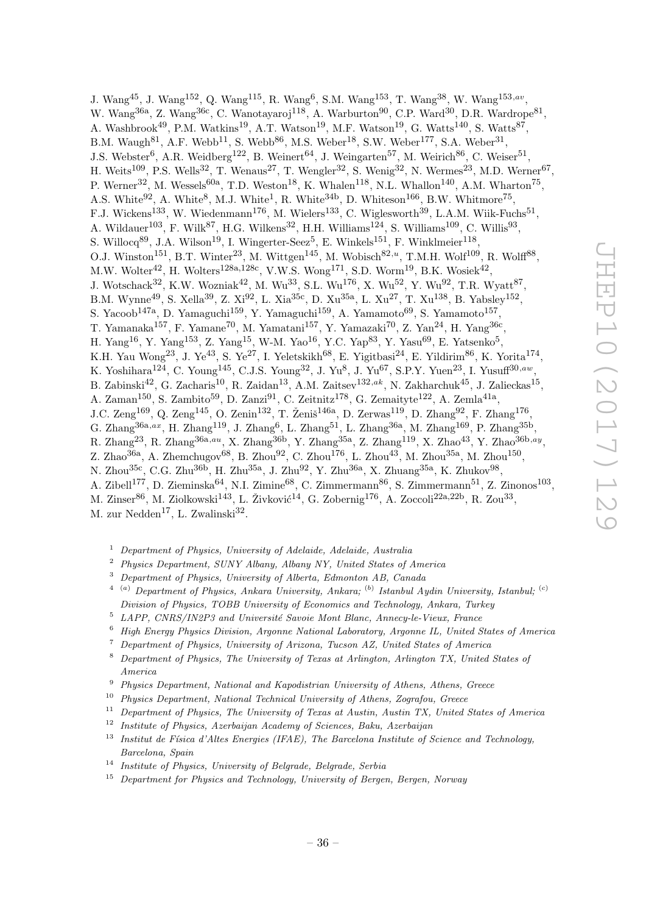J. Wang[45], J. Wang[152], Q. Wang[115], R. Wang[6], S.M. Wang[153], T. Wang[38], W. Wang[153,av], W. Wang[36a], Z. Wang[36c], C. Wanotayaroj[118], A. Warburton[90], C.P. Ward[30], D.R. Wardrope[81], A. Washbrook[49], P.M. Watkins[19], A.T. Watson[19], M.F. Watson[19], G. Watts[140], S. Watts[87], B.M. Waugh[81], A.F. Webb[11], S. Webb[86], M.S. Weber[18], S.W. Weber[177], S.A. Weber[31], J.S. Webster[6], A.R. Weidberg[122], B. Weinert[64], J. Weingarten[57], M. Weirich[86], C. Weiser[51], H. Weits[109], P.S. Wells[32], T. Wenaus[27], T. Wengler[32], S. Wenig[32], N. Wermes[23], M.D. Werner[67], P. Werner[32], M. Wessels[60a], T.D. Weston[18], K. Whalen[118], N.L. Whallon[140], A.M. Wharton[75], A.S. White[92], A. White[8], M.J. White[1], R. White[34b], D. Whiteson[166], B.W. Whitmore[75], F.J. Wickens[133], W. Wiedenmann[176], M. Wielers[133], C. Wiglesworth[39], L.A.M. Wiik-Fuchs[51], A. Wildauer[103], F. Wilk[87], H.G. Wilkens[32], H.H. Williams[124], S. Williams[109], C. Willis[93], S. Willocq[89], J.A. Wilson[19], I. Wingerter-Seez[5], E. Winkels[151], F. Winklmeier[118], O.J. Winston[151], B.T. Winter[23], M. Wittgen[145], M. Wobisch[82,u], T.M.H. Wolf[109], R. Wolff[88], M.W. Wolter[42], H. Wolters[128a,128c], V.W.S. Wong[171], S.D. Worm[19], B.K. Wosiek[42], J. Wotschack[32], K.W. Wozniak[42], M. Wu[33], S.L. Wu[176], X. Wu[52], Y. Wu[92], T.R. Wyatt[87], B.M. Wynne[49], S. Xella[39], Z. Xi[92], L. Xia[35c], D. Xu[35a], L. Xu[27], T. Xu[138], B. Yabsley[152], S. Yacoob[147a], D. Yamaguchi[159], Y. Yamaguchi[159], A. Yamamoto[69], S. Yamamoto[157], T. Yamanaka[157], F. Yamane[70], M. Yamatani[157], Y. Yamazaki[70], Z. Yan[24], H. Yang[36c], H. Yang[16], Y. Yang[153], Z. Yang[15], W-M. Yao[16], Y.C. Yap[83], Y. Yasu[69], E. Yatsenko[5], K.H. Yau Wong[23], J. Ye[43], S. Ye[27], I. Yeletskikh[68], E. Yigitbasi[24], E. Yildirim[86], K. Yorita[174], K. Yoshihara[124], C. Young[145], C.J.S. Young[32], J. Yu[8], J. Yu[67], S.P.Y. Yuen[23], I. Yusuff[30,aw], B. Zabinski[42], G. Zacharis[10], R. Zaidan[13], A.M. Zaitsev[132,ak], N. Zakharchuk[45], J. Zalieckas[15], A. Zaman[150], S. Zambito[59], D. Zanzi[91], C. Zeitnitz[178], G. Zemaityte[122], A. Zemla[41a], J.C. Zeng[169], Q. Zeng[145], O. Zenin[132], T. Ženiš[146a], D. Zerwas[119], D. Zhang[92], F. Zhang[176], G. Zhang[36a,ax], H. Zhang[119], J. Zhang[6], L. Zhang[51], L. Zhang[36a], M. Zhang[169], P. Zhang[35b], R. Zhang[23], R. Zhang[36a,au], X. Zhang[36b], Y. Zhang[35a], Z. Zhang[119], X. Zhao[43], Y. Zhao[36b,ay], Z. Zhao[36a], A. Zhemchugov[68], B. Zhou[92], C. Zhou[176], L. Zhou[43], M. Zhou[35a], M. Zhou[150], N. Zhou[35c], C.G. Zhu[36b], H. Zhu[35a], J. Zhu[92], Y. Zhu[36a], X. Zhuang[35a], K. Zhukov[98], A. Zibell[177], D. Zieminska[64], N.I. Zimine[68], C. Zimmermann[86], S. Zimmermann[51], Z. Zinonos[103], M. Zinser[86], M. Ziolkowski[143], L. Živković[14], G. Zobernig[176], A. Zoccoli[22a,22b], R. Zou[33], M. zur Nedden[17], L. Zwalinski[32].

[1] *Department of Physics, University of Adelaide, Adelaide, Australia*

[2] *Physics Department, SUNY Albany, Albany NY, United States of America*

[3] *Department of Physics, University of Alberta, Edmonton AB, Canada*

[4] [(a)] *Department of Physics, Ankara University, Ankara;* [(b)] *Istanbul Aydin University, Istanbul;* [(c)] *Division of Physics, TOBB University of Economics and Technology, Ankara, Turkey*

[5] *LAPP, CNRS/IN2P3 and Université Savoie Mont Blanc, Annecy-le-Vieux, France*

[6] *High Energy Physics Division, Argonne National Laboratory, Argonne IL, United States of America*

[7] *Department of Physics, University of Arizona, Tucson AZ, United States of America*

[8] *Department of Physics, The University of Texas at Arlington, Arlington TX, United States of America*

[9] *Physics Department, National and Kapodistrian University of Athens, Athens, Greece*

[10] *Physics Department, National Technical University of Athens, Zografou, Greece*

[11] *Department of Physics, The University of Texas at Austin, Austin TX, United States of America*

[12] *Institute of Physics, Azerbaijan Academy of Sciences, Baku, Azerbaijan*

[13] *Institut de Física d'Altes Energies (IFAE), The Barcelona Institute of Science and Technology, Barcelona, Spain*

[14] *Institute of Physics, University of Belgrade, Belgrade, Serbia*

[15] *Department for Physics and Technology, University of Bergen, Bergen, Norway*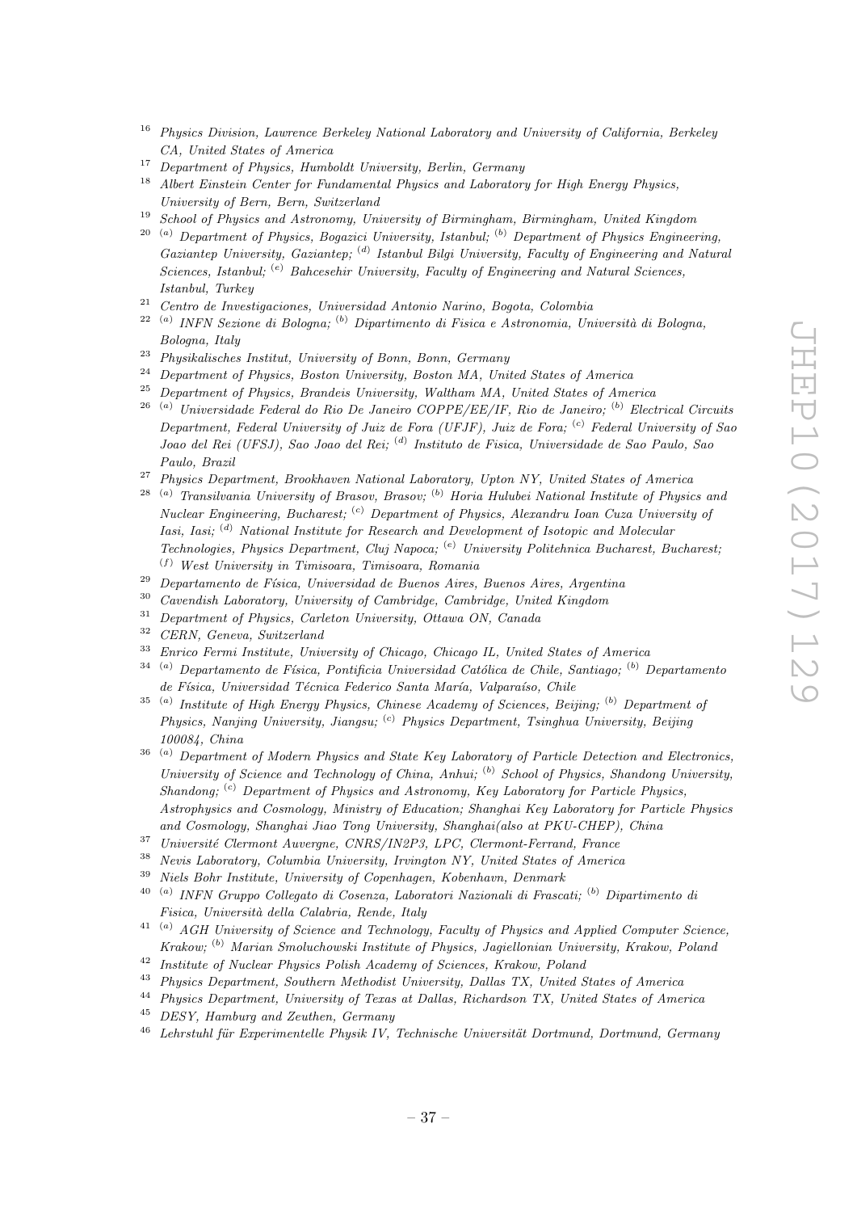[16] *Physics Division, Lawrence Berkeley National Laboratory and University of California, Berkeley CA, United States of America*

[17] *Department of Physics, Humboldt University, Berlin, Germany*

[18] *Albert Einstein Center for Fundamental Physics and Laboratory for High Energy Physics, University of Bern, Bern, Switzerland*

[19] *School of Physics and Astronomy, University of Birmingham, Birmingham, United Kingdom*

[20] [(a)] *Department of Physics, Bogazici University, Istanbul;* [(b)] *Department of Physics Engineering, Gaziantep University, Gaziantep;* [(d)] *Istanbul Bilgi University, Faculty of Engineering and Natural Sciences, Istanbul;* [(e)] *Bahcesehir University, Faculty of Engineering and Natural Sciences, Istanbul, Turkey*

[21] *Centro de Investigaciones, Universidad Antonio Narino, Bogota, Colombia*

[22] [(a)] *INFN Sezione di Bologna;* [(b)] *Dipartimento di Fisica e Astronomia, Università di Bologna, Bologna, Italy*

[23] *Physikalisches Institut, University of Bonn, Bonn, Germany*

[24] *Department of Physics, Boston University, Boston MA, United States of America*

[25] *Department of Physics, Brandeis University, Waltham MA, United States of America*

[26] [(a)] *Universidade Federal do Rio De Janeiro COPPE/EE/IF, Rio de Janeiro;* [(b)] *Electrical Circuits Department, Federal University of Juiz de Fora (UFJF), Juiz de Fora;* [(c)] *Federal University of Sao Joao del Rei (UFSJ), Sao Joao del Rei;* [(d)] *Instituto de Fisica, Universidade de Sao Paulo, Sao Paulo, Brazil*

[27] *Physics Department, Brookhaven National Laboratory, Upton NY, United States of America*

[28] [(a)] *Transilvania University of Brasov, Brasov;* [(b)] *Horia Hulubei National Institute of Physics and Nuclear Engineering, Bucharest;* [(c)] *Department of Physics, Alexandru Ioan Cuza University of Iasi, Iasi;* [(d)] *National Institute for Research and Development of Isotopic and Molecular Technologies, Physics Department, Cluj Napoca;* [(e)] *University Politehnica Bucharest, Bucharest;* [(f)] *West University in Timisoara, Timisoara, Romania*

[29] *Departamento de Física, Universidad de Buenos Aires, Buenos Aires, Argentina*

[30] *Cavendish Laboratory, University of Cambridge, Cambridge, United Kingdom*

[31] *Department of Physics, Carleton University, Ottawa ON, Canada*

[32] *CERN, Geneva, Switzerland*

[33] *Enrico Fermi Institute, University of Chicago, Chicago IL, United States of America*

[34] [(a)] *Departamento de Física, Pontificia Universidad Católica de Chile, Santiago;* [(b)] *Departamento de Física, Universidad Técnica Federico Santa María, Valparaíso, Chile*

[35] [(a)] *Institute of High Energy Physics, Chinese Academy of Sciences, Beijing;* [(b)] *Department of Physics, Nanjing University, Jiangsu;* [(c)] *Physics Department, Tsinghua University, Beijing 100084, China*

[36] [(a)] *Department of Modern Physics and State Key Laboratory of Particle Detection and Electronics, University of Science and Technology of China, Anhui;* [(b)] *School of Physics, Shandong University, Shandong;* [(c)] *Department of Physics and Astronomy, Key Laboratory for Particle Physics, Astrophysics and Cosmology, Ministry of Education; Shanghai Key Laboratory for Particle Physics and Cosmology, Shanghai Jiao Tong University, Shanghai(also at PKU-CHEP), China*

[37] *Université Clermont Auvergne, CNRS/IN2P3, LPC, Clermont-Ferrand, France*

[38] *Nevis Laboratory, Columbia University, Irvington NY, United States of America*

[39] *Niels Bohr Institute, University of Copenhagen, Kobenhavn, Denmark*

[40] [(a)] *INFN Gruppo Collegato di Cosenza, Laboratori Nazionali di Frascati;* [(b)] *Dipartimento di Fisica, Università della Calabria, Rende, Italy*

[41] [(a)] *AGH University of Science and Technology, Faculty of Physics and Applied Computer Science, Krakow;* [(b)] *Marian Smoluchowski Institute of Physics, Jagiellonian University, Krakow, Poland*

[42] *Institute of Nuclear Physics Polish Academy of Sciences, Krakow, Poland*

[43] *Physics Department, Southern Methodist University, Dallas TX, United States of America*

[44] *Physics Department, University of Texas at Dallas, Richardson TX, United States of America*

[45] *DESY, Hamburg and Zeuthen, Germany*

[46] *Lehrstuhl für Experimentelle Physik IV, Technische Universität Dortmund, Dortmund, Germany*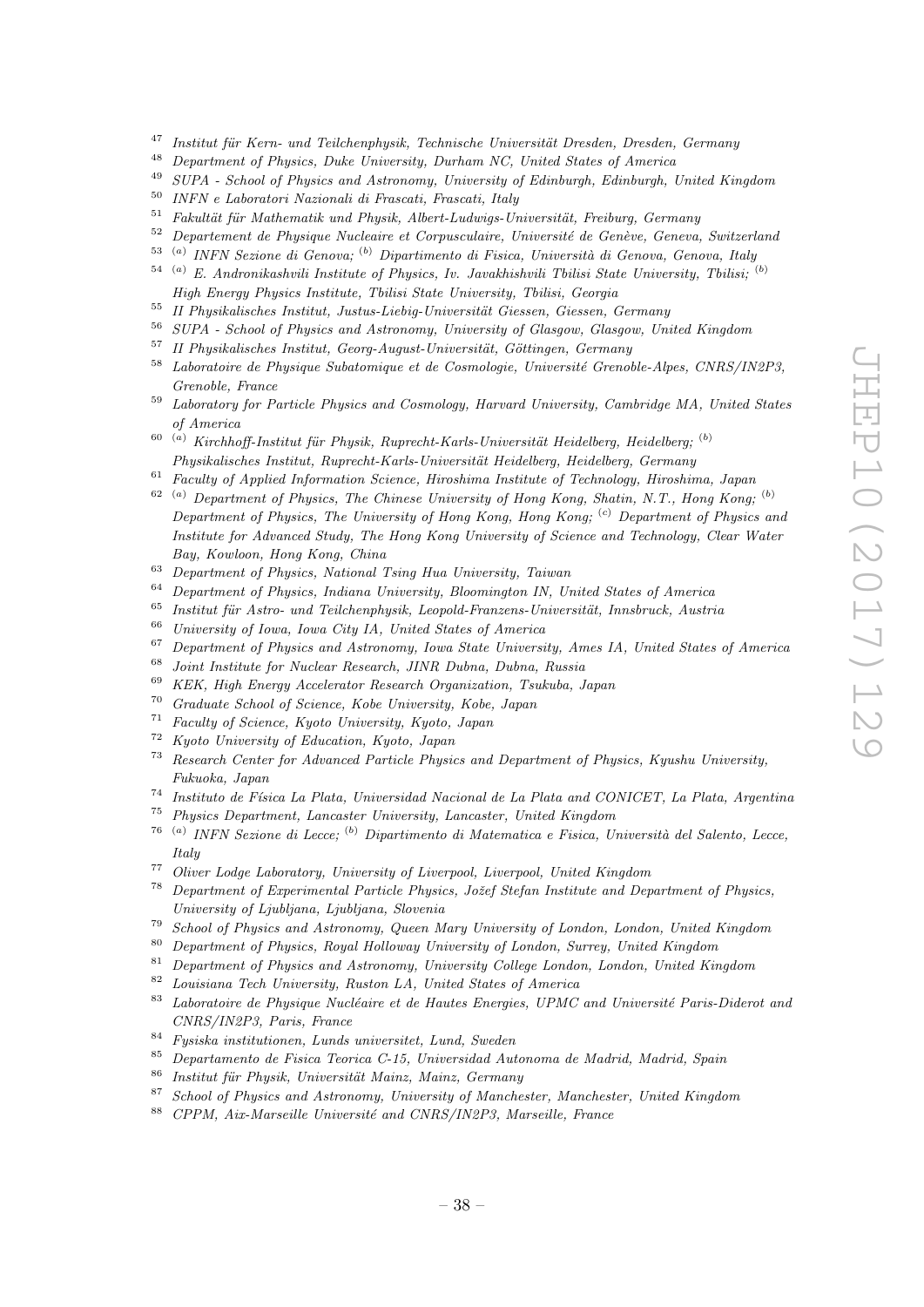[47] *Institut für Kern- und Teilchenphysik, Technische Universität Dresden, Dresden, Germany*
[48] *Department of Physics, Duke University, Durham NC, United States of America*
[49] *SUPA - School of Physics and Astronomy, University of Edinburgh, Edinburgh, United Kingdom*
[50] *INFN e Laboratori Nazionali di Frascati, Frascati, Italy*
[51] *Fakultät für Mathematik und Physik, Albert-Ludwigs-Universität, Freiburg, Germany*
[52] *Departement de Physique Nucleaire et Corpusculaire, Université de Genève, Geneva, Switzerland*
[53] [(a)] *INFN Sezione di Genova;* [(b)] *Dipartimento di Fisica, Università di Genova, Genova, Italy*
[54] [(a)] *E. Andronikashvili Institute of Physics, Iv. Javakhishvili Tbilisi State University, Tbilisi;* [(b)] *High Energy Physics Institute, Tbilisi State University, Tbilisi, Georgia*
[55] *II Physikalisches Institut, Justus-Liebig-Universität Giessen, Giessen, Germany*
[56] *SUPA - School of Physics and Astronomy, University of Glasgow, Glasgow, United Kingdom*
[57] *II Physikalisches Institut, Georg-August-Universität, Göttingen, Germany*
[58] *Laboratoire de Physique Subatomique et de Cosmologie, Université Grenoble-Alpes, CNRS/IN2P3, Grenoble, France*
[59] *Laboratory for Particle Physics and Cosmology, Harvard University, Cambridge MA, United States of America*
[60] [(a)] *Kirchhoff-Institut für Physik, Ruprecht-Karls-Universität Heidelberg, Heidelberg;* [(b)] *Physikalisches Institut, Ruprecht-Karls-Universität Heidelberg, Heidelberg, Germany*
[61] *Faculty of Applied Information Science, Hiroshima Institute of Technology, Hiroshima, Japan*
[62] [(a)] *Department of Physics, The Chinese University of Hong Kong, Shatin, N.T., Hong Kong;* [(b)] *Department of Physics, The University of Hong Kong, Hong Kong;* [(c)] *Department of Physics and Institute for Advanced Study, The Hong Kong University of Science and Technology, Clear Water Bay, Kowloon, Hong Kong, China*
[63] *Department of Physics, National Tsing Hua University, Taiwan*
[64] *Department of Physics, Indiana University, Bloomington IN, United States of America*
[65] *Institut für Astro- und Teilchenphysik, Leopold-Franzens-Universität, Innsbruck, Austria*
[66] *University of Iowa, Iowa City IA, United States of America*
[67] *Department of Physics and Astronomy, Iowa State University, Ames IA, United States of America*
[68] *Joint Institute for Nuclear Research, JINR Dubna, Dubna, Russia*
[69] *KEK, High Energy Accelerator Research Organization, Tsukuba, Japan*
[70] *Graduate School of Science, Kobe University, Kobe, Japan*
[71] *Faculty of Science, Kyoto University, Kyoto, Japan*
[72] *Kyoto University of Education, Kyoto, Japan*
[73] *Research Center for Advanced Particle Physics and Department of Physics, Kyushu University, Fukuoka, Japan*
[74] *Instituto de Física La Plata, Universidad Nacional de La Plata and CONICET, La Plata, Argentina*
[75] *Physics Department, Lancaster University, Lancaster, United Kingdom*
[76] [(a)] *INFN Sezione di Lecce;* [(b)] *Dipartimento di Matematica e Fisica, Università del Salento, Lecce, Italy*
[77] *Oliver Lodge Laboratory, University of Liverpool, Liverpool, United Kingdom*
[78] *Department of Experimental Particle Physics, Jožef Stefan Institute and Department of Physics, University of Ljubljana, Ljubljana, Slovenia*
[79] *School of Physics and Astronomy, Queen Mary University of London, London, United Kingdom*
[80] *Department of Physics, Royal Holloway University of London, Surrey, United Kingdom*
[81] *Department of Physics and Astronomy, University College London, London, United Kingdom*
[82] *Louisiana Tech University, Ruston LA, United States of America*
[83] *Laboratoire de Physique Nucléaire et de Hautes Energies, UPMC and Université Paris-Diderot and CNRS/IN2P3, Paris, France*
[84] *Fysiska institutionen, Lunds universitet, Lund, Sweden*
[85] *Departamento de Fisica Teorica C-15, Universidad Autonoma de Madrid, Madrid, Spain*
[86] *Institut für Physik, Universität Mainz, Mainz, Germany*
[87] *School of Physics and Astronomy, University of Manchester, Manchester, United Kingdom*
[88] *CPPM, Aix-Marseille Université and CNRS/IN2P3, Marseille, France*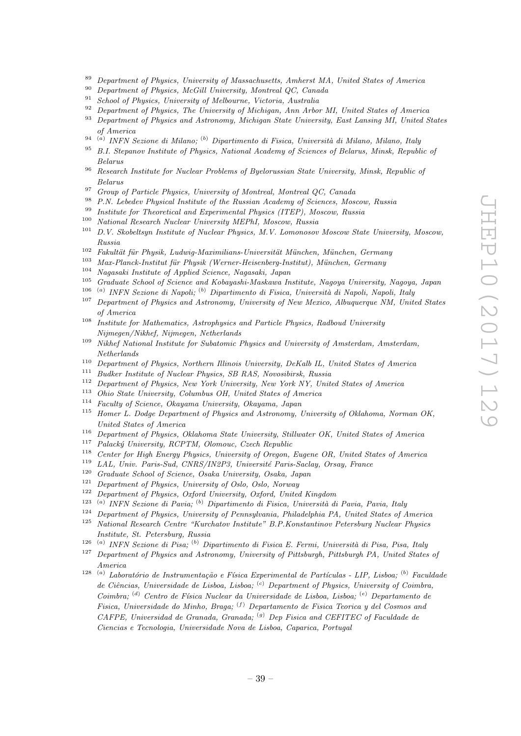[89] Department of Physics, University of Massachusetts, Amherst MA, United States of America
[90] Department of Physics, McGill University, Montreal QC, Canada
[91] School of Physics, University of Melbourne, Victoria, Australia
[92] Department of Physics, The University of Michigan, Ann Arbor MI, United States of America
[93] Department of Physics and Astronomy, Michigan State University, East Lansing MI, United States of America
[94] [(a)] INFN Sezione di Milano; [(b)] Dipartimento di Fisica, Università di Milano, Milano, Italy
[95] B.I. Stepanov Institute of Physics, National Academy of Sciences of Belarus, Minsk, Republic of Belarus
[96] Research Institute for Nuclear Problems of Byelorussian State University, Minsk, Republic of Belarus
[97] Group of Particle Physics, University of Montreal, Montreal QC, Canada
[98] P.N. Lebedev Physical Institute of the Russian Academy of Sciences, Moscow, Russia
[99] Institute for Theoretical and Experimental Physics (ITEP), Moscow, Russia
[100] National Research Nuclear University MEPhI, Moscow, Russia
[101] D.V. Skobeltsyn Institute of Nuclear Physics, M.V. Lomonosov Moscow State University, Moscow, Russia
[102] Fakultät für Physik, Ludwig-Maximilians-Universität München, München, Germany
[103] Max-Planck-Institut für Physik (Werner-Heisenberg-Institut), München, Germany
[104] Nagasaki Institute of Applied Science, Nagasaki, Japan
[105] Graduate School of Science and Kobayashi-Maskawa Institute, Nagoya University, Nagoya, Japan
[106] [(a)] INFN Sezione di Napoli; [(b)] Dipartimento di Fisica, Università di Napoli, Napoli, Italy
[107] Department of Physics and Astronomy, University of New Mexico, Albuquerque NM, United States of America
[108] Institute for Mathematics, Astrophysics and Particle Physics, Radboud University Nijmegen/Nikhef, Nijmegen, Netherlands
[109] Nikhef National Institute for Subatomic Physics and University of Amsterdam, Amsterdam, Netherlands
[110] Department of Physics, Northern Illinois University, DeKalb IL, United States of America
[111] Budker Institute of Nuclear Physics, SB RAS, Novosibirsk, Russia
[112] Department of Physics, New York University, New York NY, United States of America
[113] Ohio State University, Columbus OH, United States of America
[114] Faculty of Science, Okayama University, Okayama, Japan
[115] Homer L. Dodge Department of Physics and Astronomy, University of Oklahoma, Norman OK, United States of America
[116] Department of Physics, Oklahoma State University, Stillwater OK, United States of America
[117] Palacký University, RCPTM, Olomouc, Czech Republic
[118] Center for High Energy Physics, University of Oregon, Eugene OR, United States of America
[119] LAL, Univ. Paris-Sud, CNRS/IN2P3, Université Paris-Saclay, Orsay, France
[120] Graduate School of Science, Osaka University, Osaka, Japan
[121] Department of Physics, University of Oslo, Oslo, Norway
[122] Department of Physics, Oxford University, Oxford, United Kingdom
[123] [(a)] INFN Sezione di Pavia; [(b)] Dipartimento di Fisica, Università di Pavia, Pavia, Italy
[124] Department of Physics, University of Pennsylvania, Philadelphia PA, United States of America
[125] National Research Centre "Kurchatov Institute" B.P.Konstantinov Petersburg Nuclear Physics Institute, St. Petersburg, Russia
[126] [(a)] INFN Sezione di Pisa; [(b)] Dipartimento di Fisica E. Fermi, Università di Pisa, Pisa, Italy
[127] Department of Physics and Astronomy, University of Pittsburgh, Pittsburgh PA, United States of America
[128] [(a)] Laboratório de Instrumentação e Física Experimental de Partículas - LIP, Lisboa; [(b)] Faculdade de Ciências, Universidade de Lisboa, Lisboa; [(c)] Department of Physics, University of Coimbra, Coimbra; [(d)] Centro de Física Nuclear da Universidade de Lisboa, Lisboa; [(e)] Departamento de Fisica, Universidade do Minho, Braga; [(f)] Departamento de Fisica Teorica y del Cosmos and CAFPE, Universidad de Granada, Granada; [(g)] Dep Fisica and CEFITEC of Faculdade de Ciencias e Tecnologia, Universidade Nova de Lisboa, Caparica, Portugal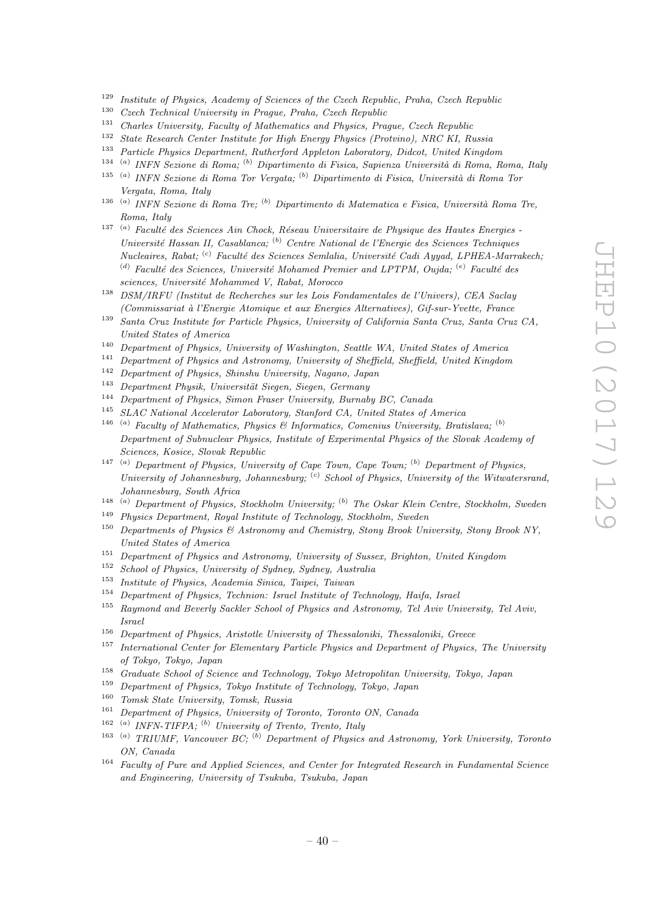[129] *Institute of Physics, Academy of Sciences of the Czech Republic, Praha, Czech Republic*
[130] *Czech Technical University in Prague, Praha, Czech Republic*
[131] *Charles University, Faculty of Mathematics and Physics, Prague, Czech Republic*
[132] *State Research Center Institute for High Energy Physics (Protvino), NRC KI, Russia*
[133] *Particle Physics Department, Rutherford Appleton Laboratory, Didcot, United Kingdom*
[134] [(a)] *INFN Sezione di Roma;* [(b)] *Dipartimento di Fisica, Sapienza Università di Roma, Roma, Italy*
[135] [(a)] *INFN Sezione di Roma Tor Vergata;* [(b)] *Dipartimento di Fisica, Università di Roma Tor Vergata, Roma, Italy*
[136] [(a)] *INFN Sezione di Roma Tre;* [(b)] *Dipartimento di Matematica e Fisica, Università Roma Tre, Roma, Italy*
[137] [(a)] *Faculté des Sciences Ain Chock, Réseau Universitaire de Physique des Hautes Energies - Université Hassan II, Casablanca;* [(b)] *Centre National de l'Energie des Sciences Techniques Nucleaires, Rabat;* [(c)] *Faculté des Sciences Semlalia, Université Cadi Ayyad, LPHEA-Marrakech;* [(d)] *Faculté des Sciences, Université Mohamed Premier and LPTPM, Oujda;* [(e)] *Faculté des sciences, Université Mohammed V, Rabat, Morocco*
[138] *DSM/IRFU (Institut de Recherches sur les Lois Fondamentales de l'Univers), CEA Saclay (Commissariat à l'Energie Atomique et aux Energies Alternatives), Gif-sur-Yvette, France*
[139] *Santa Cruz Institute for Particle Physics, University of California Santa Cruz, Santa Cruz CA, United States of America*
[140] *Department of Physics, University of Washington, Seattle WA, United States of America*
[141] *Department of Physics and Astronomy, University of Sheffield, Sheffield, United Kingdom*
[142] *Department of Physics, Shinshu University, Nagano, Japan*
[143] *Department Physik, Universität Siegen, Siegen, Germany*
[144] *Department of Physics, Simon Fraser University, Burnaby BC, Canada*
[145] *SLAC National Accelerator Laboratory, Stanford CA, United States of America*
[146] [(a)] *Faculty of Mathematics, Physics & Informatics, Comenius University, Bratislava;* [(b)] *Department of Subnuclear Physics, Institute of Experimental Physics of the Slovak Academy of Sciences, Kosice, Slovak Republic*
[147] [(a)] *Department of Physics, University of Cape Town, Cape Town;* [(b)] *Department of Physics, University of Johannesburg, Johannesburg;* [(c)] *School of Physics, University of the Witwatersrand, Johannesburg, South Africa*
[148] [(a)] *Department of Physics, Stockholm University;* [(b)] *The Oskar Klein Centre, Stockholm, Sweden*
[149] *Physics Department, Royal Institute of Technology, Stockholm, Sweden*
[150] *Departments of Physics & Astronomy and Chemistry, Stony Brook University, Stony Brook NY, United States of America*
[151] *Department of Physics and Astronomy, University of Sussex, Brighton, United Kingdom*
[152] *School of Physics, University of Sydney, Sydney, Australia*
[153] *Institute of Physics, Academia Sinica, Taipei, Taiwan*
[154] *Department of Physics, Technion: Israel Institute of Technology, Haifa, Israel*
[155] *Raymond and Beverly Sackler School of Physics and Astronomy, Tel Aviv University, Tel Aviv, Israel*
[156] *Department of Physics, Aristotle University of Thessaloniki, Thessaloniki, Greece*
[157] *International Center for Elementary Particle Physics and Department of Physics, The University of Tokyo, Tokyo, Japan*
[158] *Graduate School of Science and Technology, Tokyo Metropolitan University, Tokyo, Japan*
[159] *Department of Physics, Tokyo Institute of Technology, Tokyo, Japan*
[160] *Tomsk State University, Tomsk, Russia*
[161] *Department of Physics, University of Toronto, Toronto ON, Canada*
[162] [(a)] *INFN-TIFPA;* [(b)] *University of Trento, Trento, Italy*
[163] [(a)] *TRIUMF, Vancouver BC;* [(b)] *Department of Physics and Astronomy, York University, Toronto ON, Canada*
[164] *Faculty of Pure and Applied Sciences, and Center for Integrated Research in Fundamental Science and Engineering, University of Tsukuba, Tsukuba, Japan*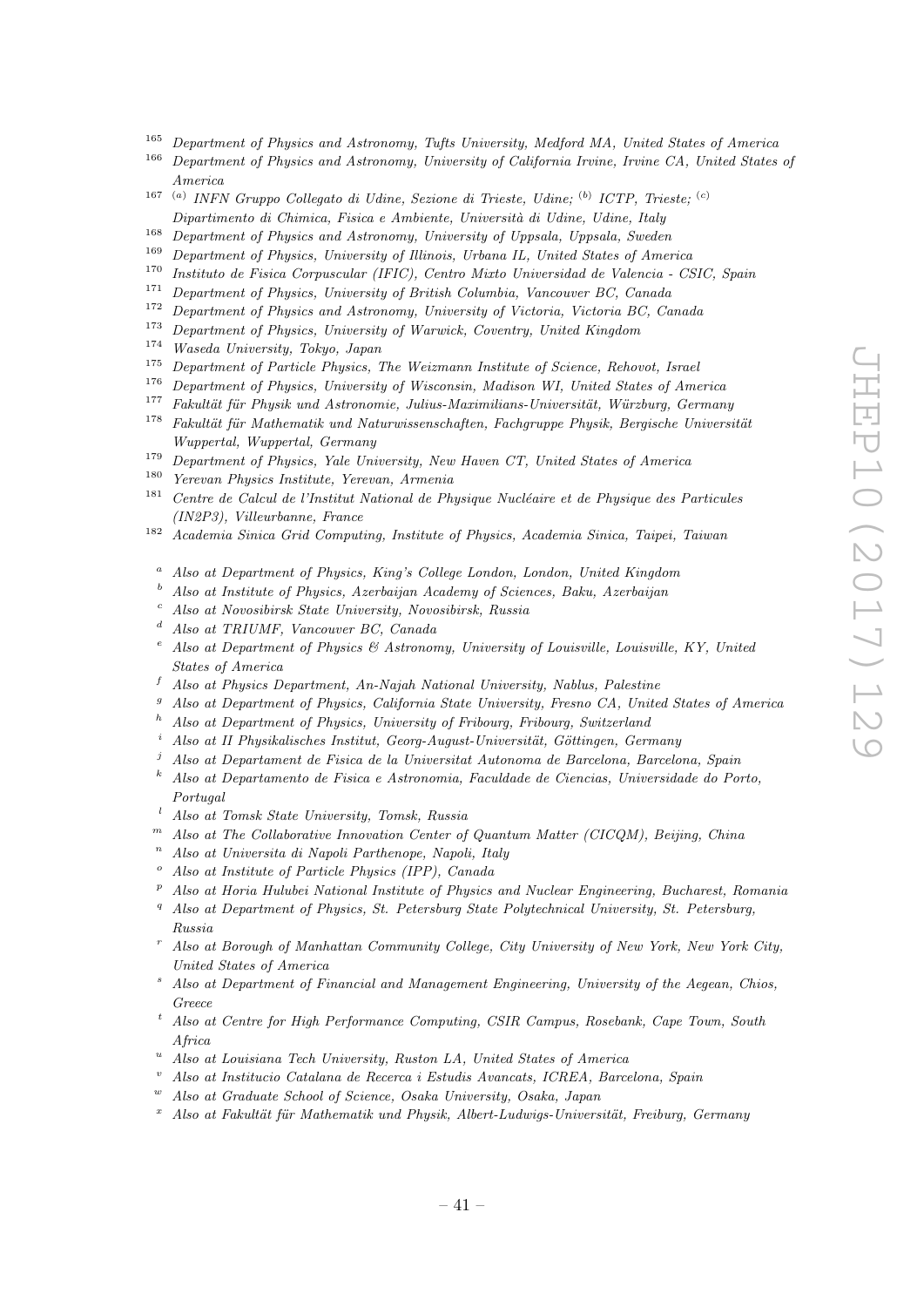[165] Department of Physics and Astronomy, Tufts University, Medford MA, United States of America

[166] Department of Physics and Astronomy, University of California Irvine, Irvine CA, United States of America

[167] [(a)] INFN Gruppo Collegato di Udine, Sezione di Trieste, Udine; [(b)] ICTP, Trieste; [(c)] Dipartimento di Chimica, Fisica e Ambiente, Università di Udine, Udine, Italy

[168] Department of Physics and Astronomy, University of Uppsala, Uppsala, Sweden

[169] Department of Physics, University of Illinois, Urbana IL, United States of America

[170] Instituto de Fisica Corpuscular (IFIC), Centro Mixto Universidad de Valencia - CSIC, Spain

[171] Department of Physics, University of British Columbia, Vancouver BC, Canada

[172] Department of Physics and Astronomy, University of Victoria, Victoria BC, Canada

[173] Department of Physics, University of Warwick, Coventry, United Kingdom

[174] Waseda University, Tokyo, Japan

[175] Department of Particle Physics, The Weizmann Institute of Science, Rehovot, Israel

[176] Department of Physics, University of Wisconsin, Madison WI, United States of America

[177] Fakultät für Physik und Astronomie, Julius-Maximilians-Universität, Würzburg, Germany

[178] Fakultät für Mathematik und Naturwissenschaften, Fachgruppe Physik, Bergische Universität Wuppertal, Wuppertal, Germany

[179] Department of Physics, Yale University, New Haven CT, United States of America

[180] Yerevan Physics Institute, Yerevan, Armenia

[181] Centre de Calcul de l'Institut National de Physique Nucléaire et de Physique des Particules (IN2P3), Villeurbanne, France

[182] Academia Sinica Grid Computing, Institute of Physics, Academia Sinica, Taipei, Taiwan

[a] Also at Department of Physics, King's College London, London, United Kingdom

[b] Also at Institute of Physics, Azerbaijan Academy of Sciences, Baku, Azerbaijan

[c] Also at Novosibirsk State University, Novosibirsk, Russia

[d] Also at TRIUMF, Vancouver BC, Canada

[e] Also at Department of Physics & Astronomy, University of Louisville, Louisville, KY, United States of America

[f] Also at Physics Department, An-Najah National University, Nablus, Palestine

[g] Also at Department of Physics, California State University, Fresno CA, United States of America

[h] Also at Department of Physics, University of Fribourg, Fribourg, Switzerland

[i] Also at II Physikalisches Institut, Georg-August-Universität, Göttingen, Germany

[j] Also at Departament de Fisica de la Universitat Autonoma de Barcelona, Barcelona, Spain

[k] Also at Departamento de Fisica e Astronomia, Faculdade de Ciencias, Universidade do Porto, Portugal

[l] Also at Tomsk State University, Tomsk, Russia

[m] Also at The Collaborative Innovation Center of Quantum Matter (CICQM), Beijing, China

[n] Also at Universita di Napoli Parthenope, Napoli, Italy

[o] Also at Institute of Particle Physics (IPP), Canada

[p] Also at Horia Hulubei National Institute of Physics and Nuclear Engineering, Bucharest, Romania

[q] Also at Department of Physics, St. Petersburg State Polytechnical University, St. Petersburg, Russia

[r] Also at Borough of Manhattan Community College, City University of New York, New York City, United States of America

[s] Also at Department of Financial and Management Engineering, University of the Aegean, Chios, Greece

[t] Also at Centre for High Performance Computing, CSIR Campus, Rosebank, Cape Town, South Africa

[u] Also at Louisiana Tech University, Ruston LA, United States of America

[v] Also at Institucio Catalana de Recerca i Estudis Avancats, ICREA, Barcelona, Spain

[w] Also at Graduate School of Science, Osaka University, Osaka, Japan

[x] Also at Fakultät für Mathematik und Physik, Albert-Ludwigs-Universität, Freiburg, Germany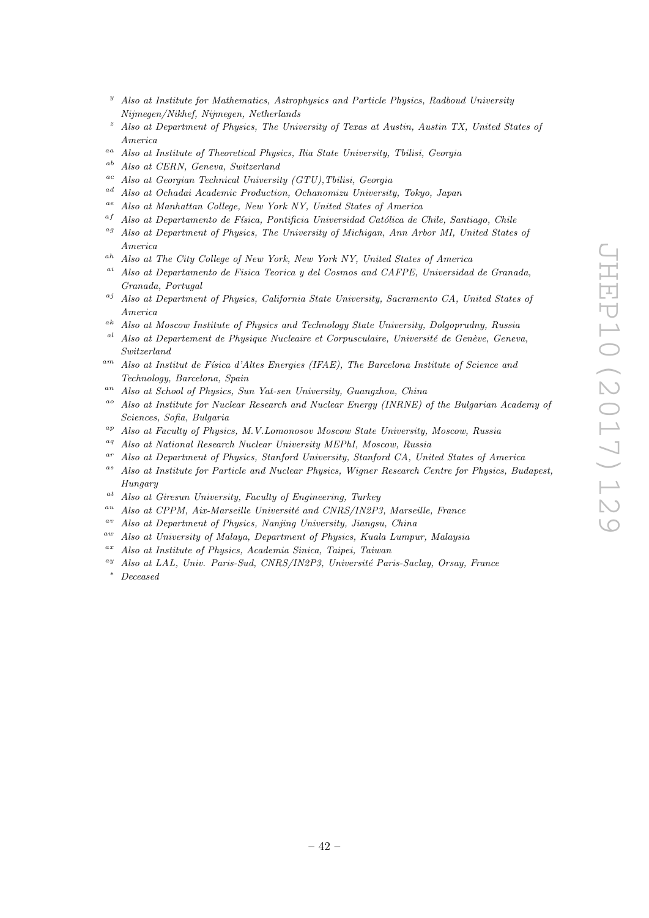[y] *Also at Institute for Mathematics, Astrophysics and Particle Physics, Radboud University Nijmegen/Nikhef, Nijmegen, Netherlands*

[z] *Also at Department of Physics, The University of Texas at Austin, Austin TX, United States of America*

[aa] *Also at Institute of Theoretical Physics, Ilia State University, Tbilisi, Georgia*

[ab] *Also at CERN, Geneva, Switzerland*

[ac] *Also at Georgian Technical University (GTU),Tbilisi, Georgia*

[ad] *Also at Ochadai Academic Production, Ochanomizu University, Tokyo, Japan*

[ae] *Also at Manhattan College, New York NY, United States of America*

[af] *Also at Departamento de Física, Pontificia Universidad Católica de Chile, Santiago, Chile*

[ag] *Also at Department of Physics, The University of Michigan, Ann Arbor MI, United States of America*

[ah] *Also at The City College of New York, New York NY, United States of America*

[ai] *Also at Departamento de Fisica Teorica y del Cosmos and CAFPE, Universidad de Granada, Granada, Portugal*

[aj] *Also at Department of Physics, California State University, Sacramento CA, United States of America*

[ak] *Also at Moscow Institute of Physics and Technology State University, Dolgoprudny, Russia*

[al] *Also at Departement de Physique Nucleaire et Corpusculaire, Université de Genève, Geneva, Switzerland*

[am] *Also at Institut de Física d'Altes Energies (IFAE), The Barcelona Institute of Science and Technology, Barcelona, Spain*

[an] *Also at School of Physics, Sun Yat-sen University, Guangzhou, China*

[ao] *Also at Institute for Nuclear Research and Nuclear Energy (INRNE) of the Bulgarian Academy of Sciences, Sofia, Bulgaria*

[ap] *Also at Faculty of Physics, M.V.Lomonosov Moscow State University, Moscow, Russia*

[aq] *Also at National Research Nuclear University MEPhI, Moscow, Russia*

[ar] *Also at Department of Physics, Stanford University, Stanford CA, United States of America*

[as] *Also at Institute for Particle and Nuclear Physics, Wigner Research Centre for Physics, Budapest, Hungary*

[at] *Also at Giresun University, Faculty of Engineering, Turkey*

[au] *Also at CPPM, Aix-Marseille Université and CNRS/IN2P3, Marseille, France*

[av] *Also at Department of Physics, Nanjing University, Jiangsu, China*

[aw] *Also at University of Malaya, Department of Physics, Kuala Lumpur, Malaysia*

[ax] *Also at Institute of Physics, Academia Sinica, Taipei, Taiwan*

[ay] *Also at LAL, Univ. Paris-Sud, CNRS/IN2P3, Université Paris-Saclay, Orsay, France*

[*] *Deceased*